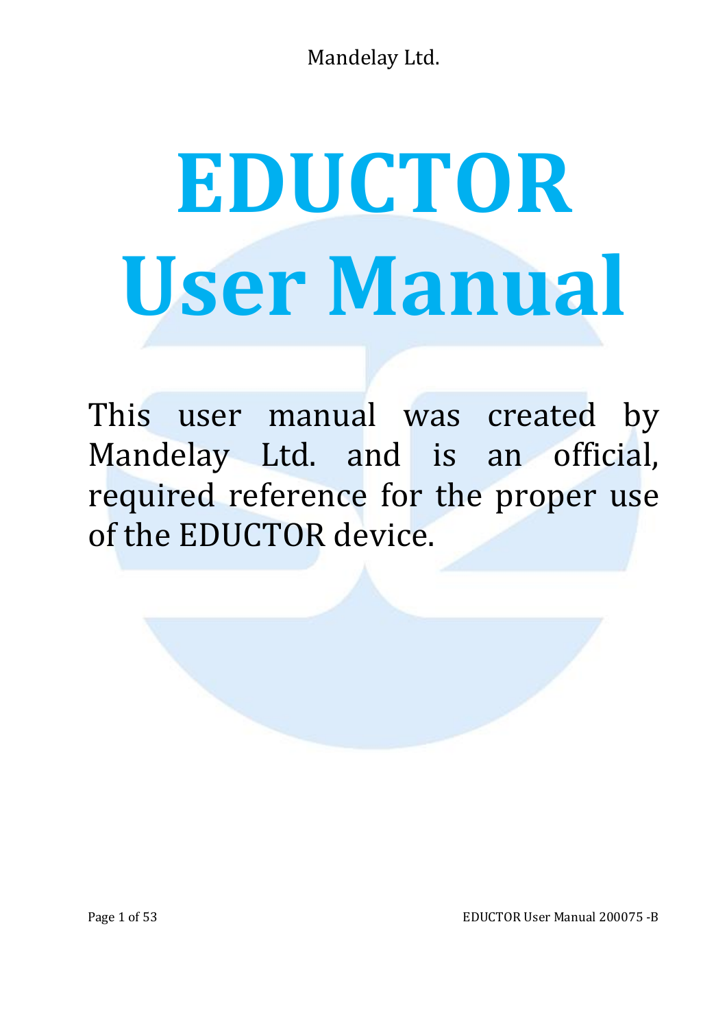Mandelay Ltd.

# EDUCTOR User Manual

This user manual was created by Mandelay Ltd. and is an official, required reference for the proper use of the EDUCTOR device.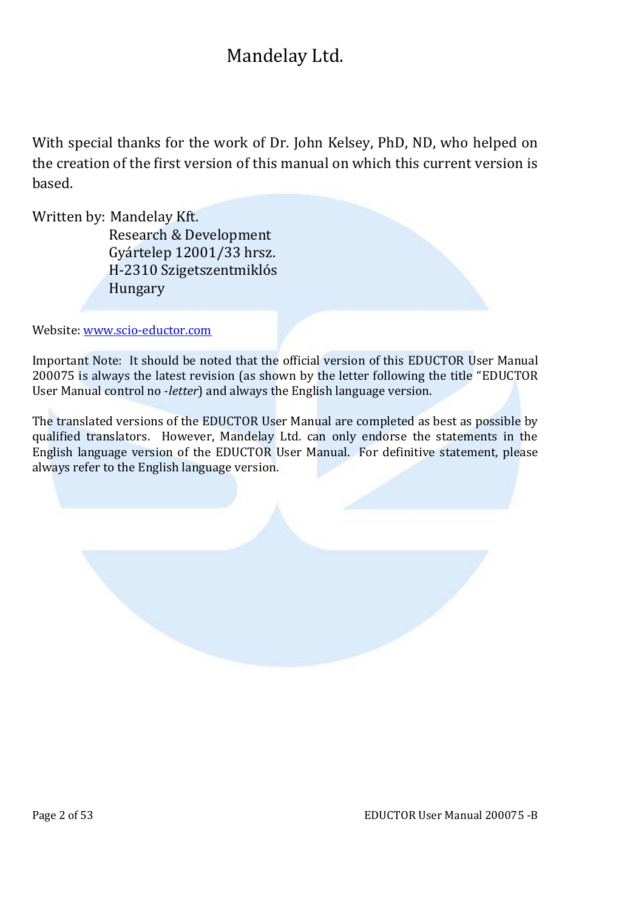# Mandelay Ltd.

With special thanks for the work of Dr. John Kelsey, PhD, ND, who helped on the creation of the first version of this manual on which this current version is based.

Written by: Mandelay Kft.  
Research & Development  
Gyártelep 12001/33 hrsz.  
H-2310 Szigetszentmiklós  
Hungary

Website: [www.scio-eductor.com](http://www.scio-eductor.com)

Important Note: It should be noted that the official version of this EDUCTOR User Manual 200075 is always the latest revision (as shown by the letter following the title "EDUCTOR User Manual control no -*letter*) and always the English language version.

The translated versions of the EDUCTOR User Manual are completed as best as possible by qualified translators. However, Mandelay Ltd. can only endorse the statements in the English language version of the EDUCTOR User Manual. For definitive statement, please always refer to the English language version.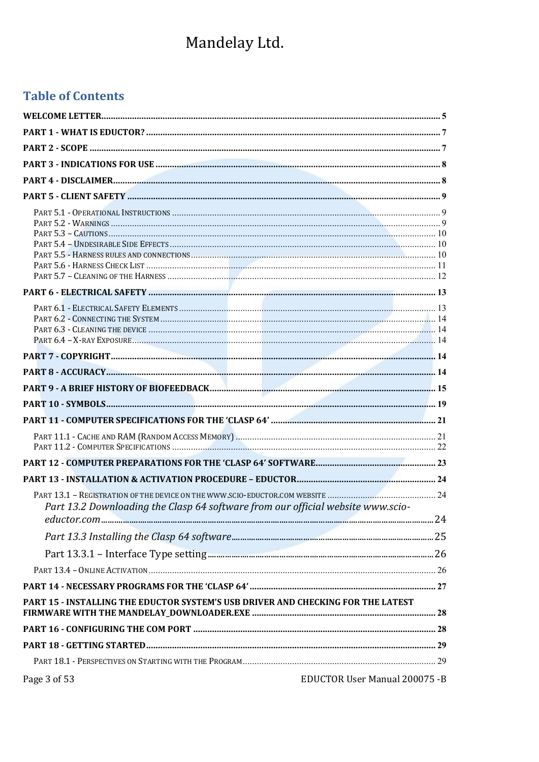# Mandelay Ltd.

## Table of Contents

**WELCOME LETTER** ........ 5

**PART 1 - WHAT IS EDUCTOR?** ........ 7

**PART 2 - SCOPE** ........ 7

**PART 3 - INDICATIONS FOR USE** ........ 8

**PART 4 - DISCLAIMER** ........ 8

**PART 5 - CLIENT SAFETY** ........ 9

- Part 5.1 - Operational Instructions ........ 9
- Part 5.2 - Warnings ........ 9
- Part 5.3 – Cautions ........ 10
- Part 5.4 – Undesirable Side Effects ........ 10
- Part 5.5 - Harness rules and connections ........ 10
- Part 5.6 - Harness Check List ........ 11
- Part 5.7 – Cleaning of the Harness ........ 12

**PART 6 - ELECTRICAL SAFETY** ........ 13

- Part 6.1 - Electrical Safety Elements ........ 13
- Part 6.2 - Connecting the System ........ 14
- Part 6.3 - Cleaning the device ........ 14
- Part 6.4 – X-ray Exposure ........ 14

**PART 7 - COPYRIGHT** ........ 14

**PART 8 - ACCURACY** ........ 14

**PART 9 - A BRIEF HISTORY OF BIOFEEDBACK** ........ 15

**PART 10 - SYMBOLS** ........ 19

**PART 11 - COMPUTER SPECIFICATIONS FOR THE 'CLASP 64'** ........ 21

- Part 11.1 - Cache and RAM (Random Access Memory) ........ 21
- Part 11.2 - Computer Specifications ........ 22

**PART 12 - COMPUTER PREPARATIONS FOR THE 'CLASP 64' SOFTWARE** ........ 23

**PART 13 - INSTALLATION & ACTIVATION PROCEDURE – EDUCTOR** ........ 24

- Part 13.1 – Registration of the device on the www.scio-eductor.com website ........ 24
- *Part 13.2 Downloading the Clasp 64 software from our official website www.scio-eductor.com* ........ 24
- *Part 13.3 Installing the Clasp 64 software* ........ 25
- Part 13.3.1 – Interface Type setting ........ 26
- Part 13.4 – Online Activation ........ 26

**PART 14 - NECESSARY PROGRAMS FOR THE 'CLASP 64'** ........ 27

**PART 15 - INSTALLING THE EDUCTOR SYSTEM'S USB DRIVER AND CHECKING FOR THE LATEST FIRMWARE WITH THE MANDELAY_DOWNLOADER.EXE** ........ 28

**PART 16 - CONFIGURING THE COM PORT** ........ 28

**PART 18 - GETTING STARTED** ........ 29

- Part 18.1 - Perspectives on Starting with the Program ........ 29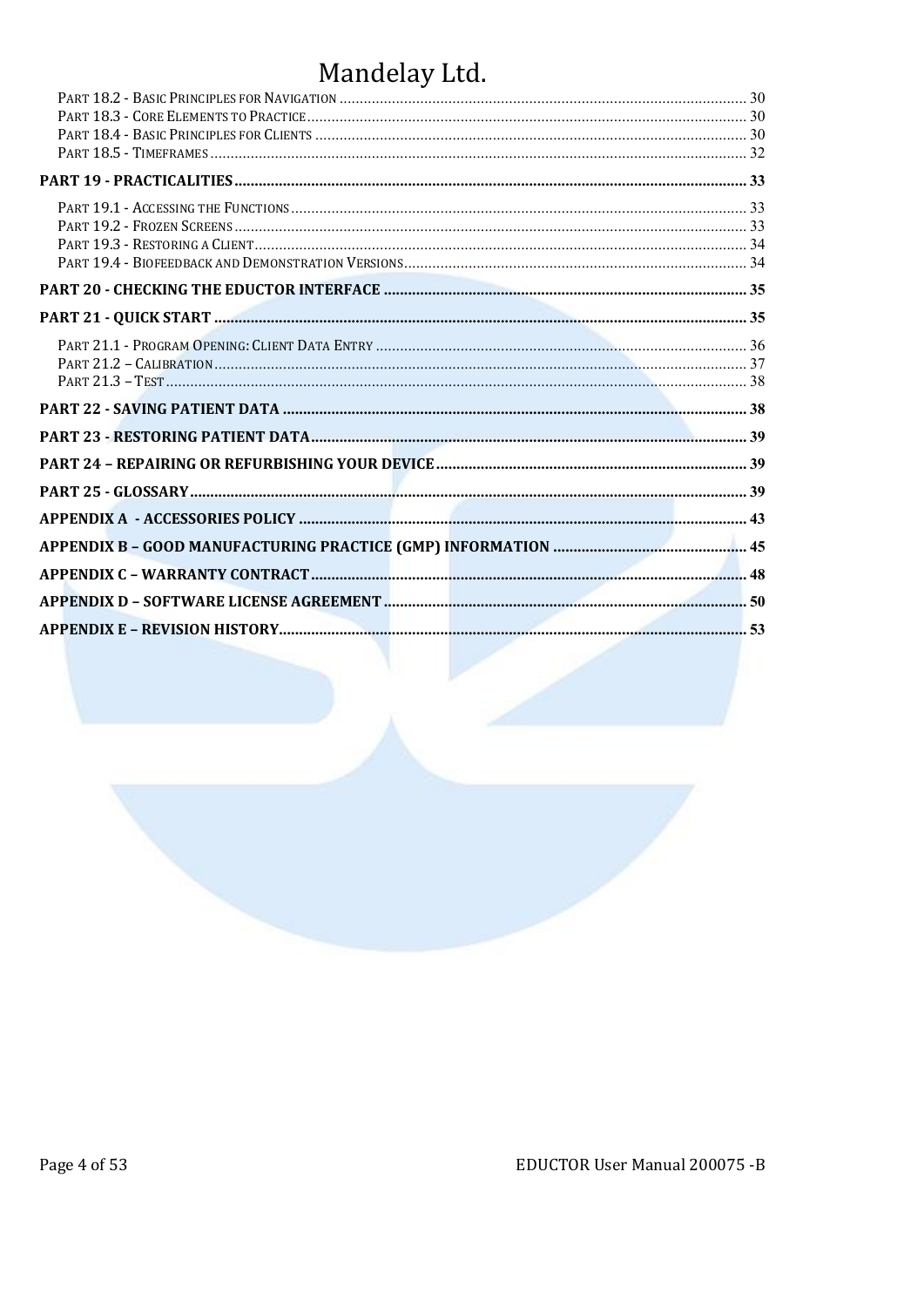Part 18.2 - Basic Principles for Navigation ..... 30
Part 18.3 - Core Elements to Practice ..... 30
Part 18.4 - Basic Principles for Clients ..... 30
Part 18.5 - Timeframes ..... 32

**PART 19 - PRACTICALITIES ..... 33**

Part 19.1 - Accessing the Functions ..... 33
Part 19.2 - Frozen Screens ..... 33
Part 19.3 - Restoring a Client ..... 34
Part 19.4 - Biofeedback and Demonstration Versions ..... 34

**PART 20 - CHECKING THE EDUCTOR INTERFACE ..... 35**

**PART 21 - QUICK START ..... 35**

Part 21.1 - Program Opening: Client Data Entry ..... 36
Part 21.2 – Calibration ..... 37
Part 21.3 – Test ..... 38

**PART 22 - SAVING PATIENT DATA ..... 38**

**PART 23 - RESTORING PATIENT DATA ..... 39**

**PART 24 – REPAIRING OR REFURBISHING YOUR DEVICE ..... 39**

**PART 25 - GLOSSARY ..... 39**

**APPENDIX A - ACCESSORIES POLICY ..... 43**

**APPENDIX B – GOOD MANUFACTURING PRACTICE (GMP) INFORMATION ..... 45**

**APPENDIX C – WARRANTY CONTRACT ..... 48**

**APPENDIX D – SOFTWARE LICENSE AGREEMENT ..... 50**

**APPENDIX E – REVISION HISTORY ..... 53**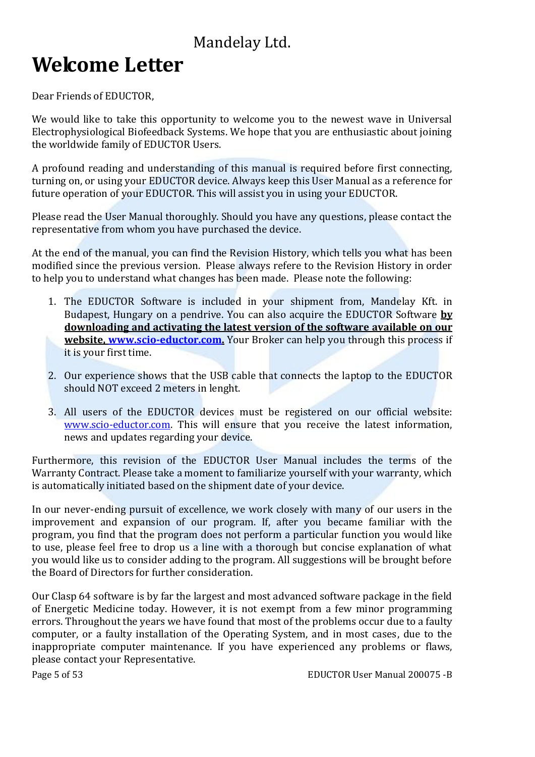Mandelay Ltd.

# Welcome Letter

Dear Friends of EDUCTOR,

We would like to take this opportunity to welcome you to the newest wave in Universal Electrophysiological Biofeedback Systems. We hope that you are enthusiastic about joining the worldwide family of EDUCTOR Users.

A profound reading and understanding of this manual is required before first connecting, turning on, or using your EDUCTOR device. Always keep this User Manual as a reference for future operation of your EDUCTOR. This will assist you in using your EDUCTOR.

Please read the User Manual thoroughly. Should you have any questions, please contact the representative from whom you have purchased the device.

At the end of the manual, you can find the Revision History, which tells you what has been modified since the previous version. Please always refere to the Revision History in order to help you to understand what changes has been made. Please note the following:

1. The EDUCTOR Software is included in your shipment from, Mandelay Kft. in Budapest, Hungary on a pendrive. You can also acquire the EDUCTOR Software **by downloading and activating the latest version of the software available on our website, www.scio-eductor.com.** Your Broker can help you through this process if it is your first time.

2. Our experience shows that the USB cable that connects the laptop to the EDUCTOR should NOT exceed 2 meters in lenght.

3. All users of the EDUCTOR devices must be registered on our official website: www.scio-eductor.com. This will ensure that you receive the latest information, news and updates regarding your device.

Furthermore, this revision of the EDUCTOR User Manual includes the terms of the Warranty Contract. Please take a moment to familiarize yourself with your warranty, which is automatically initiated based on the shipment date of your device.

In our never-ending pursuit of excellence, we work closely with many of our users in the improvement and expansion of our program. If, after you became familiar with the program, you find that the program does not perform a particular function you would like to use, please feel free to drop us a line with a thorough but concise explanation of what you would like us to consider adding to the program. All suggestions will be brought before the Board of Directors for further consideration.

Our Clasp 64 software is by far the largest and most advanced software package in the field of Energetic Medicine today. However, it is not exempt from a few minor programming errors. Throughout the years we have found that most of the problems occur due to a faulty computer, or a faulty installation of the Operating System, and in most cases, due to the inappropriate computer maintenance. If you have experienced any problems or flaws, please contact your Representative.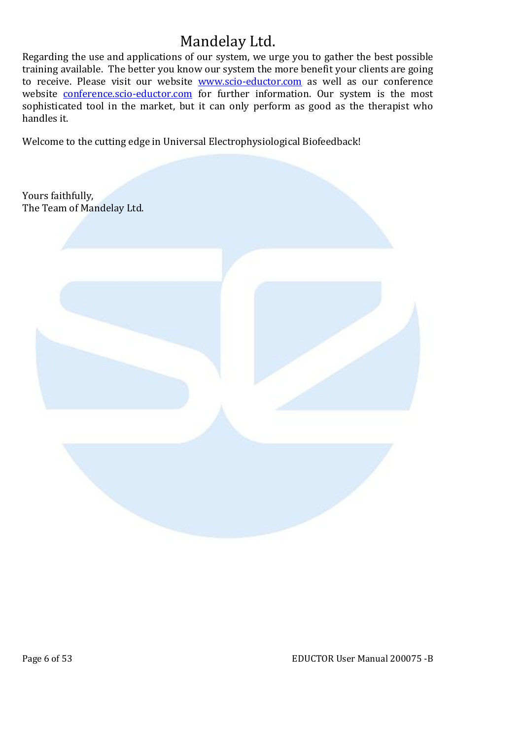# Mandelay Ltd.

Regarding the use and applications of our system, we urge you to gather the best possible training available. The better you know our system the more benefit your clients are going to receive. Please visit our website [www.scio-eductor.com](http://www.scio-eductor.com) as well as our conference website [conference.scio-eductor.com](http://conference.scio-eductor.com) for further information. Our system is the most sophisticated tool in the market, but it can only perform as good as the therapist who handles it.

Welcome to the cutting edge in Universal Electrophysiological Biofeedback!

Yours faithfully,
The Team of Mandelay Ltd.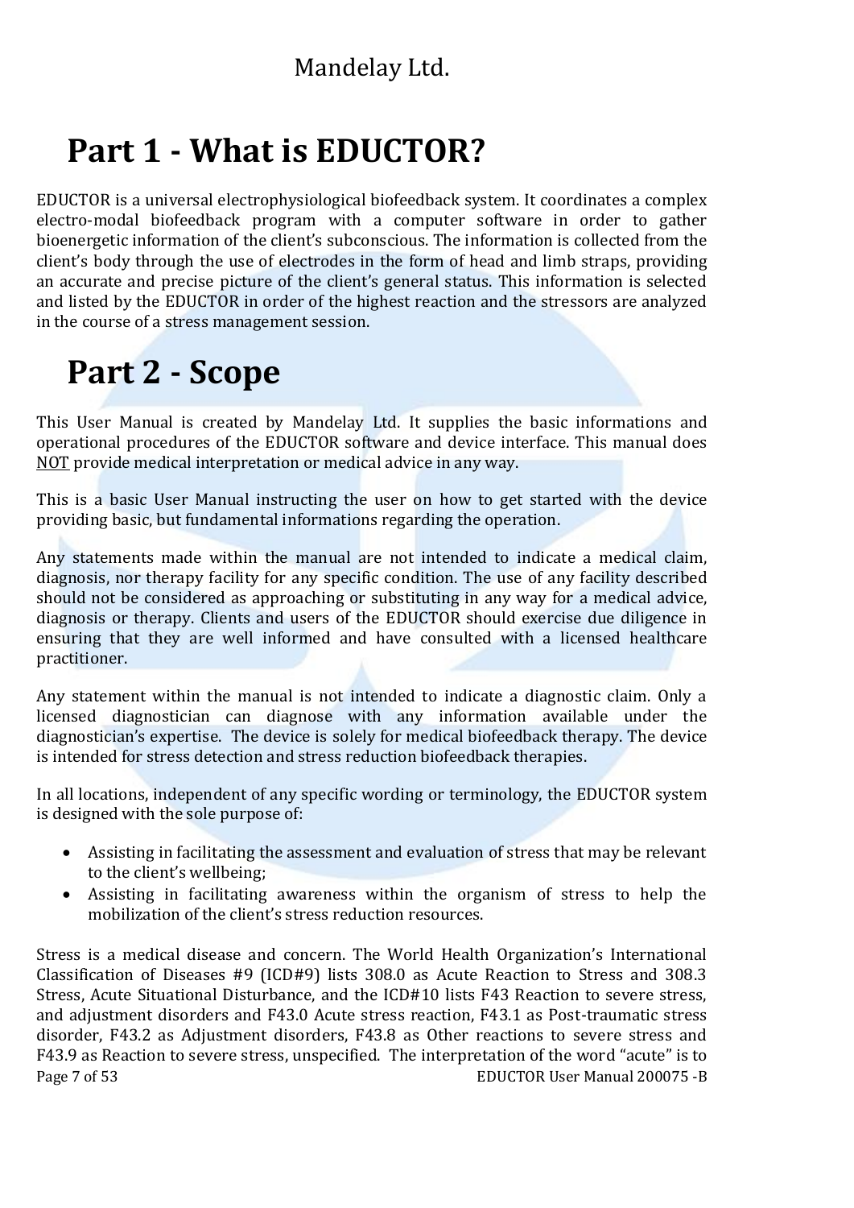# Part 1 - What is EDUCTOR?

EDUCTOR is a universal electrophysiological biofeedback system. It coordinates a complex electro-modal biofeedback program with a computer software in order to gather bioenergetic information of the client's subconscious. The information is collected from the client's body through the use of electrodes in the form of head and limb straps, providing an accurate and precise picture of the client's general status. This information is selected and listed by the EDUCTOR in order of the highest reaction and the stressors are analyzed in the course of a stress management session.

# Part 2 - Scope

This User Manual is created by Mandelay Ltd. It supplies the basic informations and operational procedures of the EDUCTOR software and device interface. This manual does <u>NOT</u> provide medical interpretation or medical advice in any way.

This is a basic User Manual instructing the user on how to get started with the device providing basic, but fundamental informations regarding the operation.

Any statements made within the manual are not intended to indicate a medical claim, diagnosis, nor therapy facility for any specific condition. The use of any facility described should not be considered as approaching or substituting in any way for a medical advice, diagnosis or therapy. Clients and users of the EDUCTOR should exercise due diligence in ensuring that they are well informed and have consulted with a licensed healthcare practitioner.

Any statement within the manual is not intended to indicate a diagnostic claim. Only a licensed diagnostician can diagnose with any information available under the diagnostician's expertise. The device is solely for medical biofeedback therapy. The device is intended for stress detection and stress reduction biofeedback therapies.

In all locations, independent of any specific wording or terminology, the EDUCTOR system is designed with the sole purpose of:

- Assisting in facilitating the assessment and evaluation of stress that may be relevant to the client's wellbeing;
- Assisting in facilitating awareness within the organism of stress to help the mobilization of the client's stress reduction resources.

Stress is a medical disease and concern. The World Health Organization's International Classification of Diseases #9 (ICD#9) lists 308.0 as Acute Reaction to Stress and 308.3 Stress, Acute Situational Disturbance, and the ICD#10 lists F43 Reaction to severe stress, and adjustment disorders and F43.0 Acute stress reaction, F43.1 as Post-traumatic stress disorder, F43.2 as Adjustment disorders, F43.8 as Other reactions to severe stress and F43.9 as Reaction to severe stress, unspecified. The interpretation of the word "acute" is to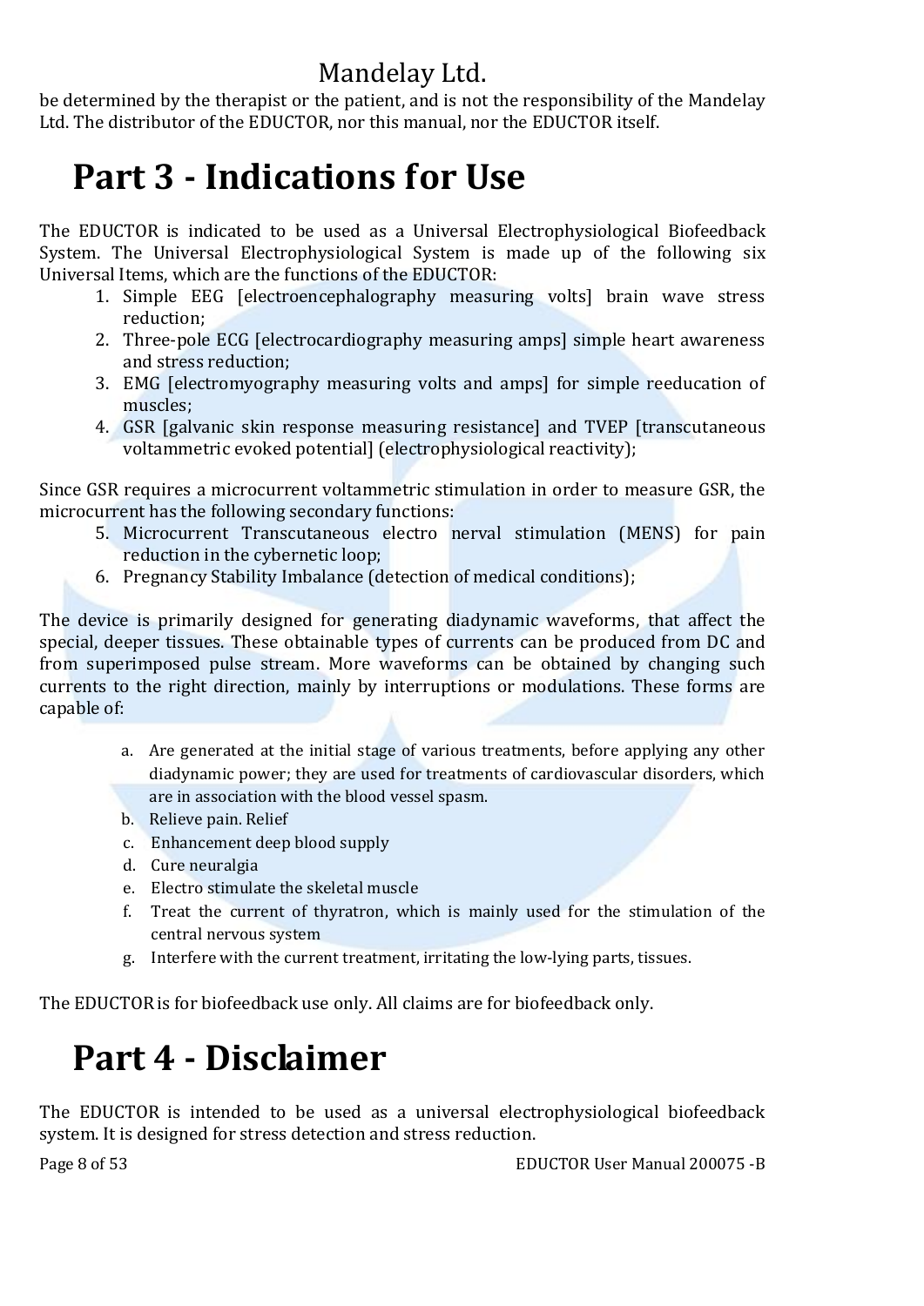be determined by the therapist or the patient, and is not the responsibility of the Mandelay Ltd. The distributor of the EDUCTOR, nor this manual, nor the EDUCTOR itself.

# Part 3 - Indications for Use

The EDUCTOR is indicated to be used as a Universal Electrophysiological Biofeedback System. The Universal Electrophysiological System is made up of the following six Universal Items, which are the functions of the EDUCTOR:

1. Simple EEG [electroencephalography measuring volts] brain wave stress reduction;
2. Three-pole ECG [electrocardiography measuring amps] simple heart awareness and stress reduction;
3. EMG [electromyography measuring volts and amps] for simple reeducation of muscles;
4. GSR [galvanic skin response measuring resistance] and TVEP [transcutaneous voltammetric evoked potential] (electrophysiological reactivity);

Since GSR requires a microcurrent voltammetric stimulation in order to measure GSR, the microcurrent has the following secondary functions:

5. Microcurrent Transcutaneous electro nerval stimulation (MENS) for pain reduction in the cybernetic loop;
6. Pregnancy Stability Imbalance (detection of medical conditions);

The device is primarily designed for generating diadynamic waveforms, that affect the special, deeper tissues. These obtainable types of currents can be produced from DC and from superimposed pulse stream. More waveforms can be obtained by changing such currents to the right direction, mainly by interruptions or modulations. These forms are capable of:

a. Are generated at the initial stage of various treatments, before applying any other diadynamic power; they are used for treatments of cardiovascular disorders, which are in association with the blood vessel spasm.
b. Relieve pain. Relief
c. Enhancement deep blood supply
d. Cure neuralgia
e. Electro stimulate the skeletal muscle
f. Treat the current of thyratron, which is mainly used for the stimulation of the central nervous system
g. Interfere with the current treatment, irritating the low-lying parts, tissues.

The EDUCTOR is for biofeedback use only. All claims are for biofeedback only.

# Part 4 - Disclaimer

The EDUCTOR is intended to be used as a universal electrophysiological biofeedback system. It is designed for stress detection and stress reduction.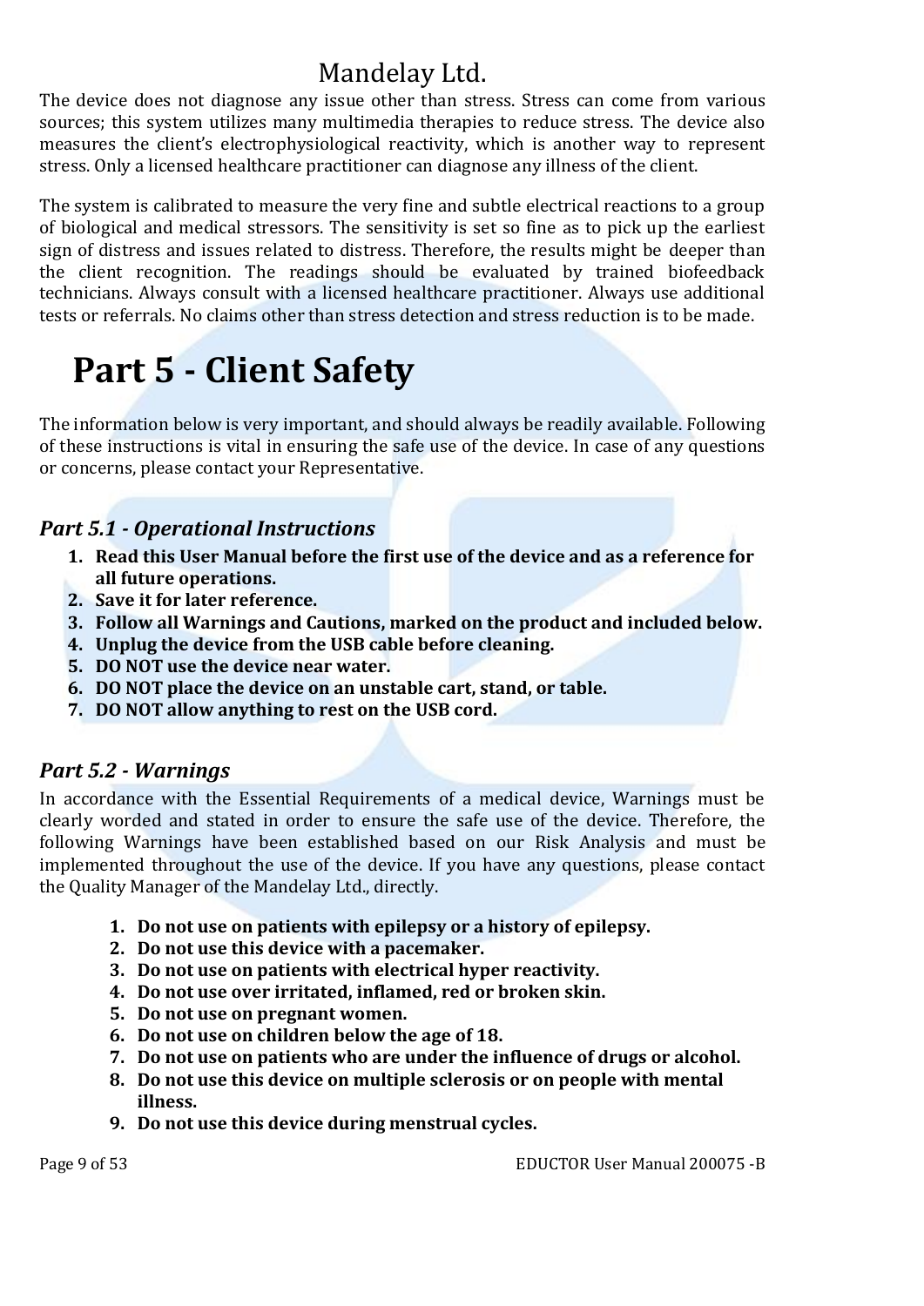The device does not diagnose any issue other than stress. Stress can come from various sources; this system utilizes many multimedia therapies to reduce stress. The device also measures the client's electrophysiological reactivity, which is another way to represent stress. Only a licensed healthcare practitioner can diagnose any illness of the client.

The system is calibrated to measure the very fine and subtle electrical reactions to a group of biological and medical stressors. The sensitivity is set so fine as to pick up the earliest sign of distress and issues related to distress. Therefore, the results might be deeper than the client recognition. The readings should be evaluated by trained biofeedback technicians. Always consult with a licensed healthcare practitioner. Always use additional tests or referrals. No claims other than stress detection and stress reduction is to be made.

# Part 5 - Client Safety

The information below is very important, and should always be readily available. Following of these instructions is vital in ensuring the safe use of the device. In case of any questions or concerns, please contact your Representative.

## *Part 5.1 - Operational Instructions*

1. **Read this User Manual before the first use of the device and as a reference for all future operations.**
2. **Save it for later reference.**
3. **Follow all Warnings and Cautions, marked on the product and included below.**
4. **Unplug the device from the USB cable before cleaning.**
5. **DO NOT use the device near water.**
6. **DO NOT place the device on an unstable cart, stand, or table.**
7. **DO NOT allow anything to rest on the USB cord.**

## *Part 5.2 - Warnings*

In accordance with the Essential Requirements of a medical device, Warnings must be clearly worded and stated in order to ensure the safe use of the device. Therefore, the following Warnings have been established based on our Risk Analysis and must be implemented throughout the use of the device. If you have any questions, please contact the Quality Manager of the Mandelay Ltd., directly.

1. **Do not use on patients with epilepsy or a history of epilepsy.**
2. **Do not use this device with a pacemaker.**
3. **Do not use on patients with electrical hyper reactivity.**
4. **Do not use over irritated, inflamed, red or broken skin.**
5. **Do not use on pregnant women.**
6. **Do not use on children below the age of 18.**
7. **Do not use on patients who are under the influence of drugs or alcohol.**
8. **Do not use this device on multiple sclerosis or on people with mental illness.**
9. **Do not use this device during menstrual cycles.**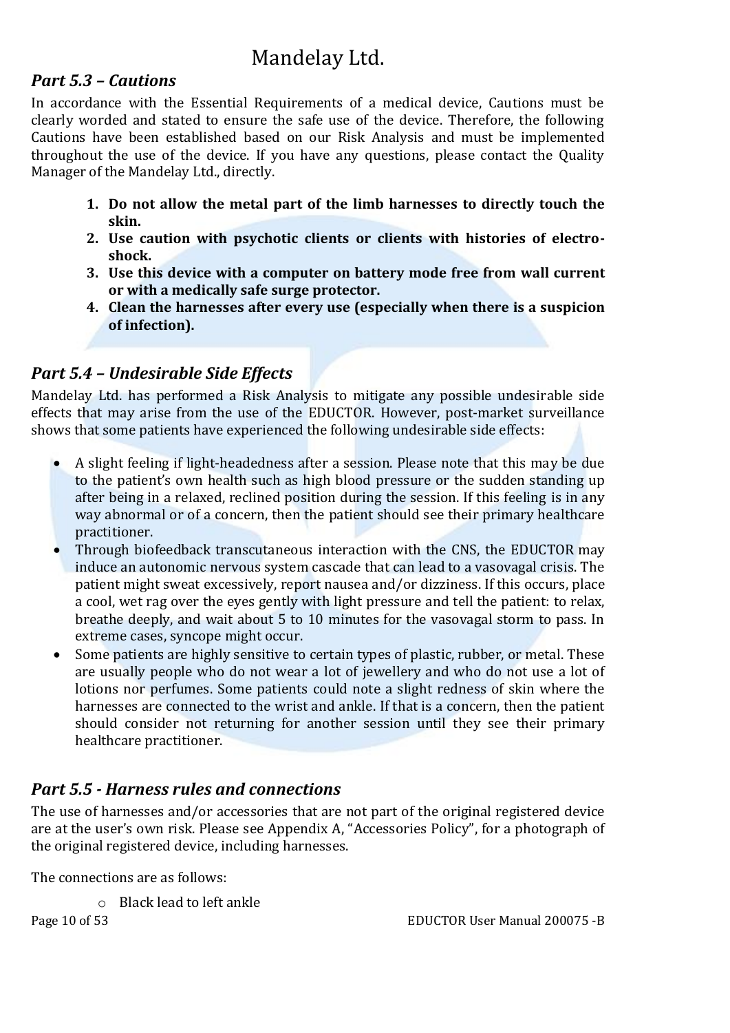### *Part 5.3 – Cautions*

In accordance with the Essential Requirements of a medical device, Cautions must be clearly worded and stated to ensure the safe use of the device. Therefore, the following Cautions have been established based on our Risk Analysis and must be implemented throughout the use of the device. If you have any questions, please contact the Quality Manager of the Mandelay Ltd., directly.

1. **Do not allow the metal part of the limb harnesses to directly touch the skin.**
2. **Use caution with psychotic clients or clients with histories of electro-shock.**
3. **Use this device with a computer on battery mode free from wall current or with a medically safe surge protector.**
4. **Clean the harnesses after every use (especially when there is a suspicion of infection).**

### *Part 5.4 – Undesirable Side Effects*

Mandelay Ltd. has performed a Risk Analysis to mitigate any possible undesirable side effects that may arise from the use of the EDUCTOR. However, post-market surveillance shows that some patients have experienced the following undesirable side effects:

- A slight feeling if light-headedness after a session. Please note that this may be due to the patient's own health such as high blood pressure or the sudden standing up after being in a relaxed, reclined position during the session. If this feeling is in any way abnormal or of a concern, then the patient should see their primary healthcare practitioner.
- Through biofeedback transcutaneous interaction with the CNS, the EDUCTOR may induce an autonomic nervous system cascade that can lead to a vasovagal crisis. The patient might sweat excessively, report nausea and/or dizziness. If this occurs, place a cool, wet rag over the eyes gently with light pressure and tell the patient: to relax, breathe deeply, and wait about 5 to 10 minutes for the vasovagal storm to pass. In extreme cases, syncope might occur.
- Some patients are highly sensitive to certain types of plastic, rubber, or metal. These are usually people who do not wear a lot of jewellery and who do not use a lot of lotions nor perfumes. Some patients could note a slight redness of skin where the harnesses are connected to the wrist and ankle. If that is a concern, then the patient should consider not returning for another session until they see their primary healthcare practitioner.

### *Part 5.5 - Harness rules and connections*

The use of harnesses and/or accessories that are not part of the original registered device are at the user's own risk. Please see Appendix A, "Accessories Policy", for a photograph of the original registered device, including harnesses.

The connections are as follows:

- Black lead to left ankle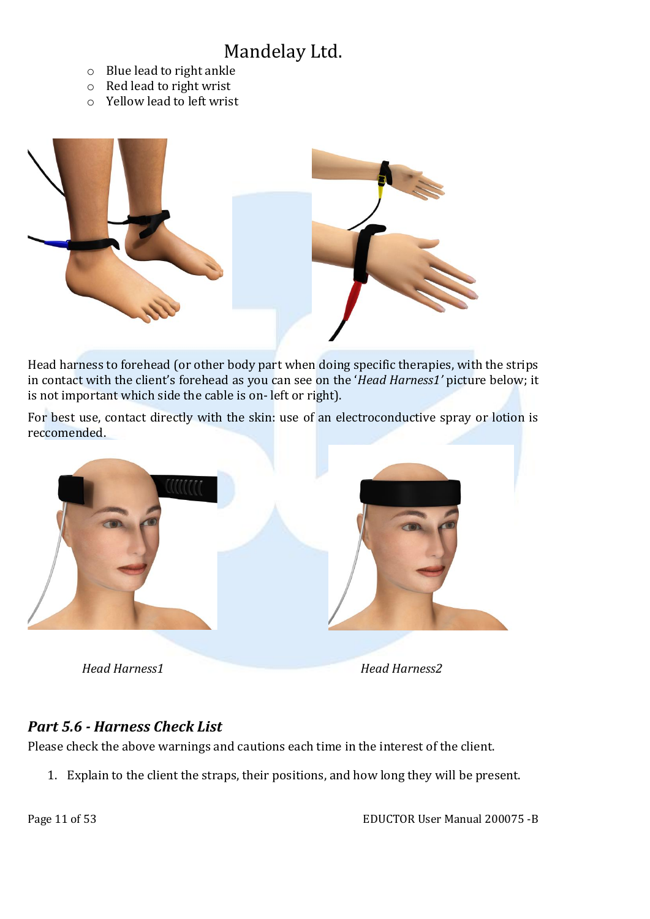- Blue lead to right ankle
- Red lead to right wrist
- Yellow lead to left wrist

Head harness to forehead (or other body part when doing specific therapies, with the strips in contact with the client's forehead as you can see on the '*Head Harness1'* picture below; it is not important which side the cable is on- left or right).

For best use, contact directly with the skin: use of an electroconductive spray or lotion is reccomended.

*Head Harness1*

*Head Harness2*

## *Part 5.6 - Harness Check List*

Please check the above warnings and cautions each time in the interest of the client.

1. Explain to the client the straps, their positions, and how long they will be present.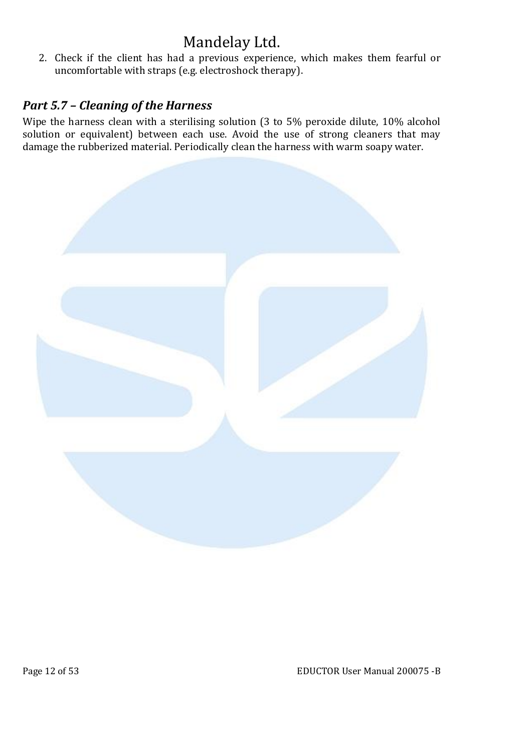2. Check if the client has had a previous experience, which makes them fearful or uncomfortable with straps (e.g. electroshock therapy).

## *Part 5.7 – Cleaning of the Harness*

Wipe the harness clean with a sterilising solution (3 to 5% peroxide dilute, 10% alcohol solution or equivalent) between each use. Avoid the use of strong cleaners that may damage the rubberized material. Periodically clean the harness with warm soapy water.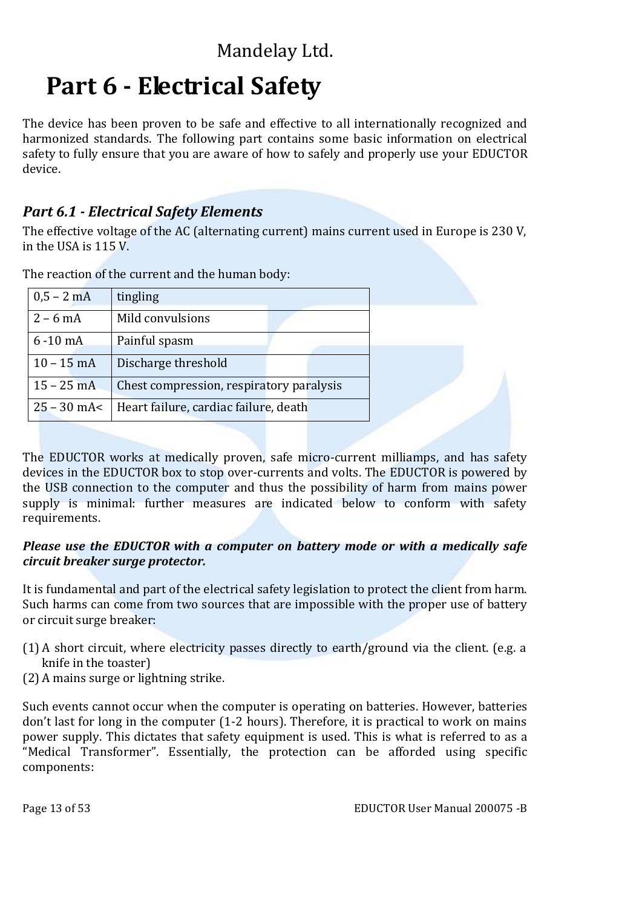# Part 6 - Electrical Safety

The device has been proven to be safe and effective to all internationally recognized and harmonized standards. The following part contains some basic information on electrical safety to fully ensure that you are aware of how to safely and properly use your EDUCTOR device.

## *Part 6.1 - Electrical Safety Elements*

The effective voltage of the AC (alternating current) mains current used in Europe is 230 V, in the USA is 115 V.

The reaction of the current and the human body:

| 0,5 – 2 mA | tingling |
|---|---|
| 2 – 6 mA | Mild convulsions |
| 6 -10 mA | Painful spasm |
| 10 – 15 mA | Discharge threshold |
| 15 – 25 mA | Chest compression, respiratory paralysis |
| 25 – 30 mA< | Heart failure, cardiac failure, death |

The EDUCTOR works at medically proven, safe micro-current milliamps, and has safety devices in the EDUCTOR box to stop over-currents and volts. The EDUCTOR is powered by the USB connection to the computer and thus the possibility of harm from mains power supply is minimal: further measures are indicated below to conform with safety requirements.

***Please use the EDUCTOR with a computer on battery mode or with a medically safe circuit breaker surge protector.***

It is fundamental and part of the electrical safety legislation to protect the client from harm. Such harms can come from two sources that are impossible with the proper use of battery or circuit surge breaker:

(1) A short circuit, where electricity passes directly to earth/ground via the client. (e.g. a knife in the toaster)
(2) A mains surge or lightning strike.

Such events cannot occur when the computer is operating on batteries. However, batteries don't last for long in the computer (1-2 hours). Therefore, it is practical to work on mains power supply. This dictates that safety equipment is used. This is what is referred to as a "Medical Transformer". Essentially, the protection can be afforded using specific components: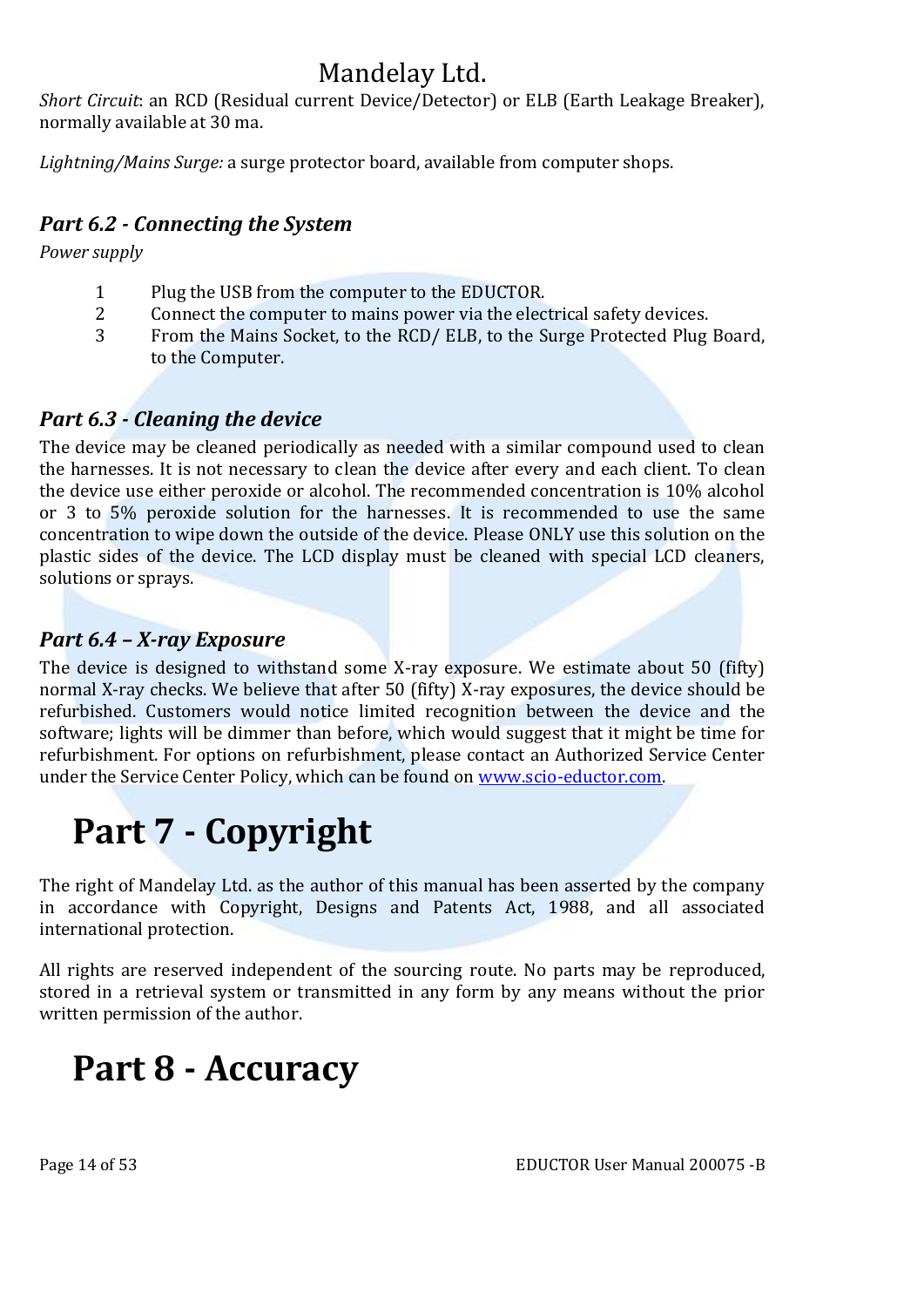*Short Circuit*: an RCD (Residual current Device/Detector) or ELB (Earth Leakage Breaker), normally available at 30 ma.

*Lightning/Mains Surge:* a surge protector board, available from computer shops.

### *Part 6.2 - Connecting the System*

*Power supply*

1. Plug the USB from the computer to the EDUCTOR.
2. Connect the computer to mains power via the electrical safety devices.
3. From the Mains Socket, to the RCD/ ELB, to the Surge Protected Plug Board, to the Computer.

### *Part 6.3 - Cleaning the device*

The device may be cleaned periodically as needed with a similar compound used to clean the harnesses. It is not necessary to clean the device after every and each client. To clean the device use either peroxide or alcohol. The recommended concentration is 10% alcohol or 3 to 5% peroxide solution for the harnesses. It is recommended to use the same concentration to wipe down the outside of the device. Please ONLY use this solution on the plastic sides of the device. The LCD display must be cleaned with special LCD cleaners, solutions or sprays.

### *Part 6.4 – X-ray Exposure*

The device is designed to withstand some X-ray exposure. We estimate about 50 (fifty) normal X-ray checks. We believe that after 50 (fifty) X-ray exposures, the device should be refurbished. Customers would notice limited recognition between the device and the software; lights will be dimmer than before, which would suggest that it might be time for refurbishment. For options on refurbishment, please contact an Authorized Service Center under the Service Center Policy, which can be found on [www.scio-eductor.com](www.scio-eductor.com).

# Part 7 - Copyright

The right of Mandelay Ltd. as the author of this manual has been asserted by the company in accordance with Copyright, Designs and Patents Act, 1988, and all associated international protection.

All rights are reserved independent of the sourcing route. No parts may be reproduced, stored in a retrieval system or transmitted in any form by any means without the prior written permission of the author.

# Part 8 - Accuracy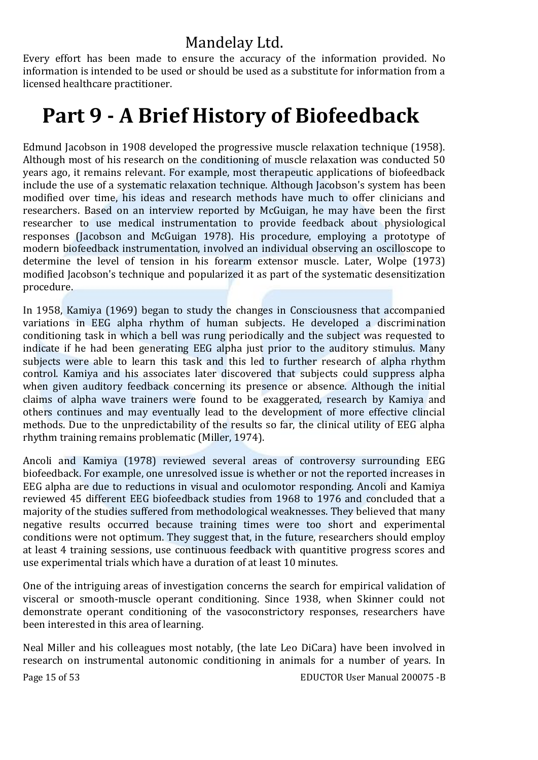Every effort has been made to ensure the accuracy of the information provided. No information is intended to be used or should be used as a substitute for information from a licensed healthcare practitioner.

# Part 9 - A Brief History of Biofeedback

Edmund Jacobson in 1908 developed the progressive muscle relaxation technique (1958). Although most of his research on the conditioning of muscle relaxation was conducted 50 years ago, it remains relevant. For example, most therapeutic applications of biofeedback include the use of a systematic relaxation technique. Although Jacobson's system has been modified over time, his ideas and research methods have much to offer clinicians and researchers. Based on an interview reported by McGuigan, he may have been the first researcher to use medical instrumentation to provide feedback about physiological responses (Jacobson and McGuigan 1978). His procedure, employing a prototype of modern biofeedback instrumentation, involved an individual observing an oscilloscope to determine the level of tension in his forearm extensor muscle. Later, Wolpe (1973) modified Jacobson's technique and popularized it as part of the systematic desensitization procedure.

In 1958, Kamiya (1969) began to study the changes in Consciousness that accompanied variations in EEG alpha rhythm of human subjects. He developed a discrimination conditioning task in which a bell was rung periodically and the subject was requested to indicate if he had been generating EEG alpha just prior to the auditory stimulus. Many subjects were able to learn this task and this led to further research of alpha rhythm control. Kamiya and his associates later discovered that subjects could suppress alpha when given auditory feedback concerning its presence or absence. Although the initial claims of alpha wave trainers were found to be exaggerated, research by Kamiya and others continues and may eventually lead to the development of more effective clincial methods. Due to the unpredictability of the results so far, the clinical utility of EEG alpha rhythm training remains problematic (Miller, 1974).

Ancoli and Kamiya (1978) reviewed several areas of controversy surrounding EEG biofeedback. For example, one unresolved issue is whether or not the reported increases in EEG alpha are due to reductions in visual and oculomotor responding. Ancoli and Kamiya reviewed 45 different EEG biofeedback studies from 1968 to 1976 and concluded that a majority of the studies suffered from methodological weaknesses. They believed that many negative results occurred because training times were too short and experimental conditions were not optimum. They suggest that, in the future, researchers should employ at least 4 training sessions, use continuous feedback with quantitive progress scores and use experimental trials which have a duration of at least 10 minutes.

One of the intriguing areas of investigation concerns the search for empirical validation of visceral or smooth-muscle operant conditioning. Since 1938, when Skinner could not demonstrate operant conditioning of the vasoconstrictory responses, researchers have been interested in this area of learning.

Neal Miller and his colleagues most notably, (the late Leo DiCara) have been involved in research on instrumental autonomic conditioning in animals for a number of years. In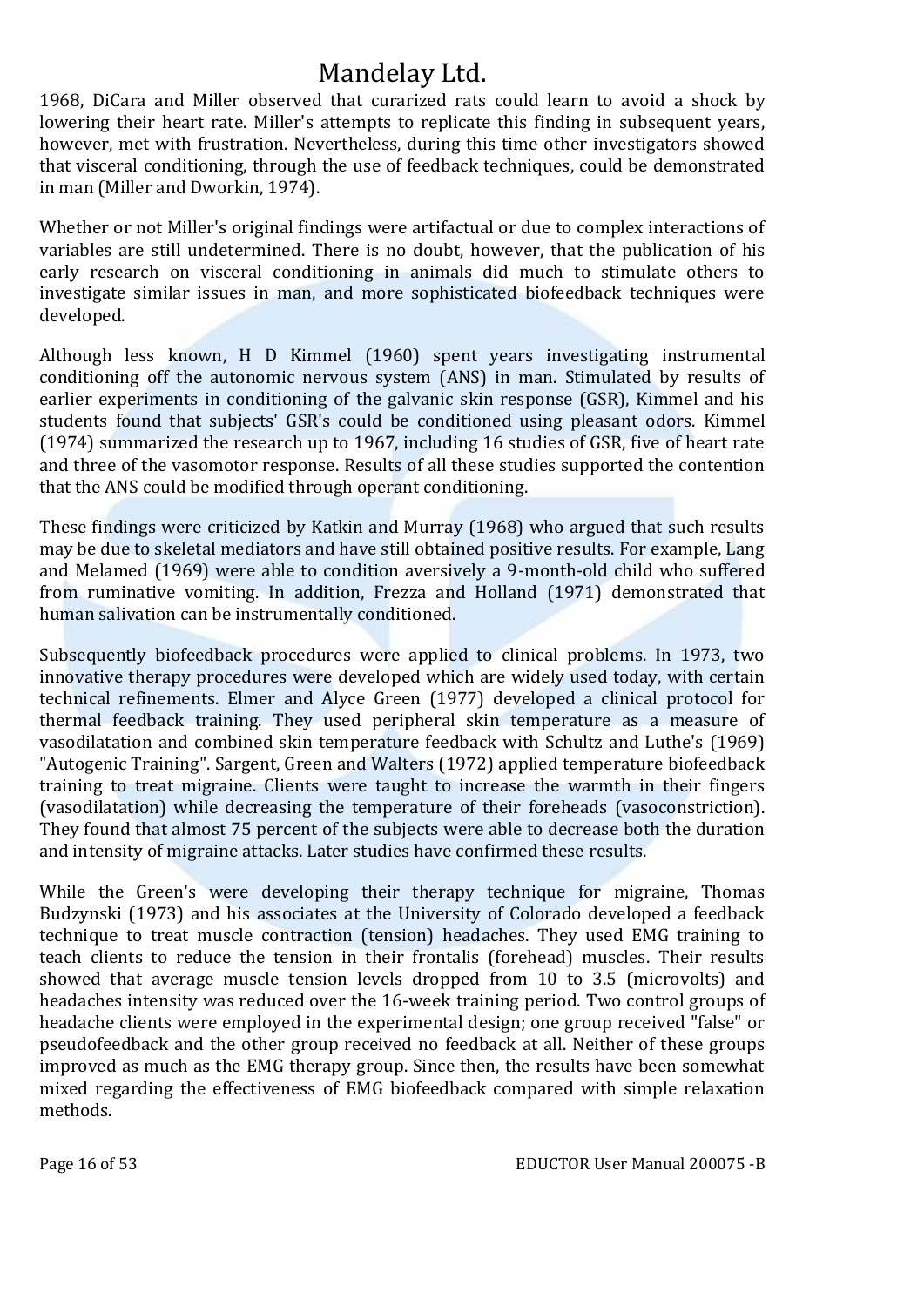1968, DiCara and Miller observed that curarized rats could learn to avoid a shock by lowering their heart rate. Miller's attempts to replicate this finding in subsequent years, however, met with frustration. Nevertheless, during this time other investigators showed that visceral conditioning, through the use of feedback techniques, could be demonstrated in man (Miller and Dworkin, 1974).

Whether or not Miller's original findings were artifactual or due to complex interactions of variables are still undetermined. There is no doubt, however, that the publication of his early research on visceral conditioning in animals did much to stimulate others to investigate similar issues in man, and more sophisticated biofeedback techniques were developed.

Although less known, H D Kimmel (1960) spent years investigating instrumental conditioning off the autonomic nervous system (ANS) in man. Stimulated by results of earlier experiments in conditioning of the galvanic skin response (GSR), Kimmel and his students found that subjects' GSR's could be conditioned using pleasant odors. Kimmel (1974) summarized the research up to 1967, including 16 studies of GSR, five of heart rate and three of the vasomotor response. Results of all these studies supported the contention that the ANS could be modified through operant conditioning.

These findings were criticized by Katkin and Murray (1968) who argued that such results may be due to skeletal mediators and have still obtained positive results. For example, Lang and Melamed (1969) were able to condition aversively a 9-month-old child who suffered from ruminative vomiting. In addition, Frezza and Holland (1971) demonstrated that human salivation can be instrumentally conditioned.

Subsequently biofeedback procedures were applied to clinical problems. In 1973, two innovative therapy procedures were developed which are widely used today, with certain technical refinements. Elmer and Alyce Green (1977) developed a clinical protocol for thermal feedback training. They used peripheral skin temperature as a measure of vasodilatation and combined skin temperature feedback with Schultz and Luthe's (1969) "Autogenic Training". Sargent, Green and Walters (1972) applied temperature biofeedback training to treat migraine. Clients were taught to increase the warmth in their fingers (vasodilatation) while decreasing the temperature of their foreheads (vasoconstriction). They found that almost 75 percent of the subjects were able to decrease both the duration and intensity of migraine attacks. Later studies have confirmed these results.

While the Green's were developing their therapy technique for migraine, Thomas Budzynski (1973) and his associates at the University of Colorado developed a feedback technique to treat muscle contraction (tension) headaches. They used EMG training to teach clients to reduce the tension in their frontalis (forehead) muscles. Their results showed that average muscle tension levels dropped from 10 to 3.5 (microvolts) and headaches intensity was reduced over the 16-week training period. Two control groups of headache clients were employed in the experimental design; one group received "false" or pseudofeedback and the other group received no feedback at all. Neither of these groups improved as much as the EMG therapy group. Since then, the results have been somewhat mixed regarding the effectiveness of EMG biofeedback compared with simple relaxation methods.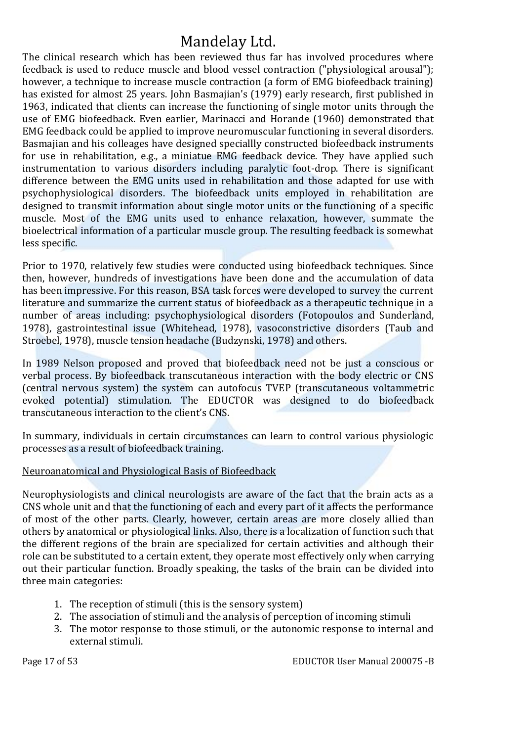The clinical research which has been reviewed thus far has involved procedures where feedback is used to reduce muscle and blood vessel contraction ("physiological arousal"); however, a technique to increase muscle contraction (a form of EMG biofeedback training) has existed for almost 25 years. John Basmajian's (1979) early research, first published in 1963, indicated that clients can increase the functioning of single motor units through the use of EMG biofeedback. Even earlier, Marinacci and Horande (1960) demonstrated that EMG feedback could be applied to improve neuromuscular functioning in several disorders. Basmajian and his colleages have designed speciallly constructed biofeedback instruments for use in rehabilitation, e.g., a miniatue EMG feedback device. They have applied such instrumentation to various disorders including paralytic foot-drop. There is significant difference between the EMG units used in rehabilitation and those adapted for use with psychophysiological disorders. The biofeedback units employed in rehabilitation are designed to transmit information about single motor units or the functioning of a specific muscle. Most of the EMG units used to enhance relaxation, however, summate the bioelectrical information of a particular muscle group. The resulting feedback is somewhat less specific.

Prior to 1970, relatively few studies were conducted using biofeedback techniques. Since then, however, hundreds of investigations have been done and the accumulation of data has been impressive. For this reason, BSA task forces were developed to survey the current literature and summarize the current status of biofeedback as a therapeutic technique in a number of areas including: psychophysiological disorders (Fotopoulos and Sunderland, 1978), gastrointestinal issue (Whitehead, 1978), vasoconstrictive disorders (Taub and Stroebel, 1978), muscle tension headache (Budzynski, 1978) and others.

In 1989 Nelson proposed and proved that biofeedback need not be just a conscious or verbal process. By biofeedback transcutaneous interaction with the body electric or CNS (central nervous system) the system can autofocus TVEP (transcutaneous voltammetric evoked potential) stimulation. The EDUCTOR was designed to do biofeedback transcutaneous interaction to the client's CNS.

In summary, individuals in certain circumstances can learn to control various physiologic processes as a result of biofeedback training.

## Neuroanatomical and Physiological Basis of Biofeedback

Neurophysiologists and clinical neurologists are aware of the fact that the brain acts as a CNS whole unit and that the functioning of each and every part of it affects the performance of most of the other parts. Clearly, however, certain areas are more closely allied than others by anatomical or physiological links. Also, there is a localization of function such that the different regions of the brain are specialized for certain activities and although their role can be substituted to a certain extent, they operate most effectively only when carrying out their particular function. Broadly speaking, the tasks of the brain can be divided into three main categories:

1. The reception of stimuli (this is the sensory system)
2. The association of stimuli and the analysis of perception of incoming stimuli
3. The motor response to those stimuli, or the autonomic response to internal and external stimuli.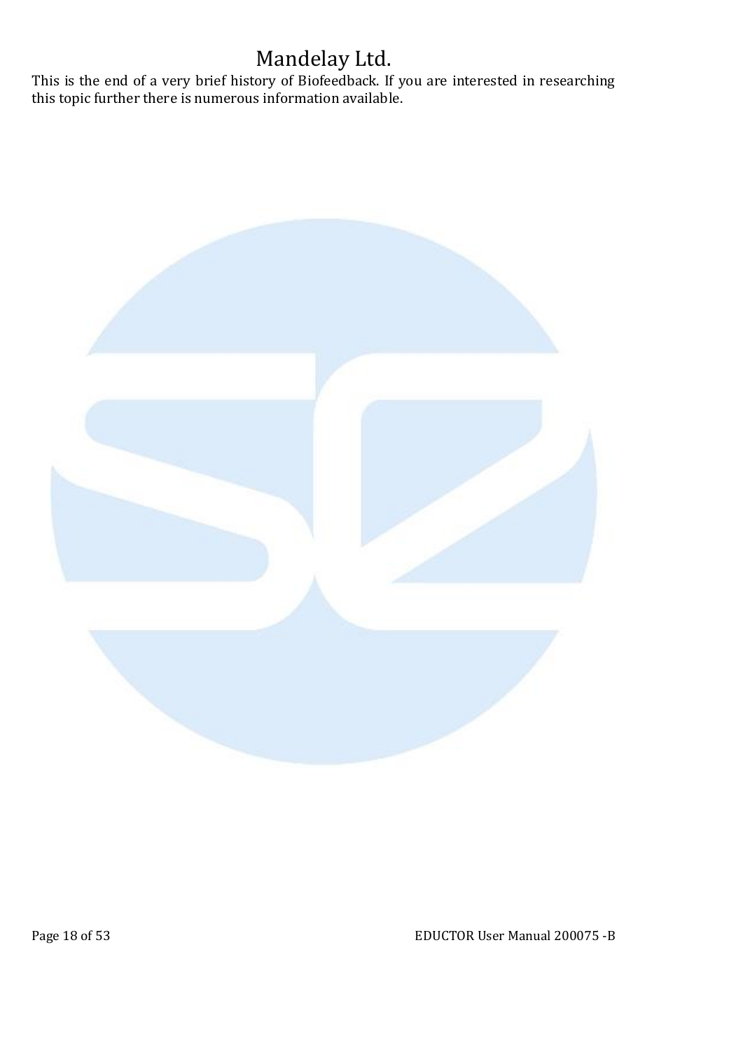This is the end of a very brief history of Biofeedback. If you are interested in researching this topic further there is numerous information available.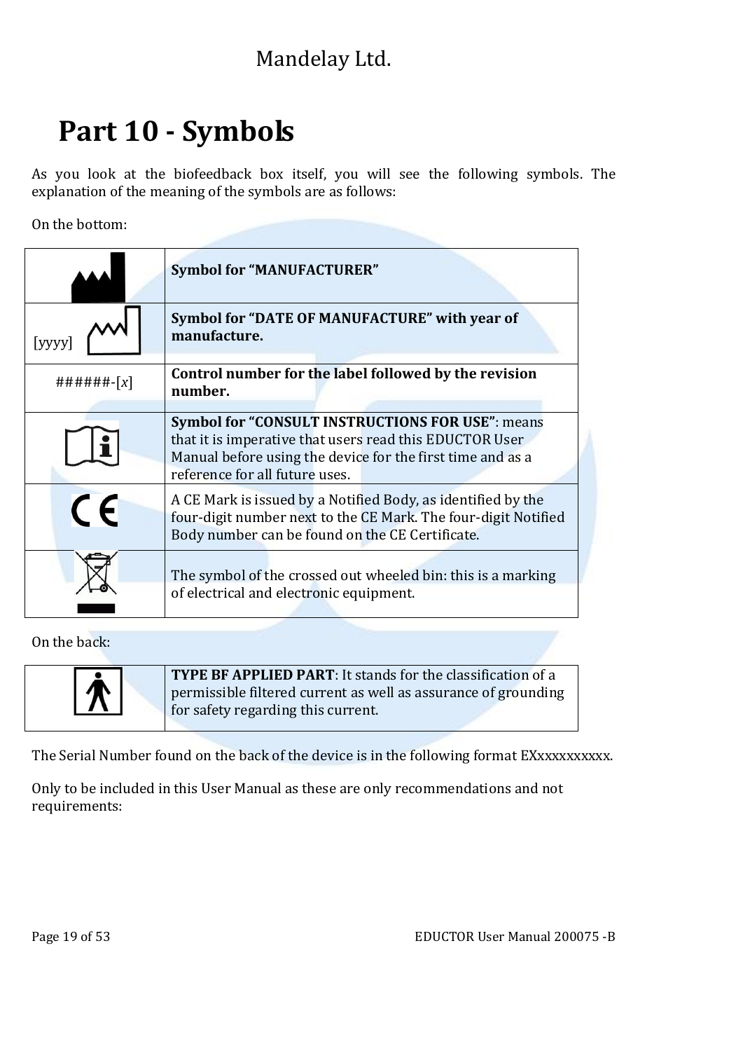# Part 10 - Symbols

As you look at the biofeedback box itself, you will see the following symbols. The explanation of the meaning of the symbols are as follows:

On the bottom:

| | |
|---|---|
| | **Symbol for "MANUFACTURER"** |
| [yyyy] | **Symbol for "DATE OF MANUFACTURE" with year of manufacture.** |
| ######-[*x*] | **Control number for the label followed by the revision number.** |
| | **Symbol for "CONSULT INSTRUCTIONS FOR USE"**: means that it is imperative that users read this EDUCTOR User Manual before using the device for the first time and as a reference for all future uses. |
| | A CE Mark is issued by a Notified Body, as identified by the four-digit number next to the CE Mark. The four-digit Notified Body number can be found on the CE Certificate. |
| | The symbol of the crossed out wheeled bin: this is a marking of electrical and electronic equipment. |

On the back:

| | |
|---|---|
| | **TYPE BF APPLIED PART**: It stands for the classification of a permissible filtered current as well as assurance of grounding for safety regarding this current. |

The Serial Number found on the back of the device is in the following format EXxxxxxxxxxx.

Only to be included in this User Manual as these are only recommendations and not requirements: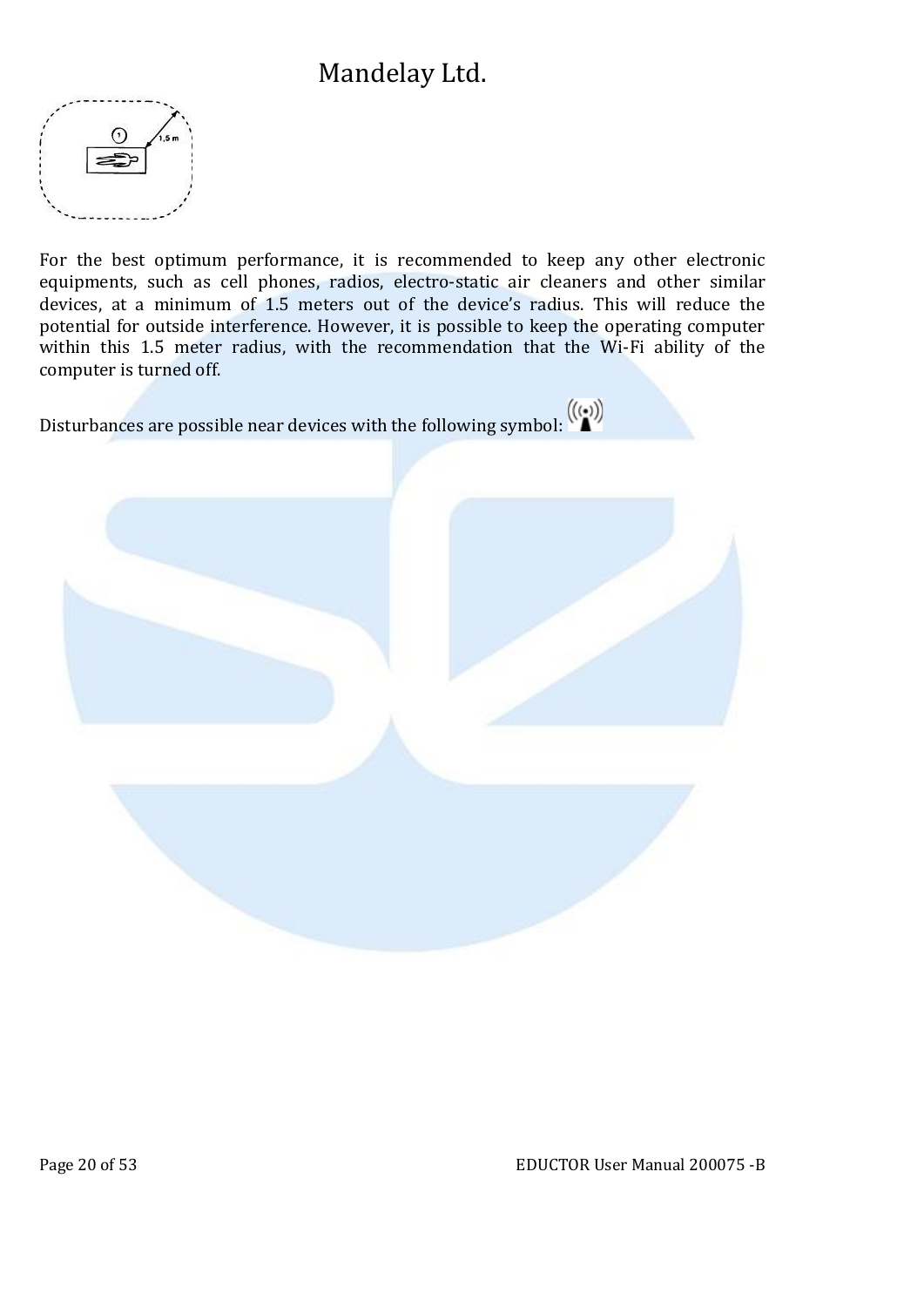For the best optimum performance, it is recommended to keep any other electronic equipments, such as cell phones, radios, electro-static air cleaners and other similar devices, at a minimum of 1.5 meters out of the device's radius. This will reduce the potential for outside interference. However, it is possible to keep the operating computer within this 1.5 meter radius, with the recommendation that the Wi-Fi ability of the computer is turned off.

Disturbances are possible near devices with the following symbol: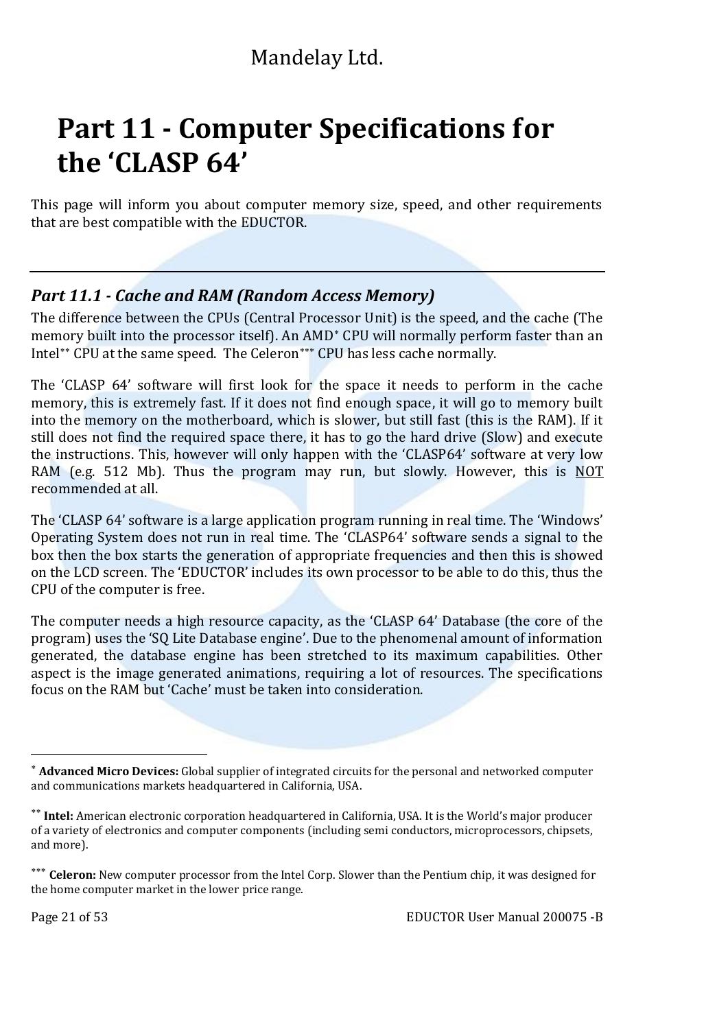# Part 11 - Computer Specifications for the 'CLASP 64'

This page will inform you about computer memory size, speed, and other requirements that are best compatible with the EDUCTOR.

---

### *Part 11.1 - Cache and RAM (Random Access Memory)*

The difference between the CPUs (Central Processor Unit) is the speed, and the cache (The memory built into the processor itself). An AMD[*] CPU will normally perform faster than an Intel[**] CPU at the same speed. The Celeron[***] CPU has less cache normally.

The 'CLASP 64' software will first look for the space it needs to perform in the cache memory, this is extremely fast. If it does not find enough space, it will go to memory built into the memory on the motherboard, which is slower, but still fast (this is the RAM). If it still does not find the required space there, it has to go the hard drive (Slow) and execute the instructions. This, however will only happen with the 'CLASP64' software at very low RAM (e.g. 512 Mb). Thus the program may run, but slowly. However, this is <u>NOT</u> recommended at all.

The 'CLASP 64' software is a large application program running in real time. The 'Windows' Operating System does not run in real time. The 'CLASP64' software sends a signal to the box then the box starts the generation of appropriate frequencies and then this is showed on the LCD screen. The 'EDUCTOR' includes its own processor to be able to do this, thus the CPU of the computer is free.

The computer needs a high resource capacity, as the 'CLASP 64' Database (the core of the program) uses the 'SQ Lite Database engine'. Due to the phenomenal amount of information generated, the database engine has been stretched to its maximum capabilities. Other aspect is the image generated animations, requiring a lot of resources. The specifications focus on the RAM but 'Cache' must be taken into consideration.

---

[*] **Advanced Micro Devices:** Global supplier of integrated circuits for the personal and networked computer and communications markets headquartered in California, USA.

[**] **Intel:** American electronic corporation headquartered in California, USA. It is the World's major producer of a variety of electronics and computer components (including semi conductors, microprocessors, chipsets, and more).

[***] **Celeron:** New computer processor from the Intel Corp. Slower than the Pentium chip, it was designed for the home computer market in the lower price range.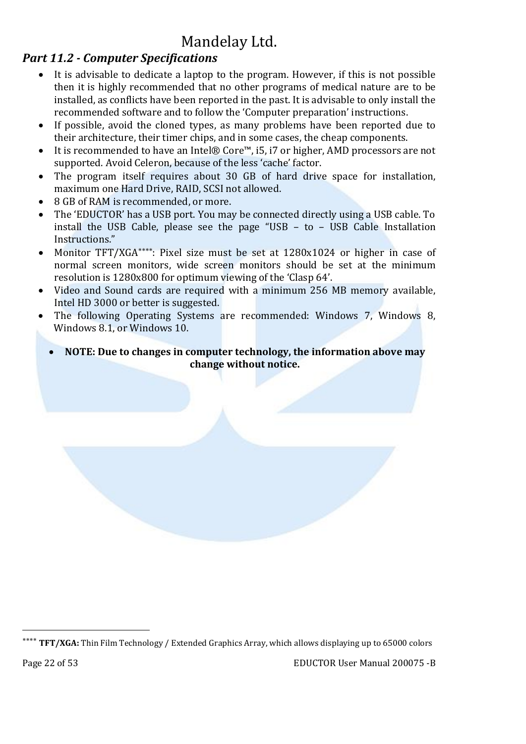## *Part 11.2 - Computer Specifications*

- It is advisable to dedicate a laptop to the program. However, if this is not possible then it is highly recommended that no other programs of medical nature are to be installed, as conflicts have been reported in the past. It is advisable to only install the recommended software and to follow the 'Computer preparation' instructions.
- If possible, avoid the cloned types, as many problems have been reported due to their architecture, their timer chips, and in some cases, the cheap components.
- It is recommended to have an Intel® Core™, i5, i7 or higher, AMD processors are not supported. Avoid Celeron, because of the less 'cache' factor.
- The program itself requires about 30 GB of hard drive space for installation, maximum one Hard Drive, RAID, SCSI not allowed.
- 8 GB of RAM is recommended, or more.
- The 'EDUCTOR' has a USB port. You may be connected directly using a USB cable. To install the USB Cable, please see the page "USB – to – USB Cable Installation Instructions."
- Monitor TFT/XGA[****]: Pixel size must be set at 1280x1024 or higher in case of normal screen monitors, wide screen monitors should be set at the minimum resolution is 1280x800 for optimum viewing of the 'Clasp 64'.
- Video and Sound cards are required with a minimum 256 MB memory available, Intel HD 3000 or better is suggested.
- The following Operating Systems are recommended: Windows 7, Windows 8, Windows 8.1, or Windows 10.

- **NOTE: Due to changes in computer technology, the information above may change without notice.**

---

[****] **TFT/XGA:** Thin Film Technology / Extended Graphics Array, which allows displaying up to 65000 colors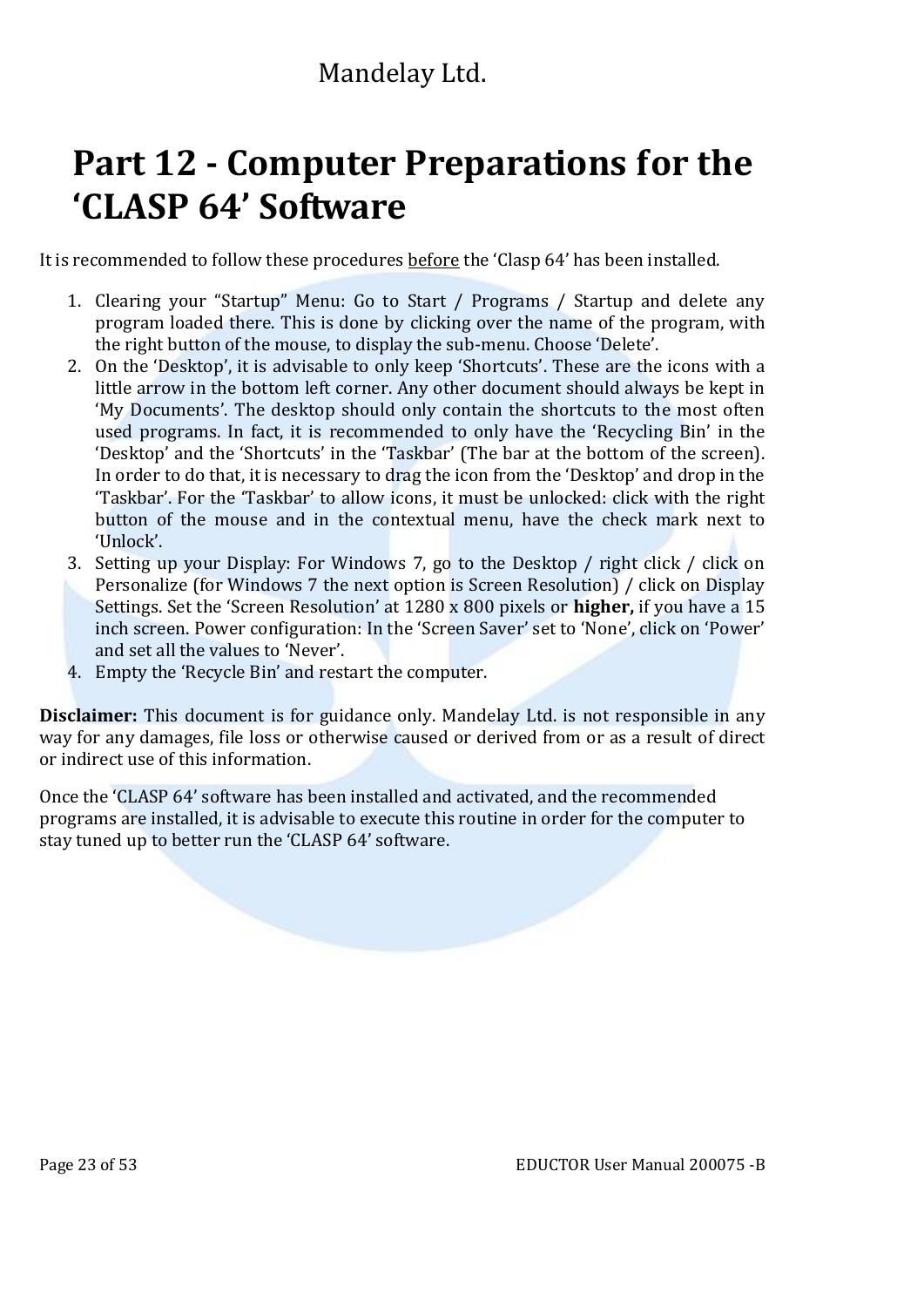# Part 12 - Computer Preparations for the 'CLASP 64' Software

It is recommended to follow these procedures <u>before</u> the 'Clasp 64' has been installed.

1. Clearing your "Startup" Menu: Go to Start / Programs / Startup and delete any program loaded there. This is done by clicking over the name of the program, with the right button of the mouse, to display the sub-menu. Choose 'Delete'.
2. On the 'Desktop', it is advisable to only keep 'Shortcuts'. These are the icons with a little arrow in the bottom left corner. Any other document should always be kept in 'My Documents'. The desktop should only contain the shortcuts to the most often used programs. In fact, it is recommended to only have the 'Recycling Bin' in the 'Desktop' and the 'Shortcuts' in the 'Taskbar' (The bar at the bottom of the screen). In order to do that, it is necessary to drag the icon from the 'Desktop' and drop in the 'Taskbar'. For the 'Taskbar' to allow icons, it must be unlocked: click with the right button of the mouse and in the contextual menu, have the check mark next to 'Unlock'.
3. Setting up your Display: For Windows 7, go to the Desktop / right click / click on Personalize (for Windows 7 the next option is Screen Resolution) / click on Display Settings. Set the 'Screen Resolution' at 1280 x 800 pixels or **higher,** if you have a 15 inch screen. Power configuration: In the 'Screen Saver' set to 'None', click on 'Power' and set all the values to 'Never'.
4. Empty the 'Recycle Bin' and restart the computer.

**Disclaimer:** This document is for guidance only. Mandelay Ltd. is not responsible in any way for any damages, file loss or otherwise caused or derived from or as a result of direct or indirect use of this information.

Once the 'CLASP 64' software has been installed and activated, and the recommended programs are installed, it is advisable to execute this routine in order for the computer to stay tuned up to better run the 'CLASP 64' software.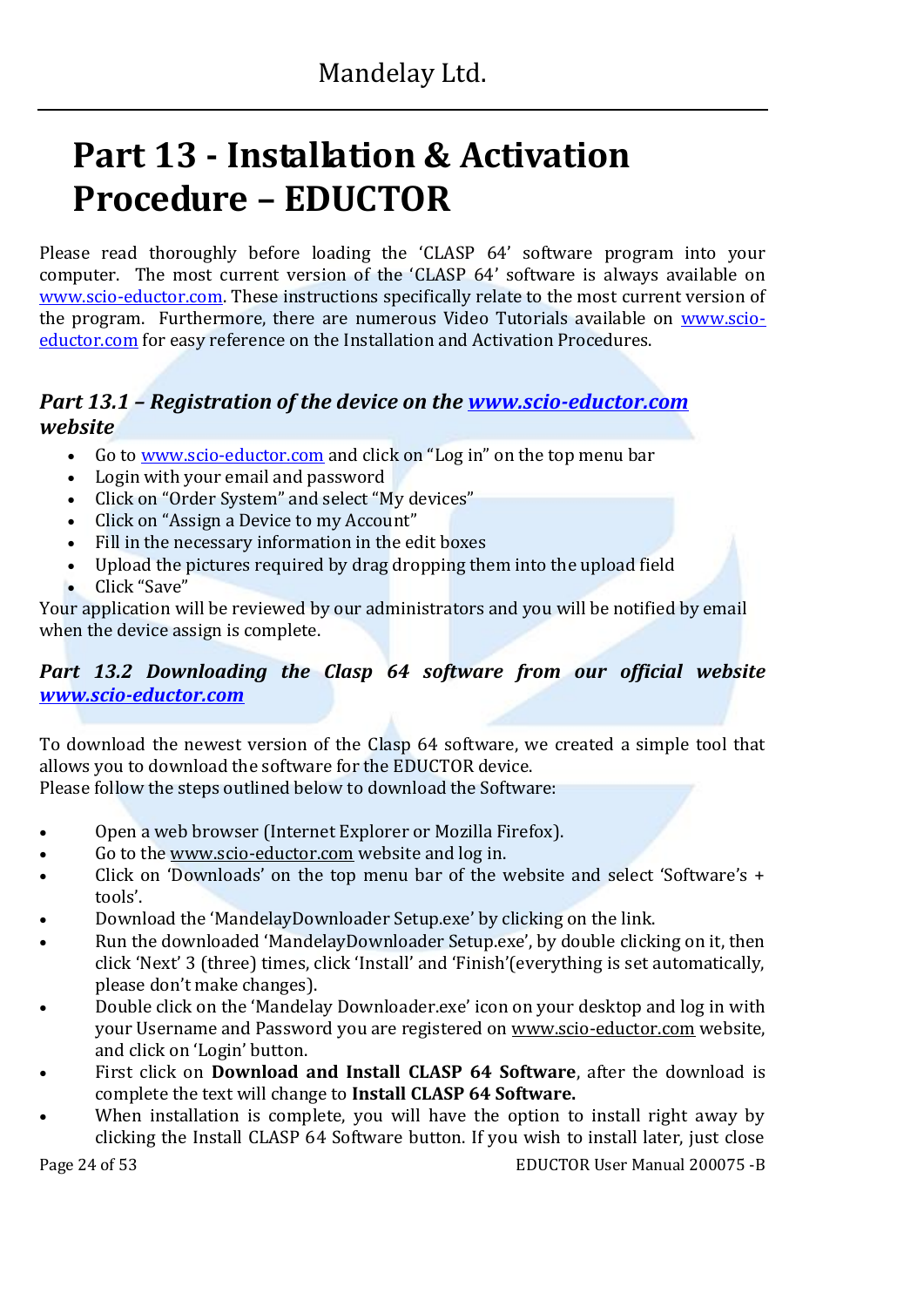# Part 13 - Installation & Activation Procedure – EDUCTOR

Please read thoroughly before loading the 'CLASP 64' software program into your computer. The most current version of the 'CLASP 64' software is always available on www.scio-eductor.com. These instructions specifically relate to the most current version of the program. Furthermore, there are numerous Video Tutorials available on www.scio-eductor.com for easy reference on the Installation and Activation Procedures.

### *Part 13.1 – Registration of the device on the www.scio-eductor.com website*

- Go to www.scio-eductor.com and click on "Log in" on the top menu bar
- Login with your email and password
- Click on "Order System" and select "My devices"
- Click on "Assign a Device to my Account"
- Fill in the necessary information in the edit boxes
- Upload the pictures required by drag dropping them into the upload field
- Click "Save"

Your application will be reviewed by our administrators and you will be notified by email when the device assign is complete.

### *Part 13.2 Downloading the Clasp 64 software from our official website www.scio-eductor.com*

To download the newest version of the Clasp 64 software, we created a simple tool that allows you to download the software for the EDUCTOR device.
Please follow the steps outlined below to download the Software:

- Open a web browser (Internet Explorer or Mozilla Firefox).
- Go to the www.scio-eductor.com website and log in.
- Click on 'Downloads' on the top menu bar of the website and select 'Software's + tools'.
- Download the 'MandelayDownloader Setup.exe' by clicking on the link.
- Run the downloaded 'MandelayDownloader Setup.exe', by double clicking on it, then click 'Next' 3 (three) times, click 'Install' and 'Finish'(everything is set automatically, please don't make changes).
- Double click on the 'Mandelay Downloader.exe' icon on your desktop and log in with your Username and Password you are registered on www.scio-eductor.com website, and click on 'Login' button.
- First click on **Download and Install CLASP 64 Software**, after the download is complete the text will change to **Install CLASP 64 Software.**
- When installation is complete, you will have the option to install right away by clicking the Install CLASP 64 Software button. If you wish to install later, just close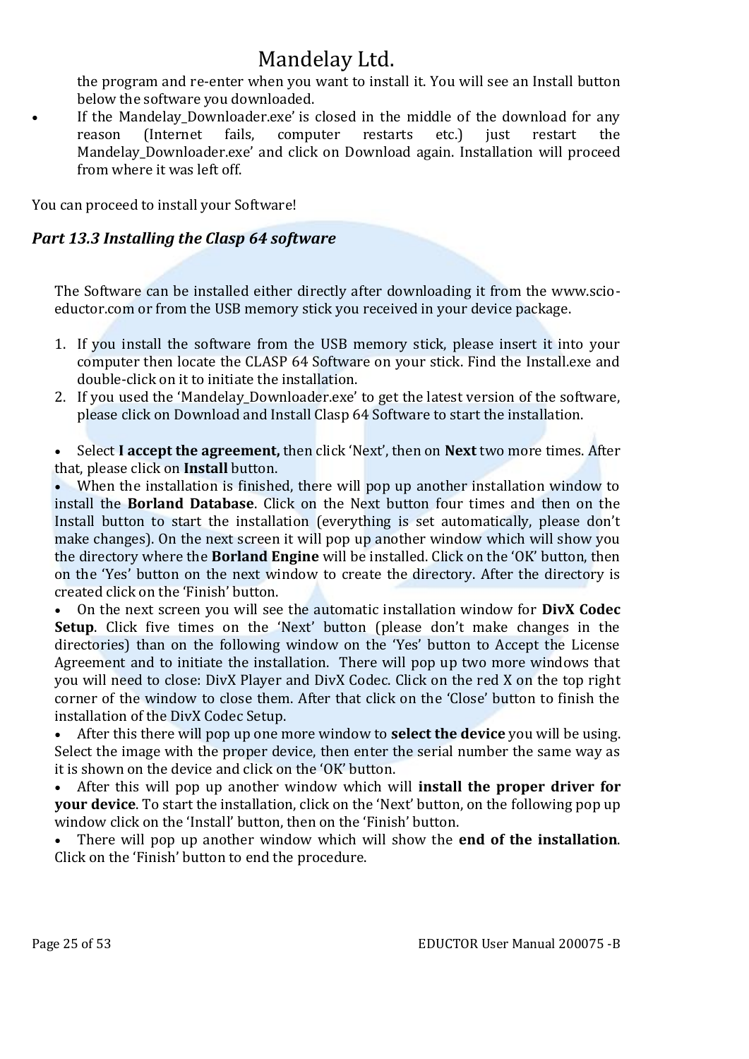the program and re-enter when you want to install it. You will see an Install button below the software you downloaded.

- If the Mandelay_Downloader.exe' is closed in the middle of the download for any reason (Internet fails, computer restarts etc.) just restart the Mandelay_Downloader.exe' and click on Download again. Installation will proceed from where it was left off.

You can proceed to install your Software!

### *Part 13.3 Installing the Clasp 64 software*

The Software can be installed either directly after downloading it from the www.scio-eductor.com or from the USB memory stick you received in your device package.

1. If you install the software from the USB memory stick, please insert it into your computer then locate the CLASP 64 Software on your stick. Find the Install.exe and double-click on it to initiate the installation.
2. If you used the 'Mandelay_Downloader.exe' to get the latest version of the software, please click on Download and Install Clasp 64 Software to start the installation.

- Select **I accept the agreement,** then click 'Next', then on **Next** two more times. After that, please click on **Install** button.
- When the installation is finished, there will pop up another installation window to install the **Borland Database**. Click on the Next button four times and then on the Install button to start the installation (everything is set automatically, please don't make changes). On the next screen it will pop up another window which will show you the directory where the **Borland Engine** will be installed. Click on the 'OK' button, then on the 'Yes' button on the next window to create the directory. After the directory is created click on the 'Finish' button.
- On the next screen you will see the automatic installation window for **DivX Codec Setup**. Click five times on the 'Next' button (please don't make changes in the directories) than on the following window on the 'Yes' button to Accept the License Agreement and to initiate the installation. There will pop up two more windows that you will need to close: DivX Player and DivX Codec. Click on the red X on the top right corner of the window to close them. After that click on the 'Close' button to finish the installation of the DivX Codec Setup.
- After this there will pop up one more window to **select the device** you will be using. Select the image with the proper device, then enter the serial number the same way as it is shown on the device and click on the 'OK' button.
- After this will pop up another window which will **install the proper driver for your device**. To start the installation, click on the 'Next' button, on the following pop up window click on the 'Install' button, then on the 'Finish' button.
- There will pop up another window which will show the **end of the installation**. Click on the 'Finish' button to end the procedure.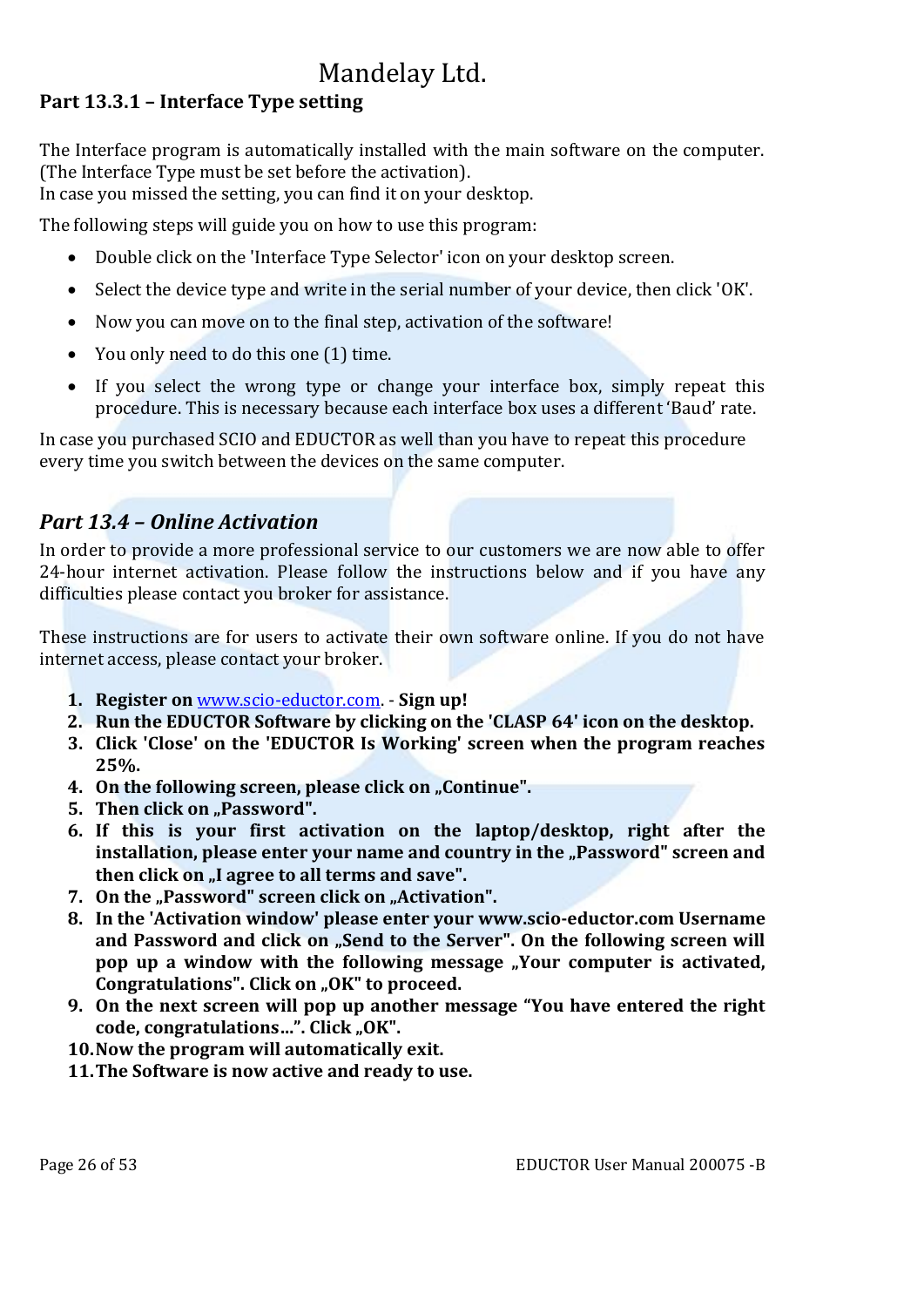## Part 13.3.1 – Interface Type setting

The Interface program is automatically installed with the main software on the computer. (The Interface Type must be set before the activation).
In case you missed the setting, you can find it on your desktop.

The following steps will guide you on how to use this program:

- Double click on the 'Interface Type Selector' icon on your desktop screen.
- Select the device type and write in the serial number of your device, then click 'OK'.
- Now you can move on to the final step, activation of the software!
- You only need to do this one (1) time.
- If you select the wrong type or change your interface box, simply repeat this procedure. This is necessary because each interface box uses a different 'Baud' rate.

In case you purchased SCIO and EDUCTOR as well than you have to repeat this procedure every time you switch between the devices on the same computer.

## *Part 13.4 – Online Activation*

In order to provide a more professional service to our customers we are now able to offer 24-hour internet activation. Please follow the instructions below and if you have any difficulties please contact you broker for assistance.

These instructions are for users to activate their own software online. If you do not have internet access, please contact your broker.

1. **Register on** [www.scio-eductor.com](http://www.scio-eductor.com). - **Sign up!**
2. **Run the EDUCTOR Software by clicking on the 'CLASP 64' icon on the desktop.**
3. **Click 'Close' on the 'EDUCTOR Is Working' screen when the program reaches 25%.**
4. **On the following screen, please click on „Continue".**
5. **Then click on „Password".**
6. **If this is your first activation on the laptop/desktop, right after the installation, please enter your name and country in the „Password" screen and then click on „I agree to all terms and save".**
7. **On the „Password" screen click on „Activation".**
8. **In the 'Activation window' please enter your www.scio-eductor.com Username and Password and click on „Send to the Server". On the following screen will pop up a window with the following message „Your computer is activated, Congratulations". Click on „OK" to proceed.**
9. **On the next screen will pop up another message "You have entered the right code, congratulations…". Click „OK".**
10. **Now the program will automatically exit.**
11. **The Software is now active and ready to use.**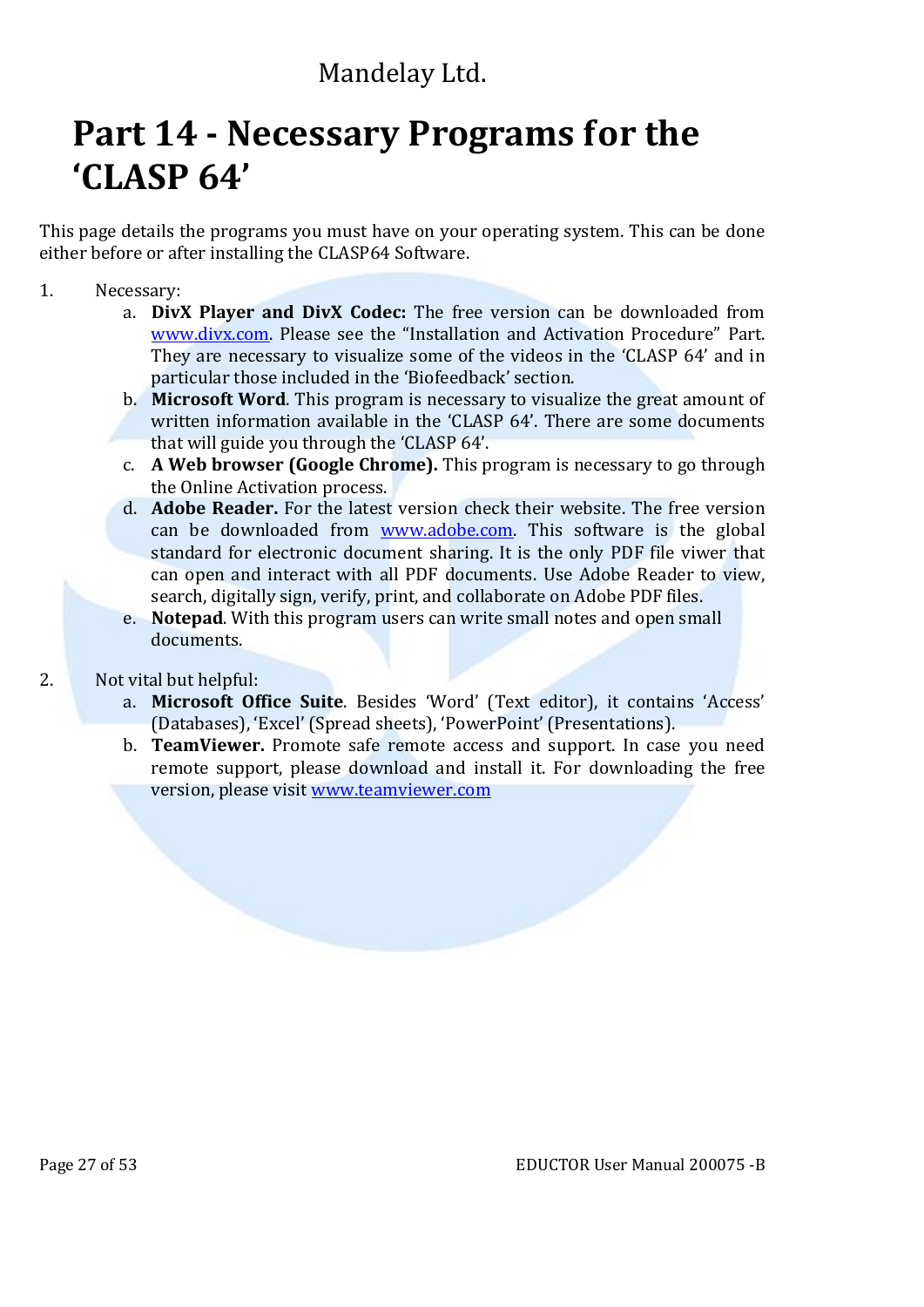# Part 14 - Necessary Programs for the 'CLASP 64'

This page details the programs you must have on your operating system. This can be done either before or after installing the CLASP64 Software.

1. Necessary:
   a. **DivX Player and DivX Codec:** The free version can be downloaded from www.divx.com. Please see the "Installation and Activation Procedure" Part. They are necessary to visualize some of the videos in the 'CLASP 64' and in particular those included in the 'Biofeedback' section.
   b. **Microsoft Word**. This program is necessary to visualize the great amount of written information available in the 'CLASP 64'. There are some documents that will guide you through the 'CLASP 64'.
   c. **A Web browser (Google Chrome).** This program is necessary to go through the Online Activation process.
   d. **Adobe Reader.** For the latest version check their website. The free version can be downloaded from www.adobe.com. This software is the global standard for electronic document sharing. It is the only PDF file viwer that can open and interact with all PDF documents. Use Adobe Reader to view, search, digitally sign, verify, print, and collaborate on Adobe PDF files.
   e. **Notepad**. With this program users can write small notes and open small documents.

2. Not vital but helpful:
   a. **Microsoft Office Suite**. Besides 'Word' (Text editor), it contains 'Access' (Databases), 'Excel' (Spread sheets), 'PowerPoint' (Presentations).
   b. **TeamViewer.** Promote safe remote access and support. In case you need remote support, please download and install it. For downloading the free version, please visit www.teamviewer.com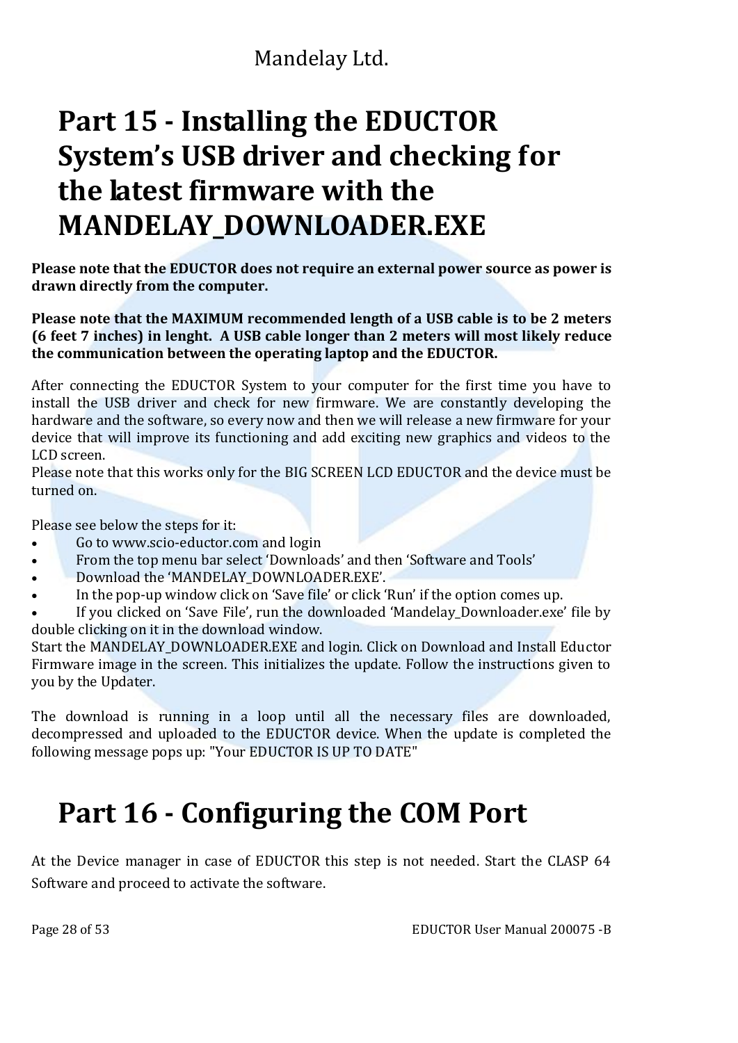# Part 15 - Installing the EDUCTOR System's USB driver and checking for the latest firmware with the MANDELAY_DOWNLOADER.EXE

**Please note that the EDUCTOR does not require an external power source as power is drawn directly from the computer.**

**Please note that the MAXIMUM recommended length of a USB cable is to be 2 meters (6 feet 7 inches) in lenght. A USB cable longer than 2 meters will most likely reduce the communication between the operating laptop and the EDUCTOR.**

After connecting the EDUCTOR System to your computer for the first time you have to install the USB driver and check for new firmware. We are constantly developing the hardware and the software, so every now and then we will release a new firmware for your device that will improve its functioning and add exciting new graphics and videos to the LCD screen.
Please note that this works only for the BIG SCREEN LCD EDUCTOR and the device must be turned on.

Please see below the steps for it:

- Go to www.scio-eductor.com and login
- From the top menu bar select 'Downloads' and then 'Software and Tools'
- Download the 'MANDELAY_DOWNLOADER.EXE'.
- In the pop-up window click on 'Save file' or click 'Run' if the option comes up.
- If you clicked on 'Save File', run the downloaded 'Mandelay_Downloader.exe' file by double clicking on it in the download window.

Start the MANDELAY_DOWNLOADER.EXE and login. Click on Download and Install Eductor Firmware image in the screen. This initializes the update. Follow the instructions given to you by the Updater.

The download is running in a loop until all the necessary files are downloaded, decompressed and uploaded to the EDUCTOR device. When the update is completed the following message pops up: "Your EDUCTOR IS UP TO DATE"

# Part 16 - Configuring the COM Port

At the Device manager in case of EDUCTOR this step is not needed. Start the CLASP 64 Software and proceed to activate the software.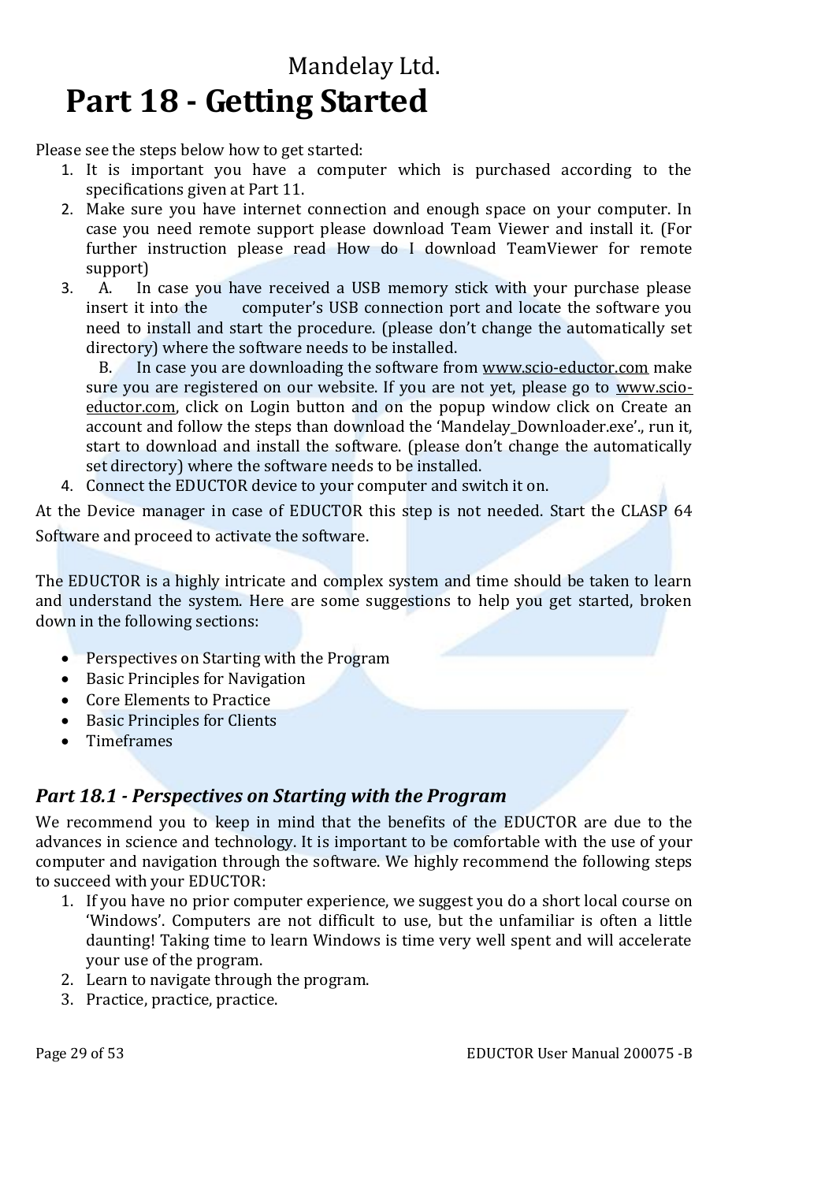# Part 18 - Getting Started

Please see the steps below how to get started:

1. It is important you have a computer which is purchased according to the specifications given at Part 11.
2. Make sure you have internet connection and enough space on your computer. In case you need remote support please download Team Viewer and install it. (For further instruction please read How do I download TeamViewer for remote support)
3. A. In case you have received a USB memory stick with your purchase please insert it into the computer's USB connection port and locate the software you need to install and start the procedure. (please don't change the automatically set directory) where the software needs to be installed.

   B. In case you are downloading the software from www.scio-eductor.com make sure you are registered on our website. If you are not yet, please go to www.scio-eductor.com, click on Login button and on the popup window click on Create an account and follow the steps than download the 'Mandelay_Downloader.exe'., run it, start to download and install the software. (please don't change the automatically set directory) where the software needs to be installed.
4. Connect the EDUCTOR device to your computer and switch it on.

At the Device manager in case of EDUCTOR this step is not needed. Start the CLASP 64 Software and proceed to activate the software.

The EDUCTOR is a highly intricate and complex system and time should be taken to learn and understand the system. Here are some suggestions to help you get started, broken down in the following sections:

- Perspectives on Starting with the Program
- Basic Principles for Navigation
- Core Elements to Practice
- Basic Principles for Clients
- Timeframes

## *Part 18.1 - Perspectives on Starting with the Program*

We recommend you to keep in mind that the benefits of the EDUCTOR are due to the advances in science and technology. It is important to be comfortable with the use of your computer and navigation through the software. We highly recommend the following steps to succeed with your EDUCTOR:

1. If you have no prior computer experience, we suggest you do a short local course on 'Windows'. Computers are not difficult to use, but the unfamiliar is often a little daunting! Taking time to learn Windows is time very well spent and will accelerate your use of the program.
2. Learn to navigate through the program.
3. Practice, practice, practice.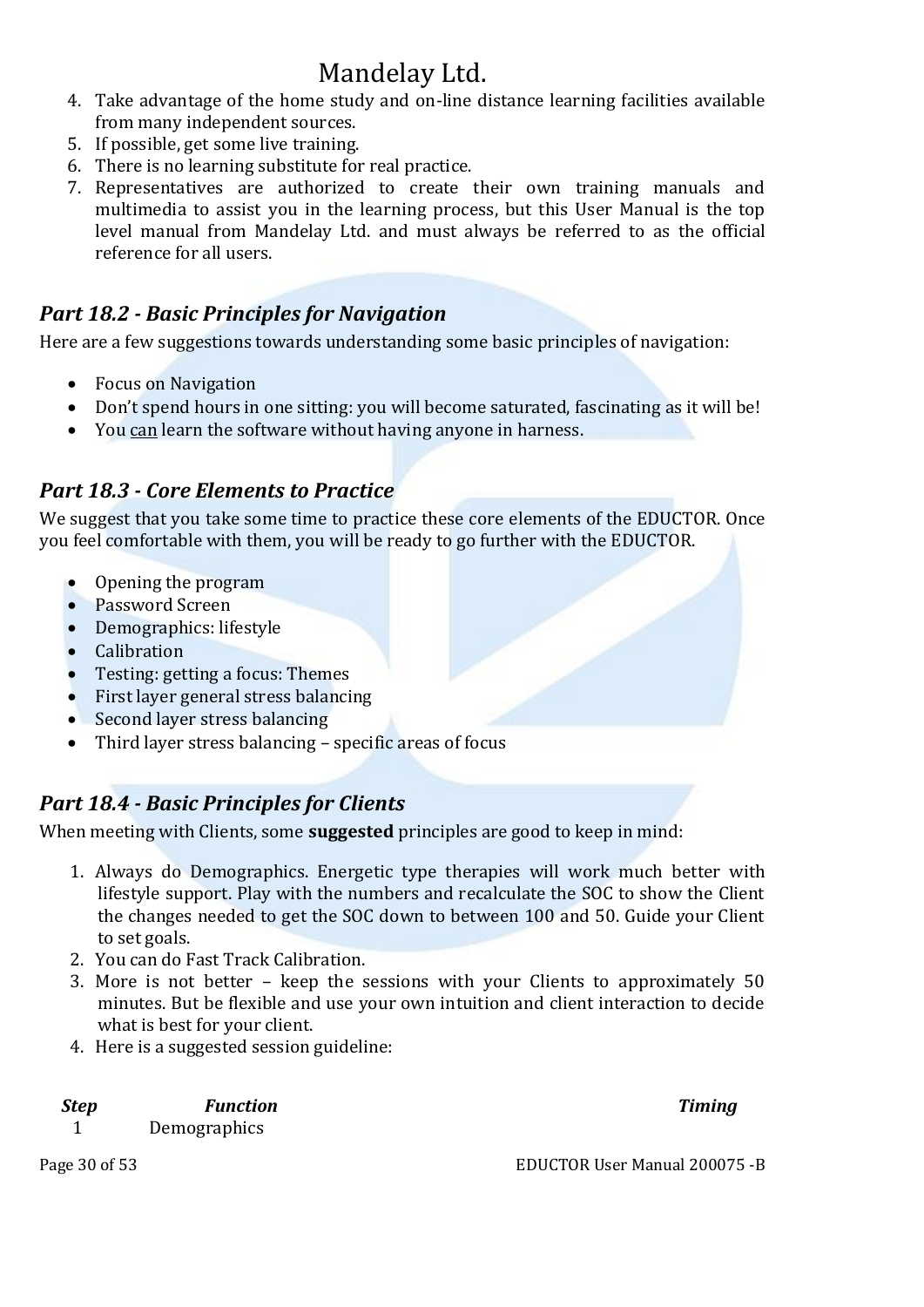4. Take advantage of the home study and on-line distance learning facilities available from many independent sources.
5. If possible, get some live training.
6. There is no learning substitute for real practice.
7. Representatives are authorized to create their own training manuals and multimedia to assist you in the learning process, but this User Manual is the top level manual from Mandelay Ltd. and must always be referred to as the official reference for all users.

### *Part 18.2 - Basic Principles for Navigation*

Here are a few suggestions towards understanding some basic principles of navigation:

- Focus on Navigation
- Don't spend hours in one sitting: you will become saturated, fascinating as it will be!
- You <u>can</u> learn the software without having anyone in harness.

### *Part 18.3 - Core Elements to Practice*

We suggest that you take some time to practice these core elements of the EDUCTOR. Once you feel comfortable with them, you will be ready to go further with the EDUCTOR.

- Opening the program
- Password Screen
- Demographics: lifestyle
- Calibration
- Testing: getting a focus: Themes
- First layer general stress balancing
- Second layer stress balancing
- Third layer stress balancing – specific areas of focus

### *Part 18.4 - Basic Principles for Clients*

When meeting with Clients, some **suggested** principles are good to keep in mind:

1. Always do Demographics. Energetic type therapies will work much better with lifestyle support. Play with the numbers and recalculate the SOC to show the Client the changes needed to get the SOC down to between 100 and 50. Guide your Client to set goals.
2. You can do Fast Track Calibration.
3. More is not better – keep the sessions with your Clients to approximately 50 minutes. But be flexible and use your own intuition and client interaction to decide what is best for your client.
4. Here is a suggested session guideline:

| *Step* | *Function* | *Timing* |
|---|---|---|
| 1 | Demographics | |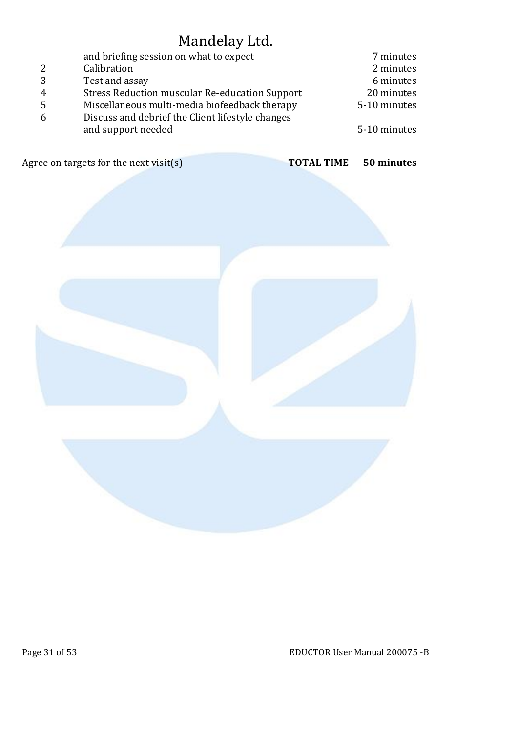| | | |
|---|---|---|
| | and briefing session on what to expect | 7 minutes |
| 2 | Calibration | 2 minutes |
| 3 | Test and assay | 6 minutes |
| 4 | Stress Reduction muscular Re-education Support | 20 minutes |
| 5 | Miscellaneous multi-media biofeedback therapy | 5-10 minutes |
| 6 | Discuss and debrief the Client lifestyle changes and support needed | 5-10 minutes |

Agree on targets for the next visit(s) **TOTAL TIME 50 minutes**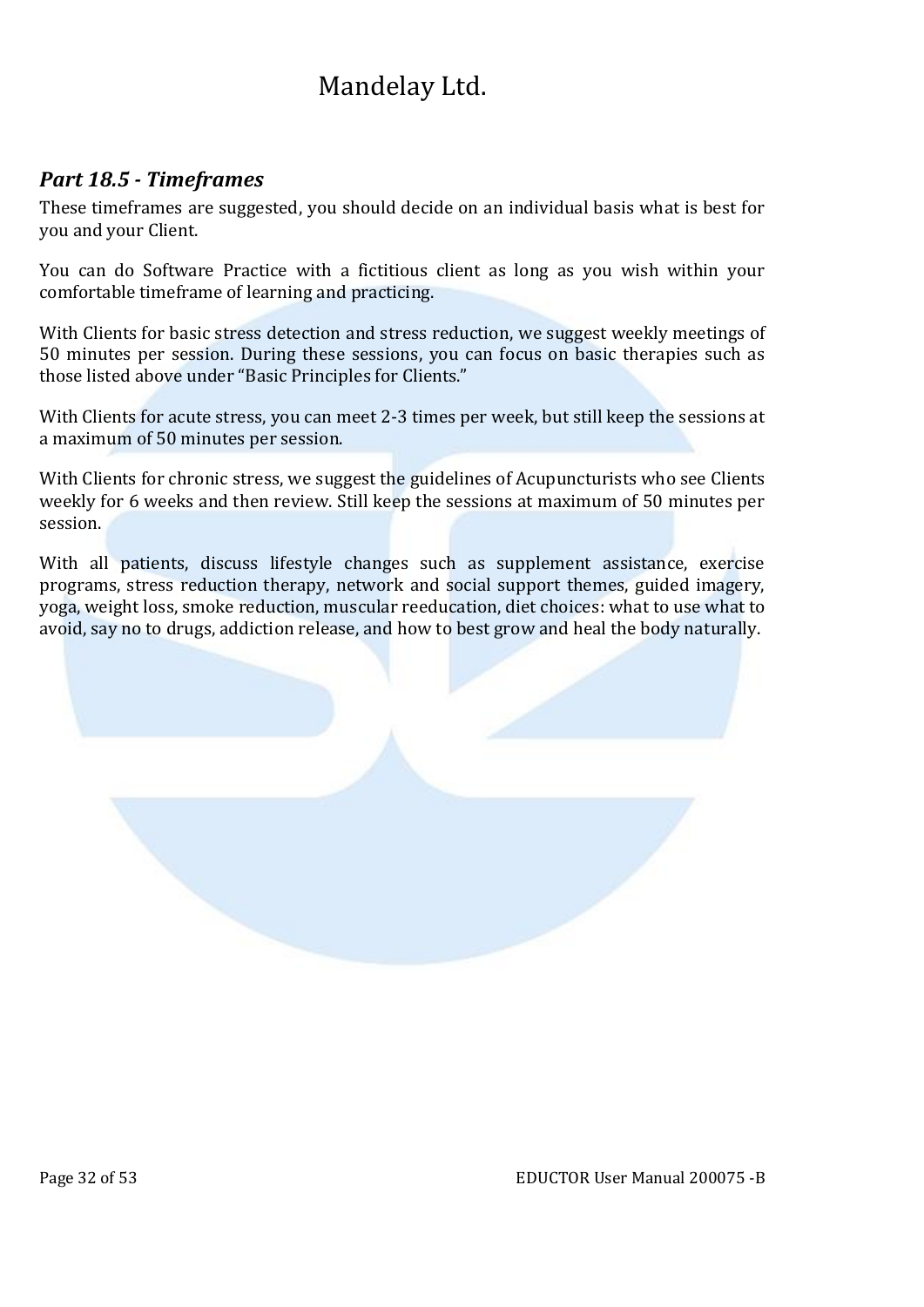## *Part 18.5 - Timeframes*

These timeframes are suggested, you should decide on an individual basis what is best for you and your Client.

You can do Software Practice with a fictitious client as long as you wish within your comfortable timeframe of learning and practicing.

With Clients for basic stress detection and stress reduction, we suggest weekly meetings of 50 minutes per session. During these sessions, you can focus on basic therapies such as those listed above under "Basic Principles for Clients."

With Clients for acute stress, you can meet 2-3 times per week, but still keep the sessions at a maximum of 50 minutes per session.

With Clients for chronic stress, we suggest the guidelines of Acupuncturists who see Clients weekly for 6 weeks and then review. Still keep the sessions at maximum of 50 minutes per session.

With all patients, discuss lifestyle changes such as supplement assistance, exercise programs, stress reduction therapy, network and social support themes, guided imagery, yoga, weight loss, smoke reduction, muscular reeducation, diet choices: what to use what to avoid, say no to drugs, addiction release, and how to best grow and heal the body naturally.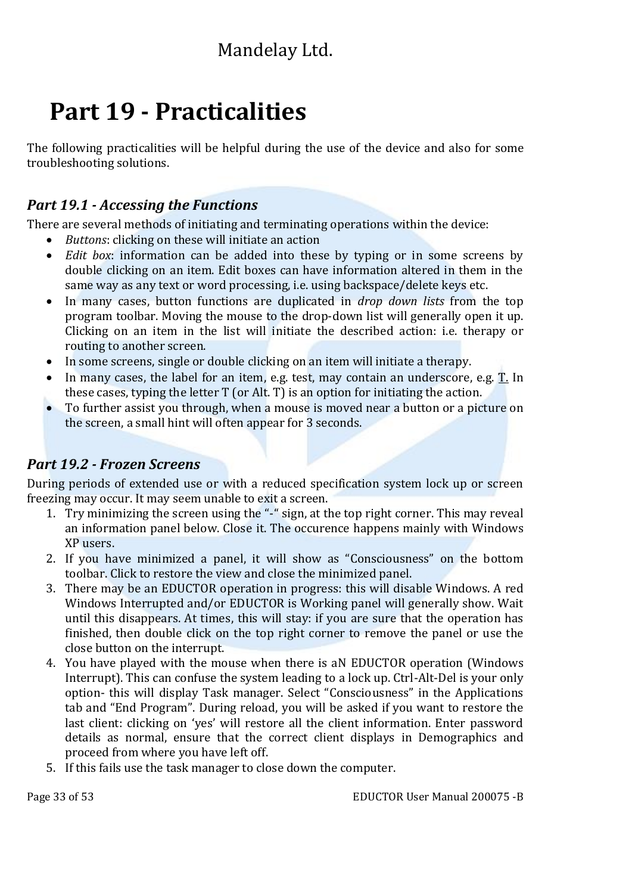# Part 19 - Practicalities

The following practicalities will be helpful during the use of the device and also for some troubleshooting solutions.

## *Part 19.1 - Accessing the Functions*

There are several methods of initiating and terminating operations within the device:

- *Buttons*: clicking on these will initiate an action
- *Edit box*: information can be added into these by typing or in some screens by double clicking on an item. Edit boxes can have information altered in them in the same way as any text or word processing, i.e. using backspace/delete keys etc.
- In many cases, button functions are duplicated in *drop down lists* from the top program toolbar. Moving the mouse to the drop-down list will generally open it up. Clicking on an item in the list will initiate the described action: i.e. therapy or routing to another screen.
- In some screens, single or double clicking on an item will initiate a therapy.
- In many cases, the label for an item, e.g. test, may contain an underscore, e.g. <u>T.</u> In these cases, typing the letter T (or Alt. T) is an option for initiating the action.
- To further assist you through, when a mouse is moved near a button or a picture on the screen, a small hint will often appear for 3 seconds.

## *Part 19.2 - Frozen Screens*

During periods of extended use or with a reduced specification system lock up or screen freezing may occur. It may seem unable to exit a screen.

1. Try minimizing the screen using the "-" sign, at the top right corner. This may reveal an information panel below. Close it. The occurence happens mainly with Windows XP users.
2. If you have minimized a panel, it will show as "Consciousness" on the bottom toolbar. Click to restore the view and close the minimized panel.
3. There may be an EDUCTOR operation in progress: this will disable Windows. A red Windows Interrupted and/or EDUCTOR is Working panel will generally show. Wait until this disappears. At times, this will stay: if you are sure that the operation has finished, then double click on the top right corner to remove the panel or use the close button on the interrupt.
4. You have played with the mouse when there is aN EDUCTOR operation (Windows Interrupt). This can confuse the system leading to a lock up. Ctrl-Alt-Del is your only option- this will display Task manager. Select "Consciousness" in the Applications tab and "End Program". During reload, you will be asked if you want to restore the last client: clicking on 'yes' will restore all the client information. Enter password details as normal, ensure that the correct client displays in Demographics and proceed from where you have left off.
5. If this fails use the task manager to close down the computer.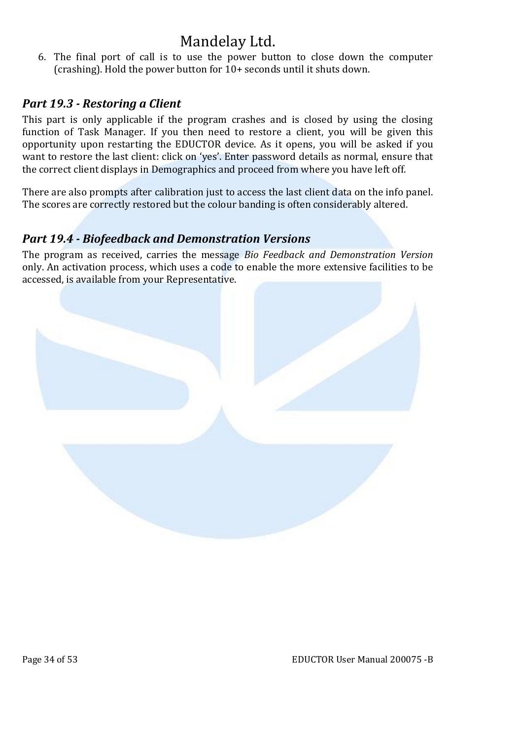6. The final port of call is to use the power button to close down the computer (crashing). Hold the power button for 10+ seconds until it shuts down.

### *Part 19.3 - Restoring a Client*

This part is only applicable if the program crashes and is closed by using the closing function of Task Manager. If you then need to restore a client, you will be given this opportunity upon restarting the EDUCTOR device. As it opens, you will be asked if you want to restore the last client: click on 'yes'. Enter password details as normal, ensure that the correct client displays in Demographics and proceed from where you have left off.

There are also prompts after calibration just to access the last client data on the info panel. The scores are correctly restored but the colour banding is often considerably altered.

### *Part 19.4 - Biofeedback and Demonstration Versions*

The program as received, carries the message *Bio Feedback and Demonstration Version* only. An activation process, which uses a code to enable the more extensive facilities to be accessed, is available from your Representative.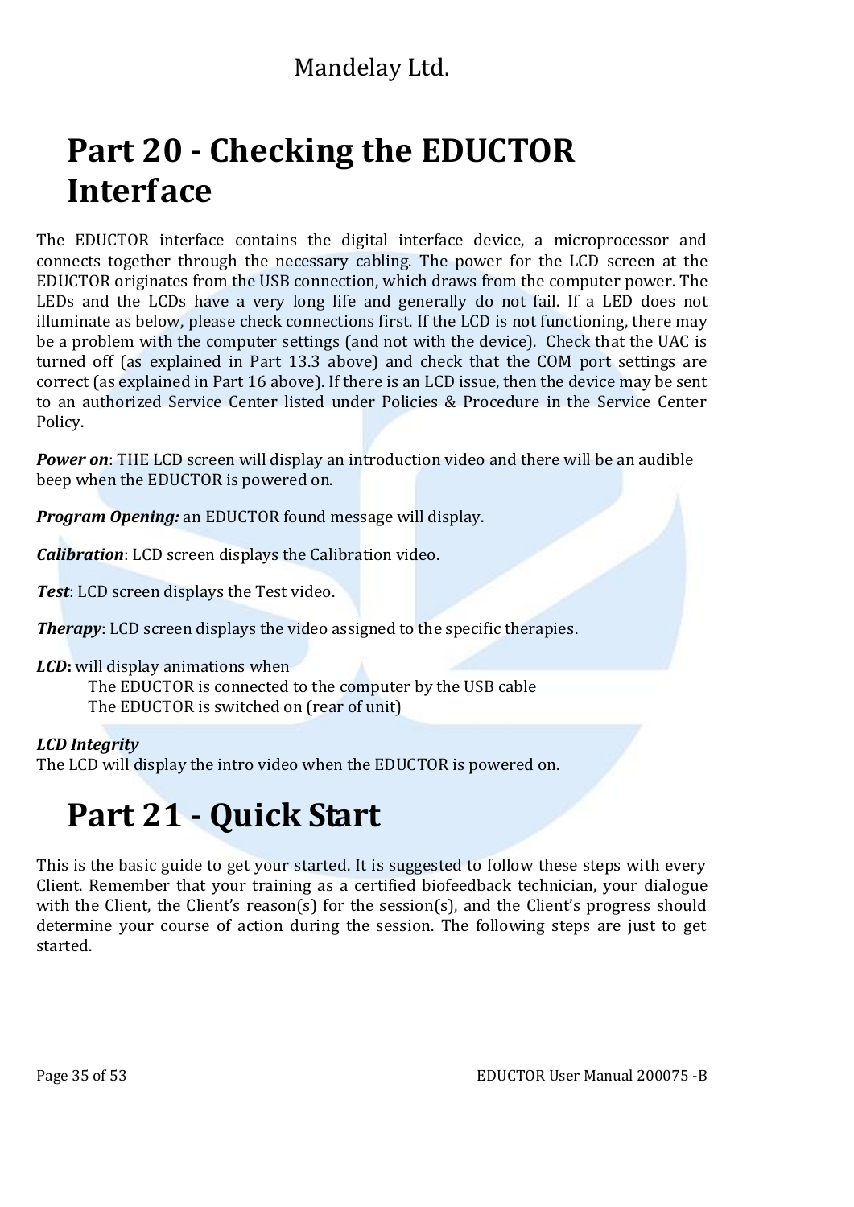# Part 20 - Checking the EDUCTOR Interface

The EDUCTOR interface contains the digital interface device, a microprocessor and connects together through the necessary cabling. The power for the LCD screen at the EDUCTOR originates from the USB connection, which draws from the computer power. The LEDs and the LCDs have a very long life and generally do not fail. If a LED does not illuminate as below, please check connections first. If the LCD is not functioning, there may be a problem with the computer settings (and not with the device). Check that the UAC is turned off (as explained in Part 13.3 above) and check that the COM port settings are correct (as explained in Part 16 above). If there is an LCD issue, then the device may be sent to an authorized Service Center listed under Policies & Procedure in the Service Center Policy.

***Power on***: THE LCD screen will display an introduction video and there will be an audible beep when the EDUCTOR is powered on.

***Program Opening:*** an EDUCTOR found message will display.

***Calibration***: LCD screen displays the Calibration video.

***Test***: LCD screen displays the Test video.

***Therapy***: LCD screen displays the video assigned to the specific therapies.

***LCD*****:** will display animations when

The EDUCTOR is connected to the computer by the USB cable
The EDUCTOR is switched on (rear of unit)

***LCD Integrity***
The LCD will display the intro video when the EDUCTOR is powered on.

# Part 21 - Quick Start

This is the basic guide to get your started. It is suggested to follow these steps with every Client. Remember that your training as a certified biofeedback technician, your dialogue with the Client, the Client's reason(s) for the session(s), and the Client's progress should determine your course of action during the session. The following steps are just to get started.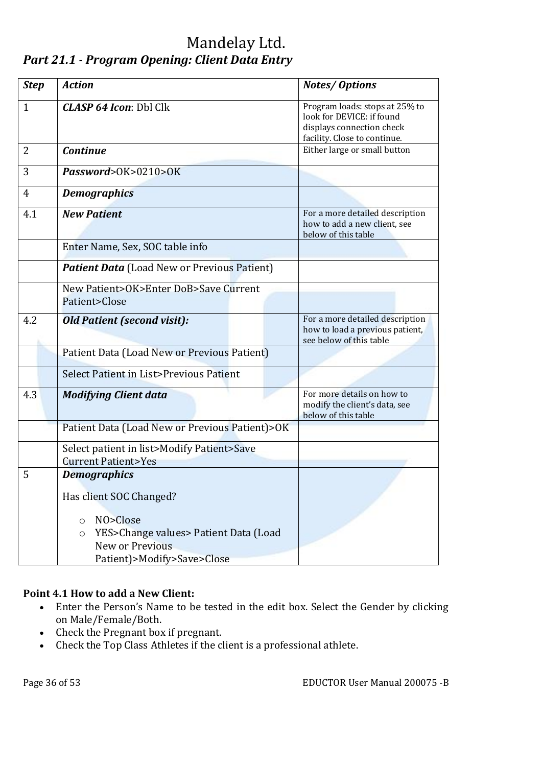# Mandelay Ltd.

## *Part 21.1 - Program Opening: Client Data Entry*

| ***Step*** | ***Action*** | ***Notes/ Options*** |
|---|---|---|
| 1 | ***CLASP 64 Icon***: Dbl Clk | Program loads: stops at 25% to look for DEVICE: if found displays connection check facility. Close to continue. |
| 2 | ***Continue*** | Either large or small button |
| 3 | ***Password***>OK>0210>OK | |
| 4 | ***Demographics*** | |
| 4.1 | ***New Patient*** | For a more detailed description how to add a new client, see below of this table |
| | Enter Name, Sex, SOC table info | |
| | ***Patient Data*** (Load New or Previous Patient) | |
| | New Patient>OK>Enter DoB>Save Current Patient>Close | |
| 4.2 | ***Old Patient (second visit):*** | For a more detailed description how to load a previous patient, see below of this table |
| | Patient Data (Load New or Previous Patient) | |
| | Select Patient in List>Previous Patient | |
| 4.3 | ***Modifying Client data*** | For more details on how to modify the client's data, see below of this table |
| | Patient Data (Load New or Previous Patient)>OK | |
| | Select patient in list>Modify Patient>Save Current Patient>Yes | |
| 5 | ***Demographics***<br><br>Has client SOC Changed?<br><br>○ NO>Close<br>○ YES>Change values> Patient Data (Load New or Previous Patient)>Modify>Save>Close | |

**Point 4.1 How to add a New Client:**

- Enter the Person's Name to be tested in the edit box. Select the Gender by clicking on Male/Female/Both.
- Check the Pregnant box if pregnant.
- Check the Top Class Athletes if the client is a professional athlete.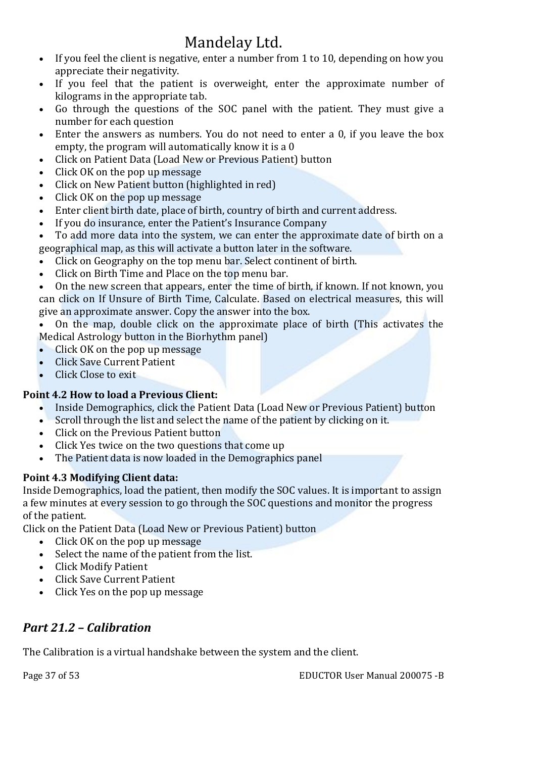- If you feel the client is negative, enter a number from 1 to 10, depending on how you appreciate their negativity.
- If you feel that the patient is overweight, enter the approximate number of kilograms in the appropriate tab.
- Go through the questions of the SOC panel with the patient. They must give a number for each question
- Enter the answers as numbers. You do not need to enter a 0, if you leave the box empty, the program will automatically know it is a 0
- Click on Patient Data (Load New or Previous Patient) button
- Click OK on the pop up message
- Click on New Patient button (highlighted in red)
- Click OK on the pop up message
- Enter client birth date, place of birth, country of birth and current address.
- If you do insurance, enter the Patient's Insurance Company
- To add more data into the system, we can enter the approximate date of birth on a geographical map, as this will activate a button later in the software.
- Click on Geography on the top menu bar. Select continent of birth.
- Click on Birth Time and Place on the top menu bar.
- On the new screen that appears, enter the time of birth, if known. If not known, you can click on If Unsure of Birth Time, Calculate. Based on electrical measures, this will give an approximate answer. Copy the answer into the box.
- On the map, double click on the approximate place of birth (This activates the Medical Astrology button in the Biorhythm panel)
- Click OK on the pop up message
- Click Save Current Patient
- Click Close to exit

**Point 4.2 How to load a Previous Client:**

- Inside Demographics, click the Patient Data (Load New or Previous Patient) button
- Scroll through the list and select the name of the patient by clicking on it.
- Click on the Previous Patient button
- Click Yes twice on the two questions that come up
- The Patient data is now loaded in the Demographics panel

**Point 4.3 Modifying Client data:**

Inside Demographics, load the patient, then modify the SOC values. It is important to assign a few minutes at every session to go through the SOC questions and monitor the progress of the patient.

Click on the Patient Data (Load New or Previous Patient) button

- Click OK on the pop up message
- Select the name of the patient from the list.
- Click Modify Patient
- Click Save Current Patient
- Click Yes on the pop up message

## *Part 21.2 – Calibration*

The Calibration is a virtual handshake between the system and the client.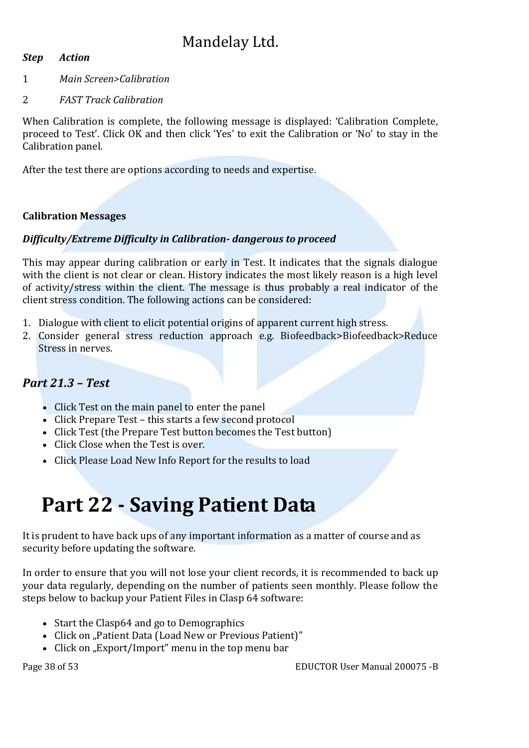*Step* *Action*

1 *Main Screen>Calibration*

2 *FAST Track Calibration*

When Calibration is complete, the following message is displayed: 'Calibration Complete, proceed to Test'. Click OK and then click 'Yes' to exit the Calibration or 'No' to stay in the Calibration panel.

After the test there are options according to needs and expertise.

**Calibration Messages**

***Difficulty/Extreme Difficulty in Calibration- dangerous to proceed***

This may appear during calibration or early in Test. It indicates that the signals dialogue with the client is not clear or clean. History indicates the most likely reason is a high level of activity/stress within the client. The message is thus probably a real indicator of the client stress condition. The following actions can be considered:

1. Dialogue with client to elicit potential origins of apparent current high stress.
2. Consider general stress reduction approach e.g. Biofeedback>Biofeedback>Reduce Stress in nerves.

## *Part 21.3 – Test*

- Click Test on the main panel to enter the panel
- Click Prepare Test – this starts a few second protocol
- Click Test (the Prepare Test button becomes the Test button)
- Click Close when the Test is over.
- Click Please Load New Info Report for the results to load

# Part 22 - Saving Patient Data

It is prudent to have back ups of any important information as a matter of course and as security before updating the software.

In order to ensure that you will not lose your client records, it is recommended to back up your data regularly, depending on the number of patients seen monthly. Please follow the steps below to backup your Patient Files in Clasp 64 software:

- Start the Clasp64 and go to Demographics
- Click on „Patient Data (Load New or Previous Patient)"
- Click on „Export/Import" menu in the top menu bar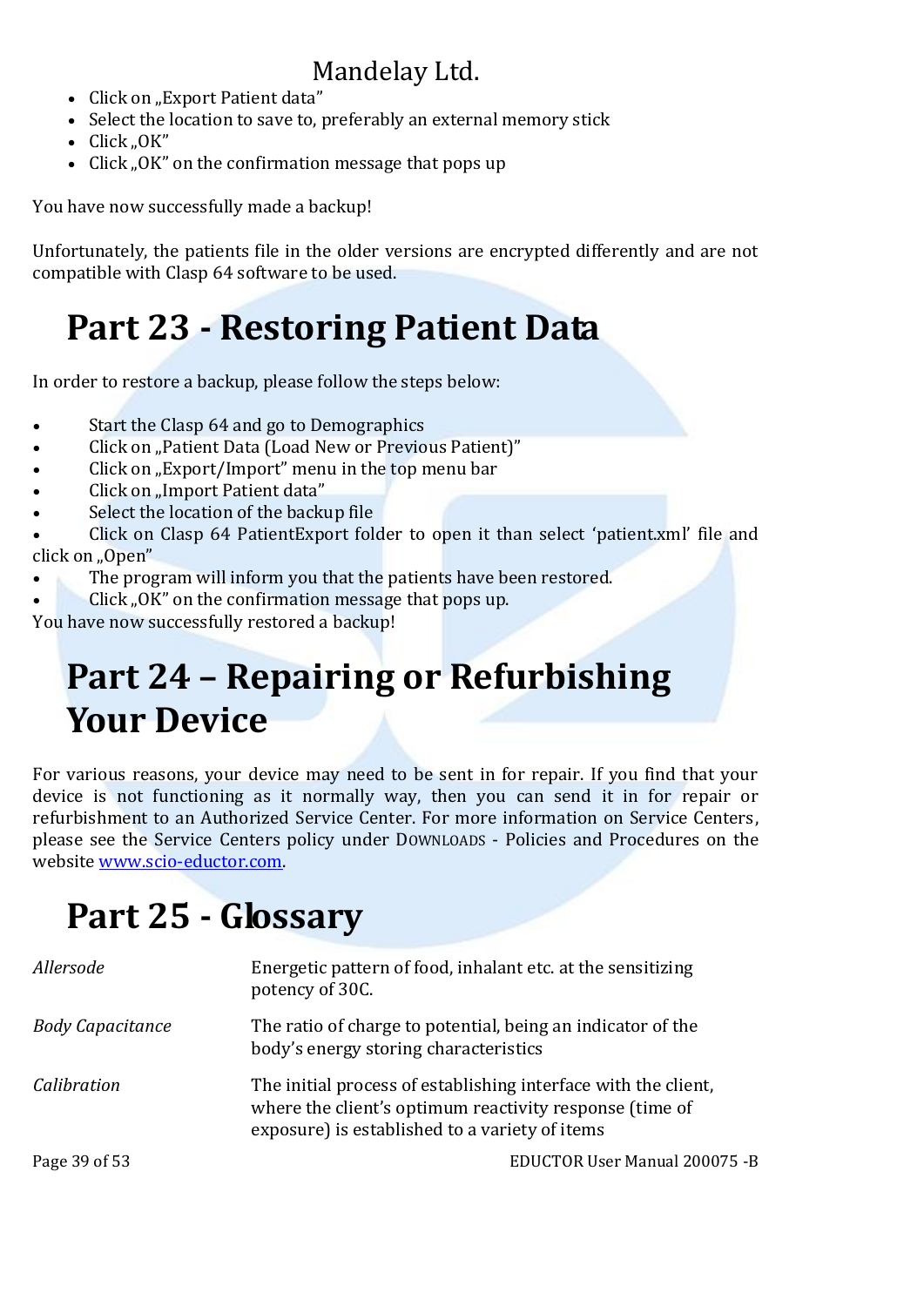- Click on „Export Patient data"
- Select the location to save to, preferably an external memory stick
- Click „OK"
- Click „OK" on the confirmation message that pops up

You have now successfully made a backup!

Unfortunately, the patients file in the older versions are encrypted differently and are not compatible with Clasp 64 software to be used.

# Part 23 - Restoring Patient Data

In order to restore a backup, please follow the steps below:

- Start the Clasp 64 and go to Demographics
- Click on „Patient Data (Load New or Previous Patient)"
- Click on „Export/Import" menu in the top menu bar
- Click on „Import Patient data"
- Select the location of the backup file
- Click on Clasp 64 PatientExport folder to open it than select 'patient.xml' file and click on „Open"
- The program will inform you that the patients have been restored.
- Click „OK" on the confirmation message that pops up.

You have now successfully restored a backup!

# Part 24 – Repairing or Refurbishing Your Device

For various reasons, your device may need to be sent in for repair. If you find that your device is not functioning as it normally way, then you can send it in for repair or refurbishment to an Authorized Service Center. For more information on Service Centers, please see the Service Centers policy under DOWNLOADS - Policies and Procedures on the website www.scio-eductor.com.

# Part 25 - Glossary

| | |
|---|---|
| *Allersode* | Energetic pattern of food, inhalant etc. at the sensitizing potency of 30C. |
| *Body Capacitance* | The ratio of charge to potential, being an indicator of the body's energy storing characteristics |
| *Calibration* | The initial process of establishing interface with the client, where the client's optimum reactivity response (time of exposure) is established to a variety of items |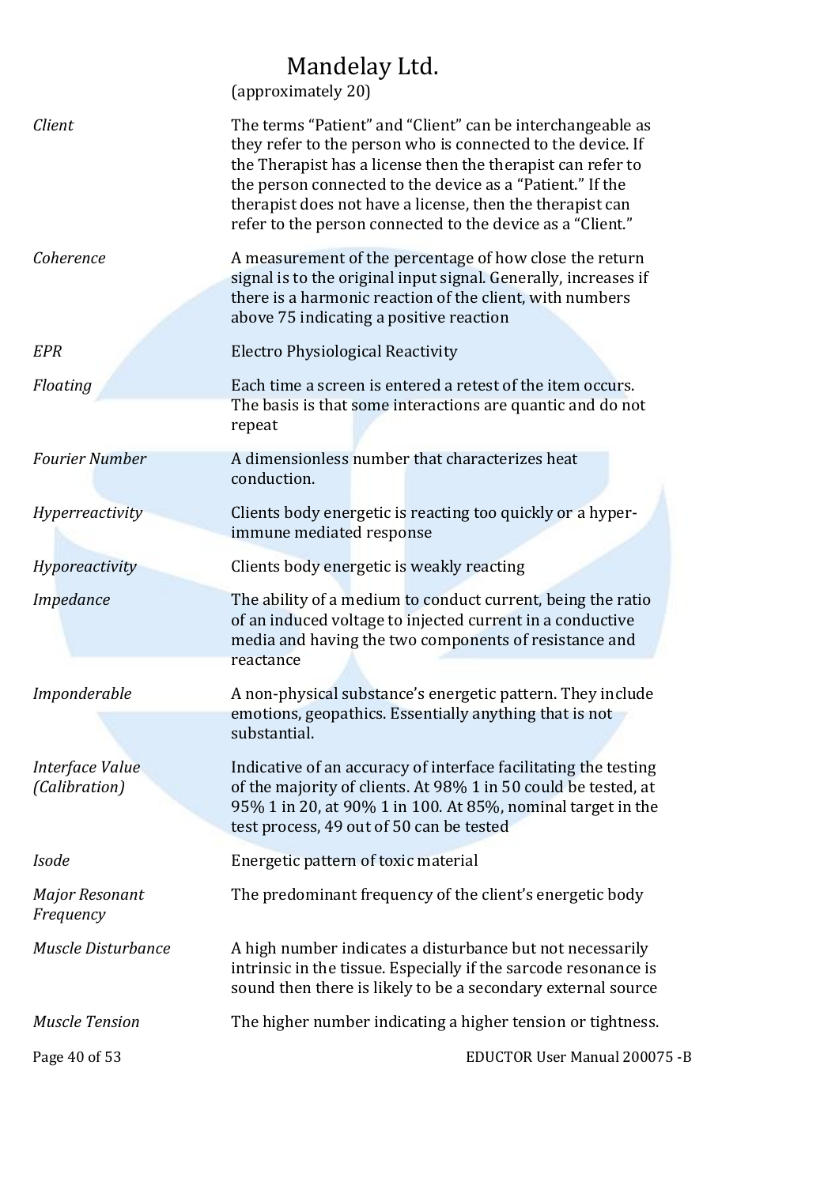(approximately 20)

| | |
|---|---|
| *Client* | The terms “Patient” and “Client” can be interchangeable as they refer to the person who is connected to the device. If the Therapist has a license then the therapist can refer to the person connected to the device as a “Patient.” If the therapist does not have a license, then the therapist can refer to the person connected to the device as a “Client.” |
| *Coherence* | A measurement of the percentage of how close the return signal is to the original input signal. Generally, increases if there is a harmonic reaction of the client, with numbers above 75 indicating a positive reaction |
| *EPR* | Electro Physiological Reactivity |
| *Floating* | Each time a screen is entered a retest of the item occurs. The basis is that some interactions are quantic and do not repeat |
| *Fourier Number* | A dimensionless number that characterizes heat conduction. |
| *Hyperreactivity* | Clients body energetic is reacting too quickly or a hyper-immune mediated response |
| *Hyporeactivity* | Clients body energetic is weakly reacting |
| *Impedance* | The ability of a medium to conduct current, being the ratio of an induced voltage to injected current in a conductive media and having the two components of resistance and reactance |
| *Imponderable* | A non-physical substance’s energetic pattern. They include emotions, geopathics. Essentially anything that is not substantial. |
| *Interface Value (Calibration)* | Indicative of an accuracy of interface facilitating the testing of the majority of clients. At 98% 1 in 50 could be tested, at 95% 1 in 20, at 90% 1 in 100. At 85%, nominal target in the test process, 49 out of 50 can be tested |
| *Isode* | Energetic pattern of toxic material |
| *Major Resonant Frequency* | The predominant frequency of the client’s energetic body |
| *Muscle Disturbance* | A high number indicates a disturbance but not necessarily intrinsic in the tissue. Especially if the sarcode resonance is sound then there is likely to be a secondary external source |
| *Muscle Tension* | The higher number indicating a higher tension or tightness. |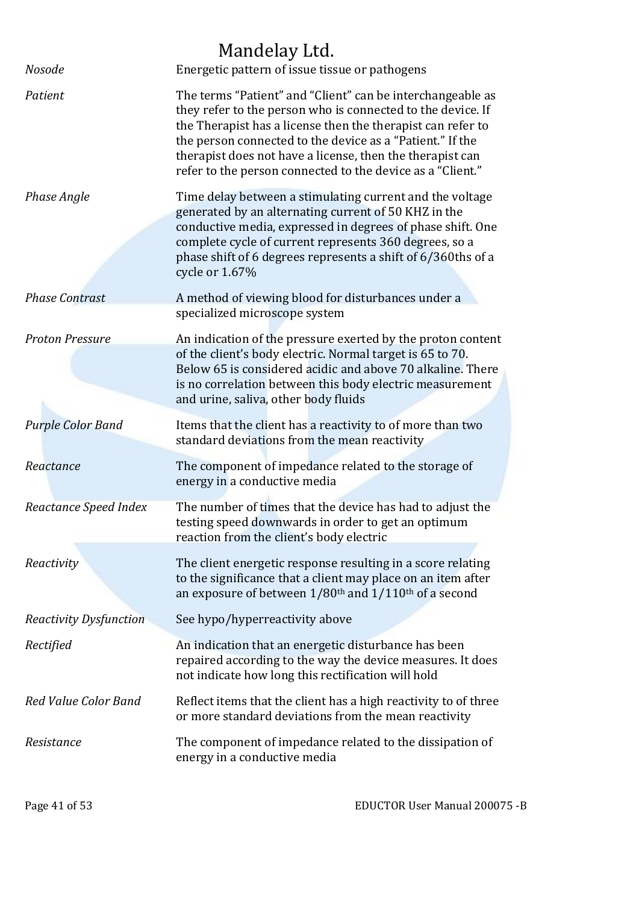| | |
|---|---|
| *Nosode* | Energetic pattern of issue tissue or pathogens |
| *Patient* | The terms "Patient" and "Client" can be interchangeable as they refer to the person who is connected to the device. If the Therapist has a license then the therapist can refer to the person connected to the device as a "Patient." If the therapist does not have a license, then the therapist can refer to the person connected to the device as a "Client." |
| *Phase Angle* | Time delay between a stimulating current and the voltage generated by an alternating current of 50 KHZ in the conductive media, expressed in degrees of phase shift. One complete cycle of current represents 360 degrees, so a phase shift of 6 degrees represents a shift of 6/360ths of a cycle or 1.67% |
| *Phase Contrast* | A method of viewing blood for disturbances under a specialized microscope system |
| *Proton Pressure* | An indication of the pressure exerted by the proton content of the client's body electric. Normal target is 65 to 70. Below 65 is considered acidic and above 70 alkaline. There is no correlation between this body electric measurement and urine, saliva, other body fluids |
| *Purple Color Band* | Items that the client has a reactivity to of more than two standard deviations from the mean reactivity |
| *Reactance* | The component of impedance related to the storage of energy in a conductive media |
| *Reactance Speed Index* | The number of times that the device has had to adjust the testing speed downwards in order to get an optimum reaction from the client's body electric |
| *Reactivity* | The client energetic response resulting in a score relating to the significance that a client may place on an item after an exposure of between 1/80$^{th}$ and 1/110$^{th}$ of a second |
| *Reactivity Dysfunction* | See hypo/hyperreactivity above |
| *Rectified* | An indication that an energetic disturbance has been repaired according to the way the device measures. It does not indicate how long this rectification will hold |
| *Red Value Color Band* | Reflect items that the client has a high reactivity to of three or more standard deviations from the mean reactivity |
| *Resistance* | The component of impedance related to the dissipation of energy in a conductive media |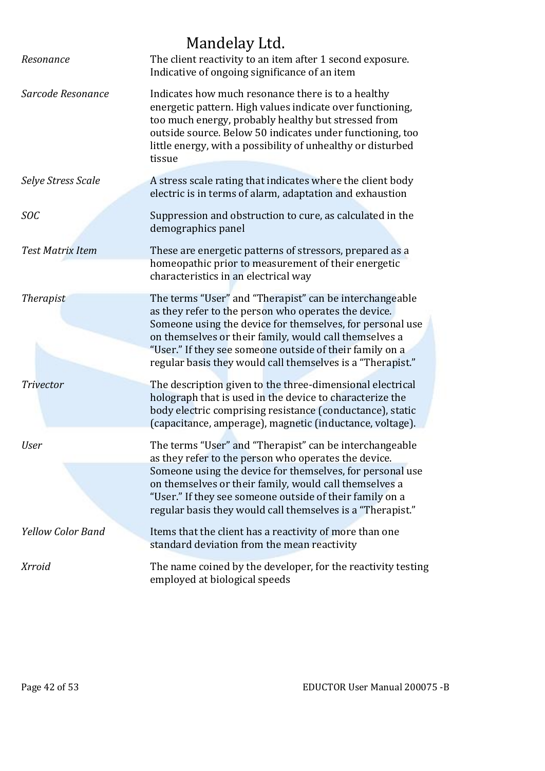| | |
|---|---|
| *Resonance* | The client reactivity to an item after 1 second exposure. Indicative of ongoing significance of an item |
| *Sarcode Resonance* | Indicates how much resonance there is to a healthy energetic pattern. High values indicate over functioning, too much energy, probably healthy but stressed from outside source. Below 50 indicates under functioning, too little energy, with a possibility of unhealthy or disturbed tissue |
| *Selye Stress Scale* | A stress scale rating that indicates where the client body electric is in terms of alarm, adaptation and exhaustion |
| *SOC* | Suppression and obstruction to cure, as calculated in the demographics panel |
| *Test Matrix Item* | These are energetic patterns of stressors, prepared as a homeopathic prior to measurement of their energetic characteristics in an electrical way |
| *Therapist* | The terms "User" and "Therapist" can be interchangeable as they refer to the person who operates the device. Someone using the device for themselves, for personal use on themselves or their family, would call themselves a "User." If they see someone outside of their family on a regular basis they would call themselves is a "Therapist." |
| *Trivector* | The description given to the three-dimensional electrical holograph that is used in the device to characterize the body electric comprising resistance (conductance), static (capacitance, amperage), magnetic (inductance, voltage). |
| *User* | The terms "User" and "Therapist" can be interchangeable as they refer to the person who operates the device. Someone using the device for themselves, for personal use on themselves or their family, would call themselves a "User." If they see someone outside of their family on a regular basis they would call themselves is a "Therapist." |
| *Yellow Color Band* | Items that the client has a reactivity of more than one standard deviation from the mean reactivity |
| *Xrroid* | The name coined by the developer, for the reactivity testing employed at biological speeds |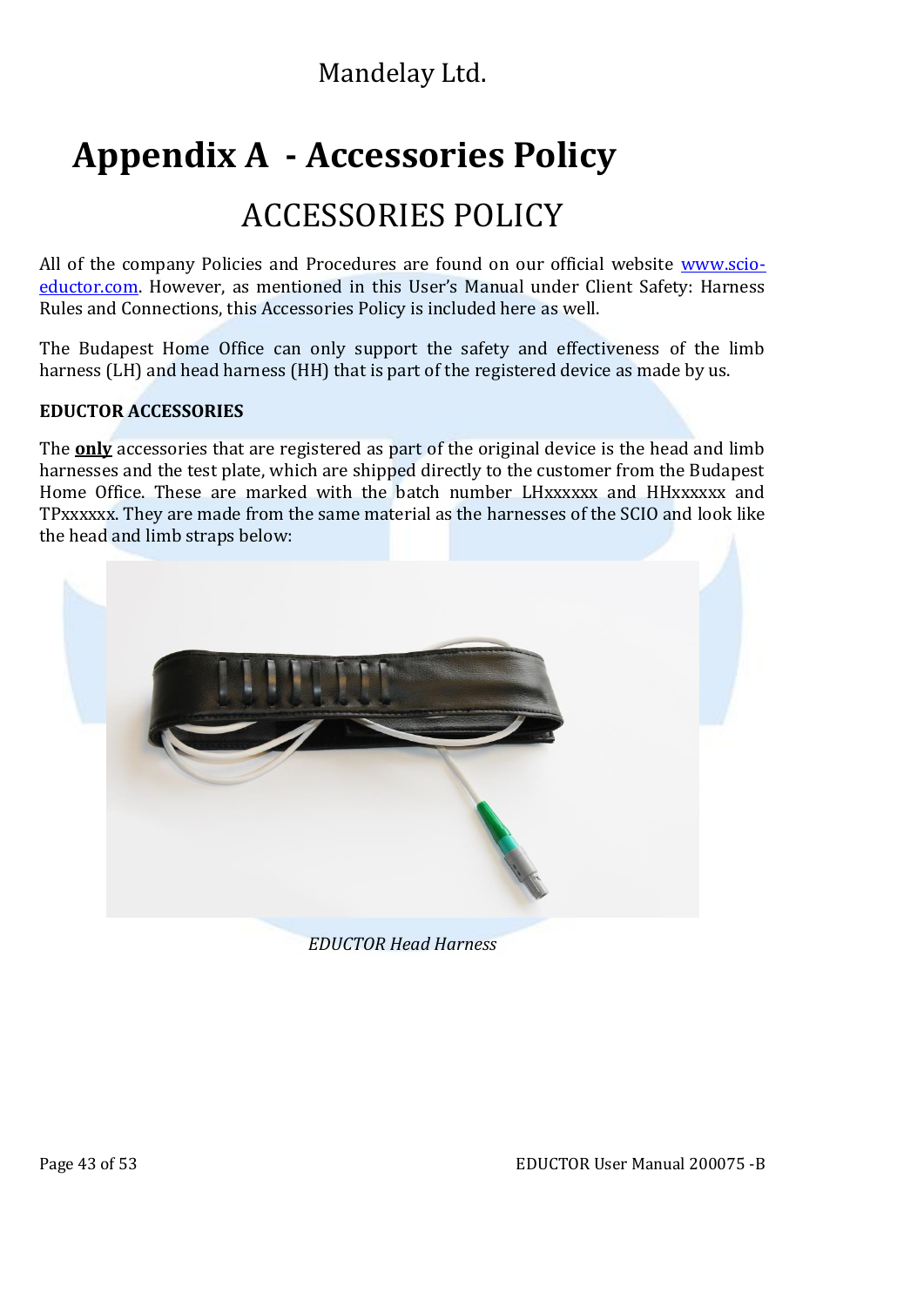Mandelay Ltd.

# Appendix A - Accessories Policy

## ACCESSORIES POLICY

All of the company Policies and Procedures are found on our official website [www.scio-eductor.com](www.scio-eductor.com). However, as mentioned in this User's Manual under Client Safety: Harness Rules and Connections, this Accessories Policy is included here as well.

The Budapest Home Office can only support the safety and effectiveness of the limb harness (LH) and head harness (HH) that is part of the registered device as made by us.

**EDUCTOR ACCESSORIES**

The **only** accessories that are registered as part of the original device is the head and limb harnesses and the test plate, which are shipped directly to the customer from the Budapest Home Office. These are marked with the batch number LHxxxxxx and HHxxxxxx and TPxxxxxx. They are made from the same material as the harnesses of the SCIO and look like the head and limb straps below:

*EDUCTOR Head Harness*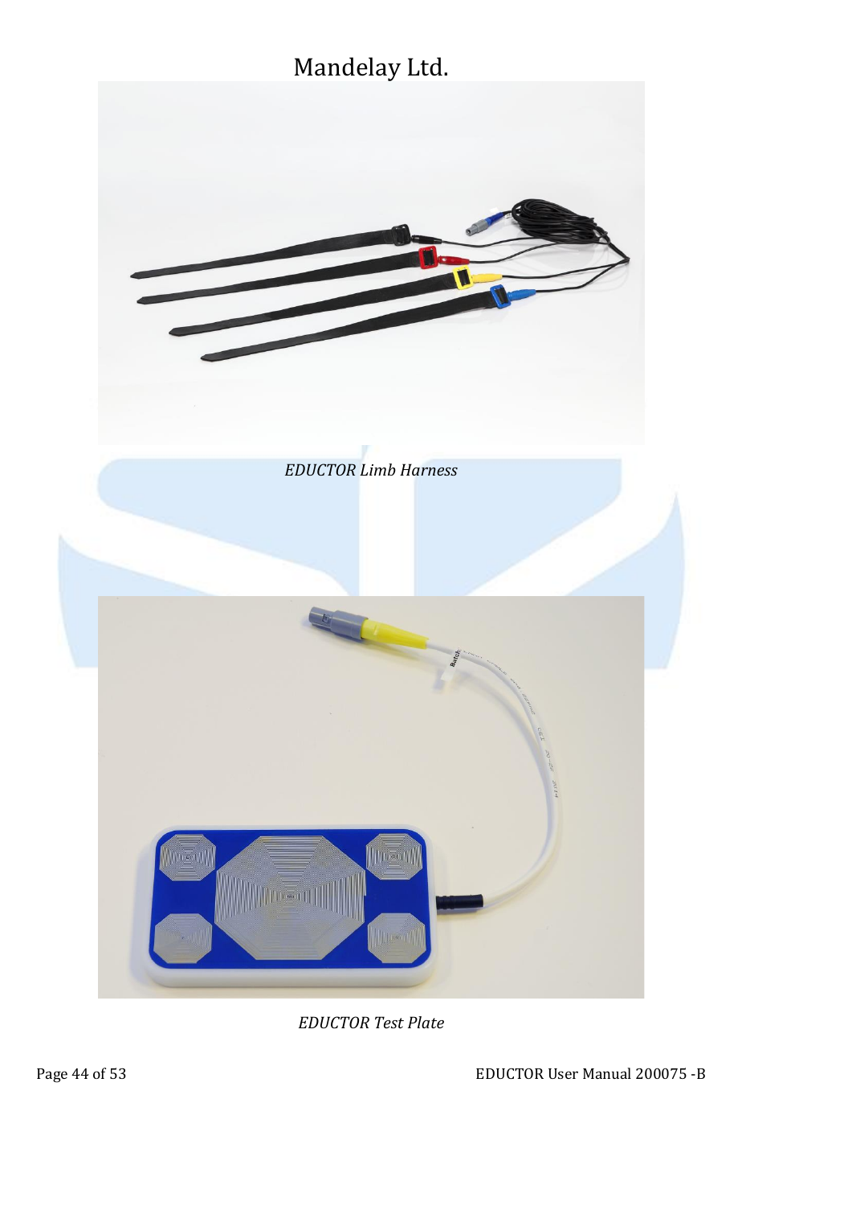*EDUCTOR Limb Harness*

*EDUCTOR Test Plate*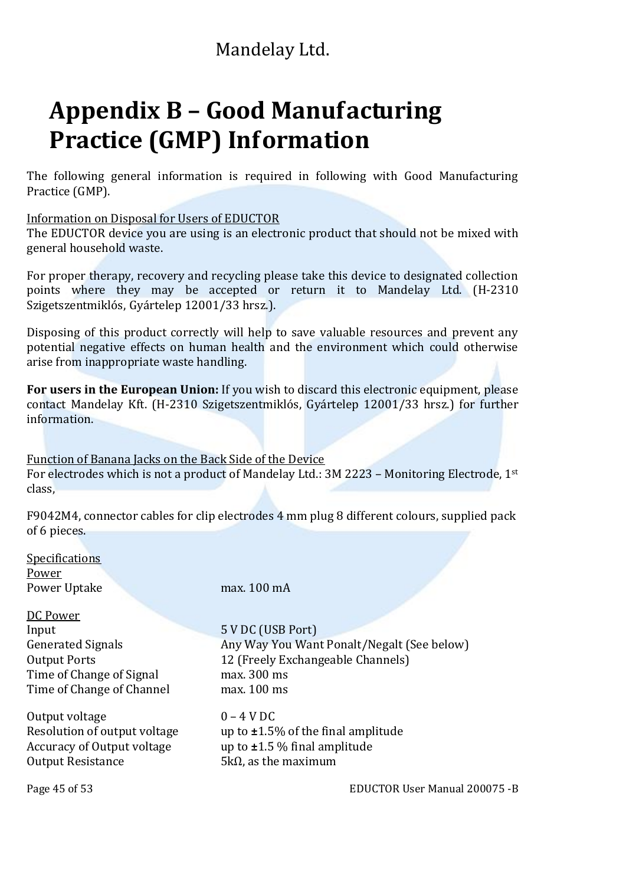# Appendix B – Good Manufacturing Practice (GMP) Information

The following general information is required in following with Good Manufacturing Practice (GMP).

Information on Disposal for Users of EDUCTOR

The EDUCTOR device you are using is an electronic product that should not be mixed with general household waste.

For proper therapy, recovery and recycling please take this device to designated collection points where they may be accepted or return it to Mandelay Ltd. (H-2310 Szigetszentmiklós, Gyártelep 12001/33 hrsz.).

Disposing of this product correctly will help to save valuable resources and prevent any potential negative effects on human health and the environment which could otherwise arise from inappropriate waste handling.

**For users in the European Union:** If you wish to discard this electronic equipment, please contact Mandelay Kft. (H-2310 Szigetszentmiklós, Gyártelep 12001/33 hrsz.) for further information.

Function of Banana Jacks on the Back Side of the Device

For electrodes which is not a product of Mandelay Ltd.: 3M 2223 – Monitoring Electrode, 1st class,

F9042M4, connector cables for clip electrodes 4 mm plug 8 different colours, supplied pack of 6 pieces.

Specifications

Power

| | |
|---|---|
| Power Uptake | max. 100 mA |

DC Power

| | |
|---|---|
| Input | 5 V DC (USB Port) |
| Generated Signals | Any Way You Want Ponalt/Negalt (See below) |
| Output Ports | 12 (Freely Exchangeable Channels) |
| Time of Change of Signal | max. 300 ms |
| Time of Change of Channel | max. 100 ms |
| Output voltage | 0 – 4 V DC |
| Resolution of output voltage | up to ±1.5% of the final amplitude |
| Accuracy of Output voltage | up to ±1.5 % final amplitude |
| Output Resistance | 5kΩ, as the maximum |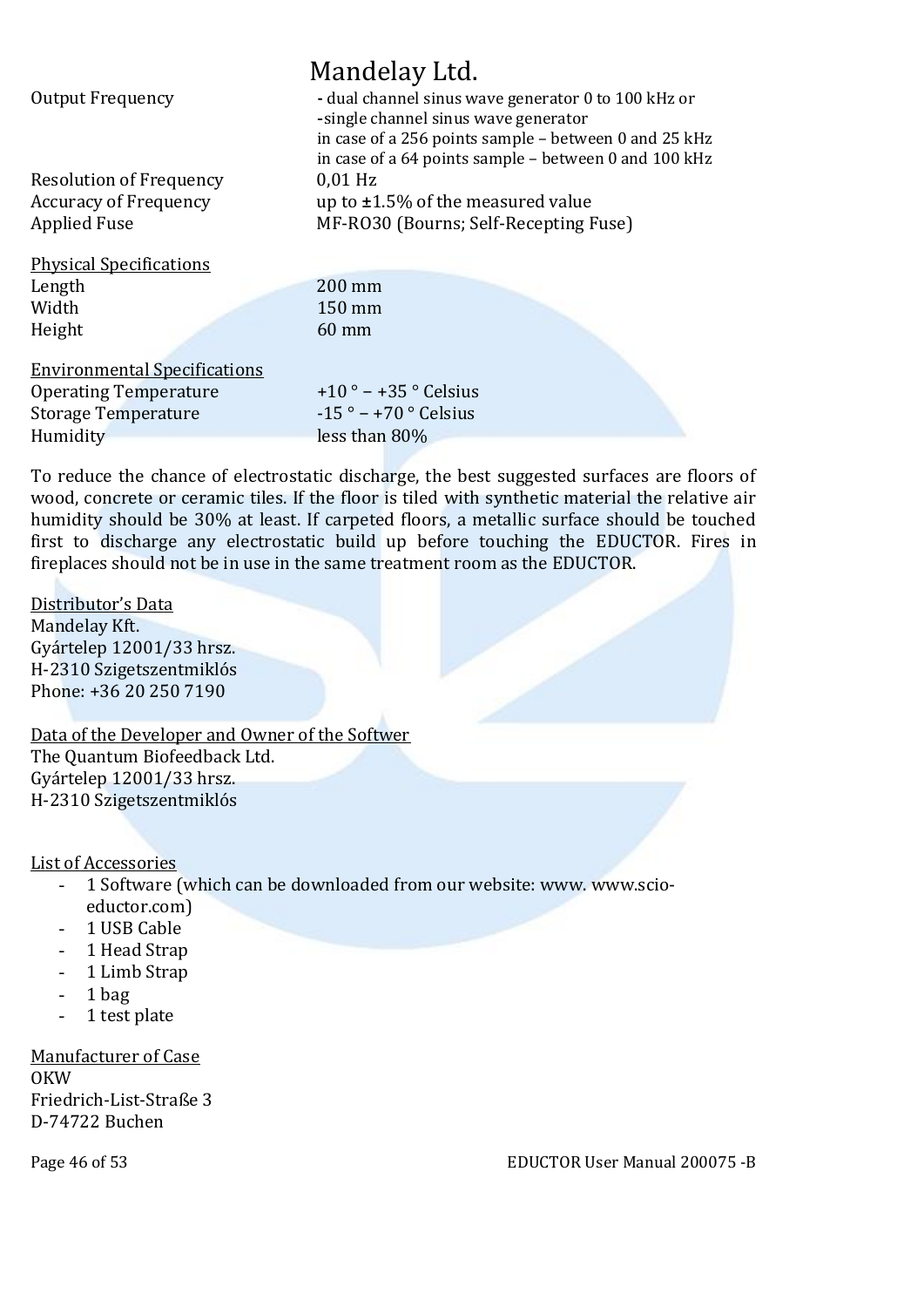| | |
|---|---|
| Output Frequency | - dual channel sinus wave generator 0 to 100 kHz or<br>-single channel sinus wave generator<br>in case of a 256 points sample – between 0 and 25 kHz<br>in case of a 64 points sample – between 0 and 100 kHz |
| Resolution of Frequency | 0,01 Hz |
| Accuracy of Frequency | up to **±**1.5% of the measured value |
| Applied Fuse | MF-RO30 (Bourns; Self-Recepting Fuse) |

<u>Physical Specifications</u>

| | |
|---|---|
| Length | 200 mm |
| Width | 150 mm |
| Height | 60 mm |

<u>Environmental Specifications</u>

| | |
|---|---|
| Operating Temperature | +10 ° – +35 ° Celsius |
| Storage Temperature | -15 ° – +70 ° Celsius |
| Humidity | less than 80% |

To reduce the chance of electrostatic discharge, the best suggested surfaces are floors of wood, concrete or ceramic tiles. If the floor is tiled with synthetic material the relative air humidity should be 30% at least. If carpeted floors, a metallic surface should be touched first to discharge any electrostatic build up before touching the EDUCTOR. Fires in fireplaces should not be in use in the same treatment room as the EDUCTOR.

<u>Distributor's Data</u>
Mandelay Kft.
Gyártelep 12001/33 hrsz.
H-2310 Szigetszentmiklós
Phone: +36 20 250 7190

<u>Data of the Developer and Owner of the Softwer</u>
The Quantum Biofeedback Ltd.
Gyártelep 12001/33 hrsz.
H-2310 Szigetszentmiklós

<u>List of Accessories</u>

- 1 Software (which can be downloaded from our website: www. www.scio-eductor.com)
- 1 USB Cable
- 1 Head Strap
- 1 Limb Strap
- 1 bag
- 1 test plate

<u>Manufacturer of Case</u>
OKW
Friedrich-List-Straße 3
D-74722 Buchen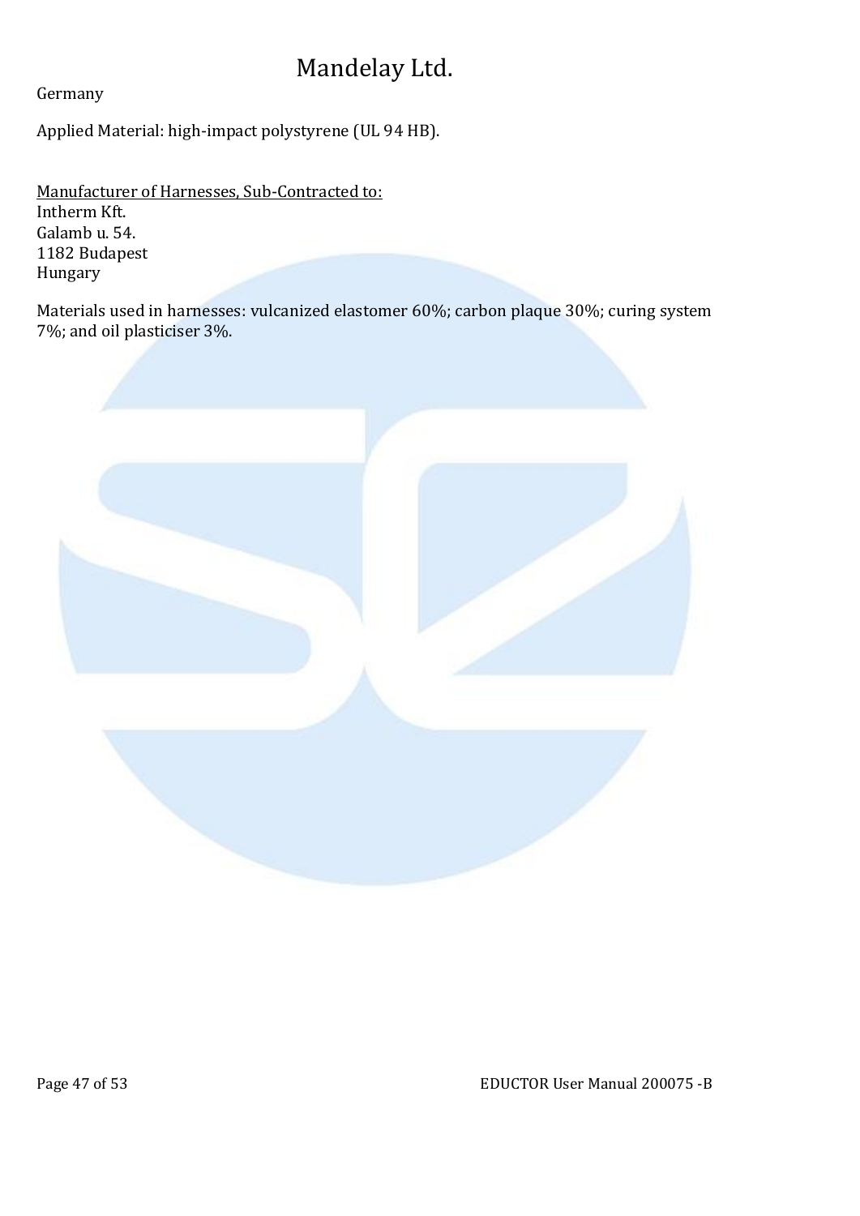# Mandelay Ltd.

Germany

Applied Material: high-impact polystyrene (UL 94 HB).

Manufacturer of Harnesses, Sub-Contracted to:
Intherm Kft.
Galamb u. 54.
1182 Budapest
Hungary

Materials used in harnesses: vulcanized elastomer 60%; carbon plaque 30%; curing system 7%; and oil plasticiser 3%.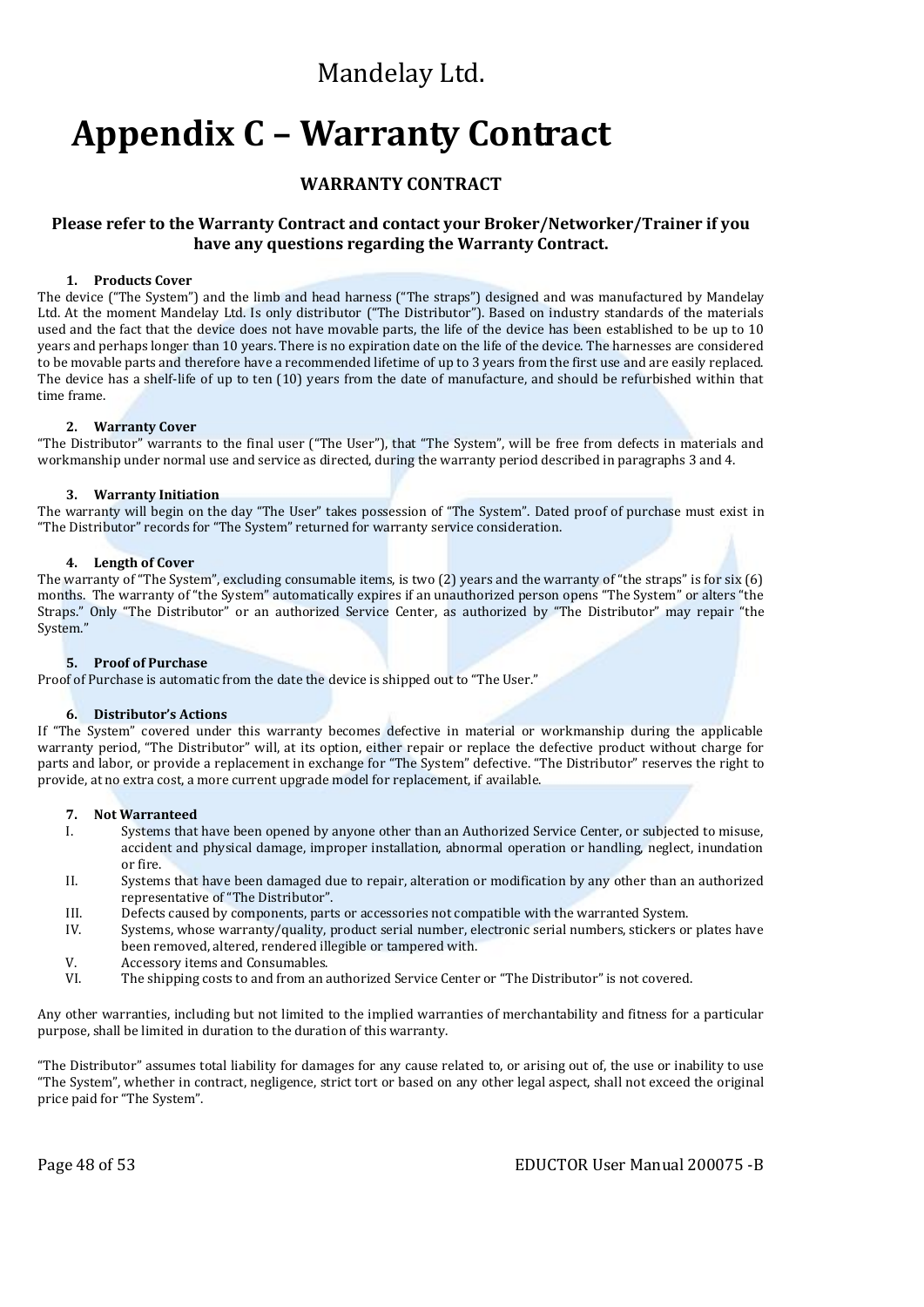Mandelay Ltd.

# Appendix C – Warranty Contract

## WARRANTY CONTRACT

**Please refer to the Warranty Contract and contact your Broker/Networker/Trainer if you have any questions regarding the Warranty Contract.**

**1. Products Cover**

The device ("The System") and the limb and head harness ("The straps") designed and was manufactured by Mandelay Ltd. At the moment Mandelay Ltd. Is only distributor ("The Distributor"). Based on industry standards of the materials used and the fact that the device does not have movable parts, the life of the device has been established to be up to 10 years and perhaps longer than 10 years. There is no expiration date on the life of the device. The harnesses are considered to be movable parts and therefore have a recommended lifetime of up to 3 years from the first use and are easily replaced. The device has a shelf-life of up to ten (10) years from the date of manufacture, and should be refurbished within that time frame.

**2. Warranty Cover**

"The Distributor" warrants to the final user ("The User"), that "The System", will be free from defects in materials and workmanship under normal use and service as directed, during the warranty period described in paragraphs 3 and 4.

**3. Warranty Initiation**

The warranty will begin on the day "The User" takes possession of "The System". Dated proof of purchase must exist in "The Distributor" records for "The System" returned for warranty service consideration.

**4. Length of Cover**

The warranty of "The System", excluding consumable items, is two (2) years and the warranty of "the straps" is for six (6) months. The warranty of "the System" automatically expires if an unauthorized person opens "The System" or alters "the Straps." Only "The Distributor" or an authorized Service Center, as authorized by "The Distributor" may repair "the System."

**5. Proof of Purchase**

Proof of Purchase is automatic from the date the device is shipped out to "The User."

**6. Distributor's Actions**

If "The System" covered under this warranty becomes defective in material or workmanship during the applicable warranty period, "The Distributor" will, at its option, either repair or replace the defective product without charge for parts and labor, or provide a replacement in exchange for "The System" defective. "The Distributor" reserves the right to provide, at no extra cost, a more current upgrade model for replacement, if available.

**7. Not Warranteed**

I. Systems that have been opened by anyone other than an Authorized Service Center, or subjected to misuse, accident and physical damage, improper installation, abnormal operation or handling, neglect, inundation or fire.

II. Systems that have been damaged due to repair, alteration or modification by any other than an authorized representative of "The Distributor".

III. Defects caused by components, parts or accessories not compatible with the warranted System.

IV. Systems, whose warranty/quality, product serial number, electronic serial numbers, stickers or plates have been removed, altered, rendered illegible or tampered with.

V. Accessory items and Consumables.

VI. The shipping costs to and from an authorized Service Center or "The Distributor" is not covered.

Any other warranties, including but not limited to the implied warranties of merchantability and fitness for a particular purpose, shall be limited in duration to the duration of this warranty.

"The Distributor" assumes total liability for damages for any cause related to, or arising out of, the use or inability to use "The System", whether in contract, negligence, strict tort or based on any other legal aspect, shall not exceed the original price paid for "The System".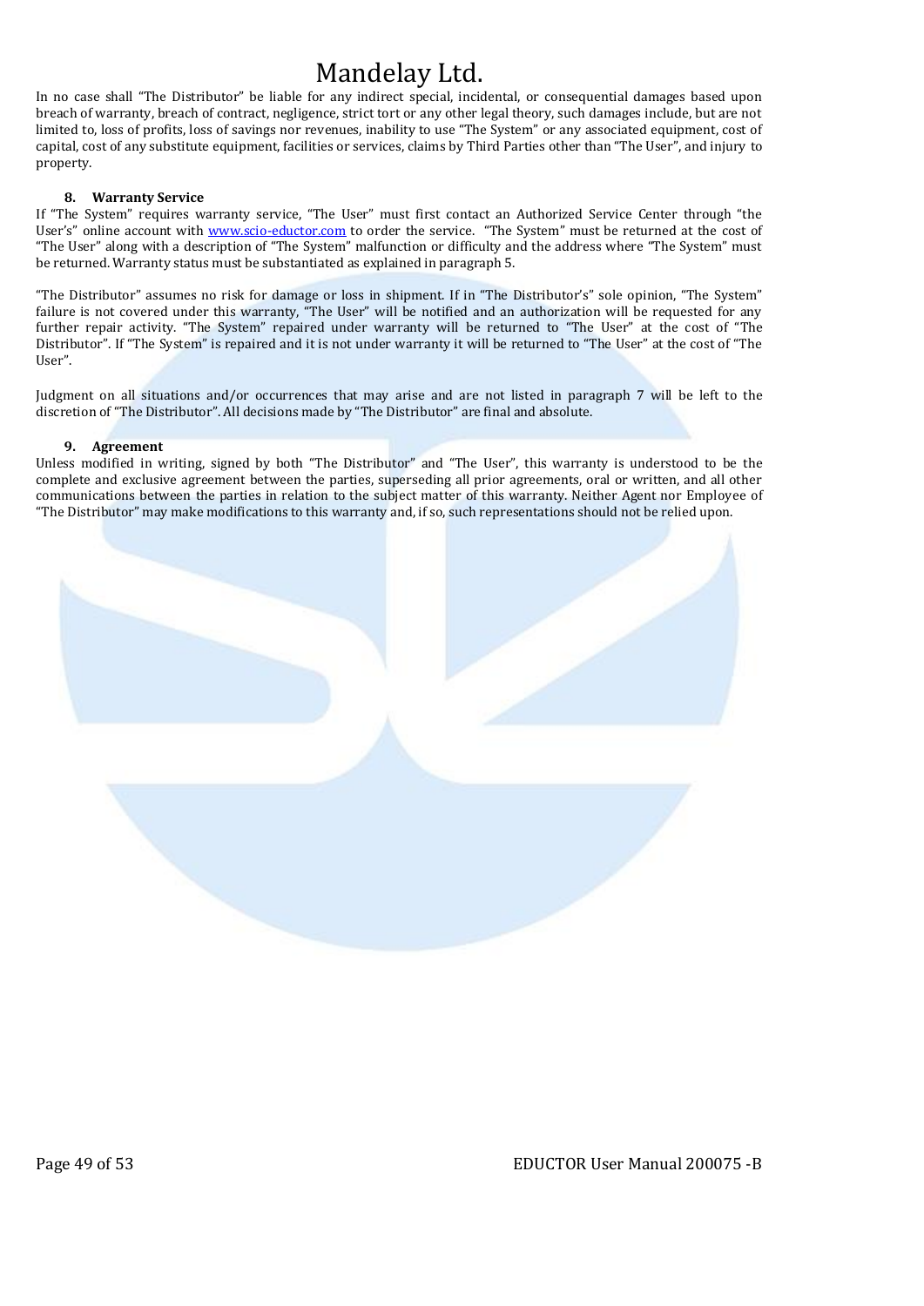In no case shall "The Distributor" be liable for any indirect special, incidental, or consequential damages based upon breach of warranty, breach of contract, negligence, strict tort or any other legal theory, such damages include, but are not limited to, loss of profits, loss of savings nor revenues, inability to use "The System" or any associated equipment, cost of capital, cost of any substitute equipment, facilities or services, claims by Third Parties other than "The User", and injury to property.

### 8. Warranty Service

If "The System" requires warranty service, "The User" must first contact an Authorized Service Center through "the User's" online account with www.scio-eductor.com to order the service. "The System" must be returned at the cost of "The User" along with a description of "The System" malfunction or difficulty and the address where "The System" must be returned. Warranty status must be substantiated as explained in paragraph 5.

"The Distributor" assumes no risk for damage or loss in shipment. If in "The Distributor's" sole opinion, "The System" failure is not covered under this warranty, "The User" will be notified and an authorization will be requested for any further repair activity. "The System" repaired under warranty will be returned to "The User" at the cost of "The Distributor". If "The System" is repaired and it is not under warranty it will be returned to "The User" at the cost of "The User".

Judgment on all situations and/or occurrences that may arise and are not listed in paragraph 7 will be left to the discretion of "The Distributor". All decisions made by "The Distributor" are final and absolute.

### 9. Agreement

Unless modified in writing, signed by both "The Distributor" and "The User", this warranty is understood to be the complete and exclusive agreement between the parties, superseding all prior agreements, oral or written, and all other communications between the parties in relation to the subject matter of this warranty. Neither Agent nor Employee of "The Distributor" may make modifications to this warranty and, if so, such representations should not be relied upon.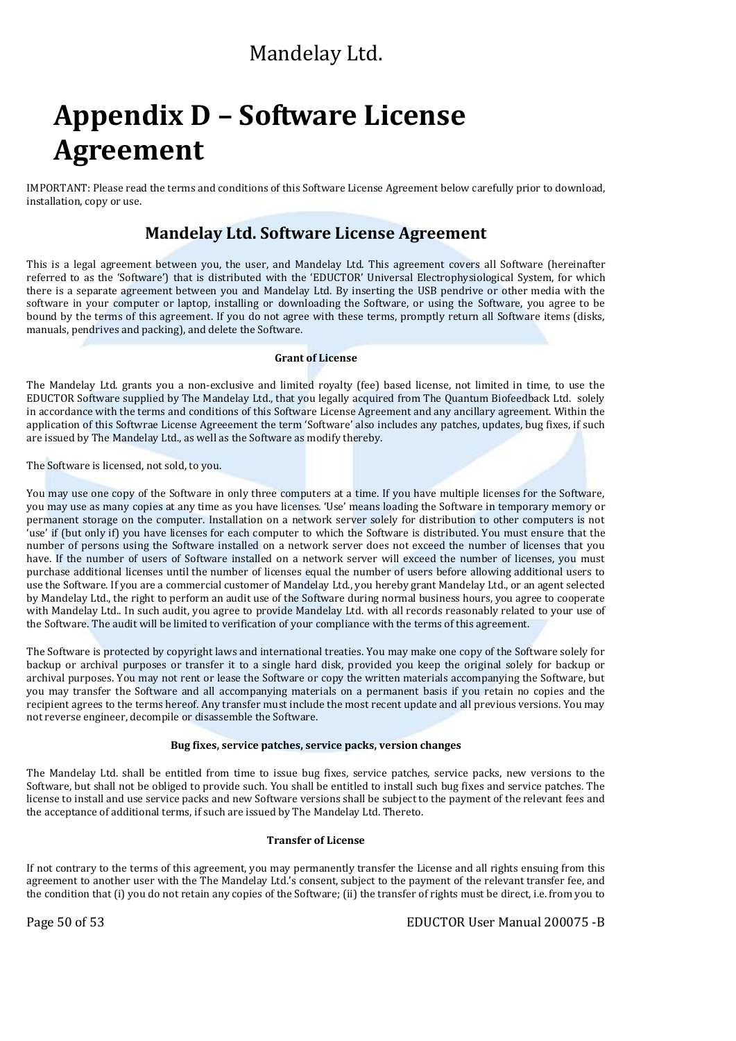# Appendix D – Software License Agreement

IMPORTANT: Please read the terms and conditions of this Software License Agreement below carefully prior to download, installation, copy or use.

## Mandelay Ltd. Software License Agreement

This is a legal agreement between you, the user, and Mandelay Ltd. This agreement covers all Software (hereinafter referred to as the 'Software') that is distributed with the 'EDUCTOR' Universal Electrophysiological System, for which there is a separate agreement between you and Mandelay Ltd. By inserting the USB pendrive or other media with the software in your computer or laptop, installing or downloading the Software, or using the Software, you agree to be bound by the terms of this agreement. If you do not agree with these terms, promptly return all Software items (disks, manuals, pendrives and packing), and delete the Software.

**Grant of License**

The Mandelay Ltd. grants you a non-exclusive and limited royalty (fee) based license, not limited in time, to use the EDUCTOR Software supplied by The Mandelay Ltd., that you legally acquired from The Quantum Biofeedback Ltd. solely in accordance with the terms and conditions of this Software License Agreement and any ancillary agreement. Within the application of this Softwrae License Agreeement the term 'Software' also includes any patches, updates, bug fixes, if such are issued by The Mandelay Ltd., as well as the Software as modify thereby.

The Software is licensed, not sold, to you.

You may use one copy of the Software in only three computers at a time. If you have multiple licenses for the Software, you may use as many copies at any time as you have licenses. 'Use' means loading the Software in temporary memory or permanent storage on the computer. Installation on a network server solely for distribution to other computers is not 'use' if (but only if) you have licenses for each computer to which the Software is distributed. You must ensure that the number of persons using the Software installed on a network server does not exceed the number of licenses that you have. If the number of users of Software installed on a network server will exceed the number of licenses, you must purchase additional licenses until the number of licenses equal the number of users before allowing additional users to use the Software. If you are a commercial customer of Mandelay Ltd., you hereby grant Mandelay Ltd., or an agent selected by Mandelay Ltd., the right to perform an audit use of the Software during normal business hours, you agree to cooperate with Mandelay Ltd.. In such audit, you agree to provide Mandelay Ltd. with all records reasonably related to your use of the Software. The audit will be limited to verification of your compliance with the terms of this agreement.

The Software is protected by copyright laws and international treaties. You may make one copy of the Software solely for backup or archival purposes or transfer it to a single hard disk, provided you keep the original solely for backup or archival purposes. You may not rent or lease the Software or copy the written materials accompanying the Software, but you may transfer the Software and all accompanying materials on a permanent basis if you retain no copies and the recipient agrees to the terms hereof. Any transfer must include the most recent update and all previous versions. You may not reverse engineer, decompile or disassemble the Software.

**Bug fixes, service patches, service packs, version changes**

The Mandelay Ltd. shall be entitled from time to issue bug fixes, service patches, service packs, new versions to the Software, but shall not be obliged to provide such. You shall be entitled to install such bug fixes and service patches. The license to install and use service packs and new Software versions shall be subject to the payment of the relevant fees and the acceptance of additional terms, if such are issued by The Mandelay Ltd. Thereto.

**Transfer of License**

If not contrary to the terms of this agreement, you may permanently transfer the License and all rights ensuing from this agreement to another user with the The Mandelay Ltd.'s consent, subject to the payment of the relevant transfer fee, and the condition that (i) you do not retain any copies of the Software; (ii) the transfer of rights must be direct, i.e. from you to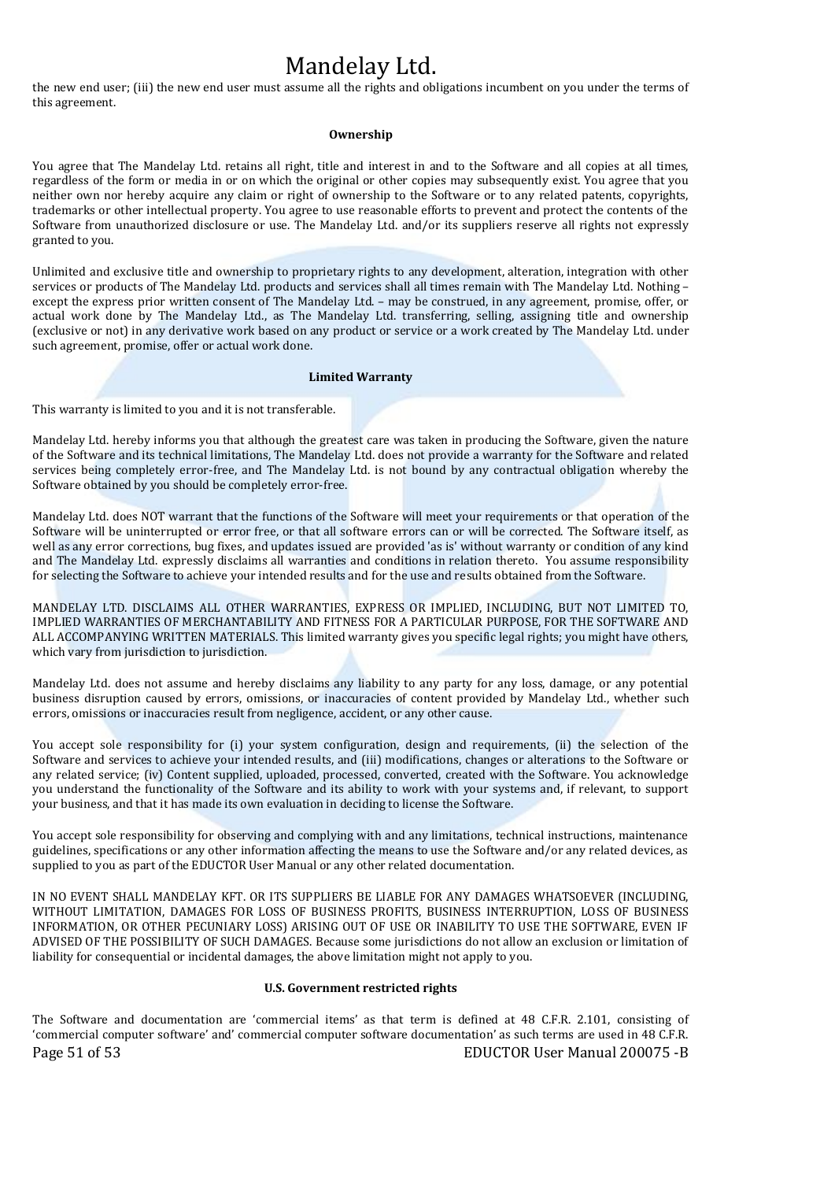the new end user; (iii) the new end user must assume all the rights and obligations incumbent on you under the terms of this agreement.

### Ownership

You agree that The Mandelay Ltd. retains all right, title and interest in and to the Software and all copies at all times, regardless of the form or media in or on which the original or other copies may subsequently exist. You agree that you neither own nor hereby acquire any claim or right of ownership to the Software or to any related patents, copyrights, trademarks or other intellectual property. You agree to use reasonable efforts to prevent and protect the contents of the Software from unauthorized disclosure or use. The Mandelay Ltd. and/or its suppliers reserve all rights not expressly granted to you.

Unlimited and exclusive title and ownership to proprietary rights to any development, alteration, integration with other services or products of The Mandelay Ltd. products and services shall all times remain with The Mandelay Ltd. Nothing – except the express prior written consent of The Mandelay Ltd. – may be construed, in any agreement, promise, offer, or actual work done by The Mandelay Ltd., as The Mandelay Ltd. transferring, selling, assigning title and ownership (exclusive or not) in any derivative work based on any product or service or a work created by The Mandelay Ltd. under such agreement, promise, offer or actual work done.

### Limited Warranty

This warranty is limited to you and it is not transferable.

Mandelay Ltd. hereby informs you that although the greatest care was taken in producing the Software, given the nature of the Software and its technical limitations, The Mandelay Ltd. does not provide a warranty for the Software and related services being completely error-free, and The Mandelay Ltd. is not bound by any contractual obligation whereby the Software obtained by you should be completely error-free.

Mandelay Ltd. does NOT warrant that the functions of the Software will meet your requirements or that operation of the Software will be uninterrupted or error free, or that all software errors can or will be corrected. The Software itself, as well as any error corrections, bug fixes, and updates issued are provided 'as is' without warranty or condition of any kind and The Mandelay Ltd. expressly disclaims all warranties and conditions in relation thereto. You assume responsibility for selecting the Software to achieve your intended results and for the use and results obtained from the Software.

MANDELAY LTD. DISCLAIMS ALL OTHER WARRANTIES, EXPRESS OR IMPLIED, INCLUDING, BUT NOT LIMITED TO, IMPLIED WARRANTIES OF MERCHANTABILITY AND FITNESS FOR A PARTICULAR PURPOSE, FOR THE SOFTWARE AND ALL ACCOMPANYING WRITTEN MATERIALS. This limited warranty gives you specific legal rights; you might have others, which vary from jurisdiction to jurisdiction.

Mandelay Ltd. does not assume and hereby disclaims any liability to any party for any loss, damage, or any potential business disruption caused by errors, omissions, or inaccuracies of content provided by Mandelay Ltd., whether such errors, omissions or inaccuracies result from negligence, accident, or any other cause.

You accept sole responsibility for (i) your system configuration, design and requirements, (ii) the selection of the Software and services to achieve your intended results, and (iii) modifications, changes or alterations to the Software or any related service; (iv) Content supplied, uploaded, processed, converted, created with the Software. You acknowledge you understand the functionality of the Software and its ability to work with your systems and, if relevant, to support your business, and that it has made its own evaluation in deciding to license the Software.

You accept sole responsibility for observing and complying with and any limitations, technical instructions, maintenance guidelines, specifications or any other information affecting the means to use the Software and/or any related devices, as supplied to you as part of the EDUCTOR User Manual or any other related documentation.

IN NO EVENT SHALL MANDELAY KFT. OR ITS SUPPLIERS BE LIABLE FOR ANY DAMAGES WHATSOEVER (INCLUDING, WITHOUT LIMITATION, DAMAGES FOR LOSS OF BUSINESS PROFITS, BUSINESS INTERRUPTION, LOSS OF BUSINESS INFORMATION, OR OTHER PECUNIARY LOSS) ARISING OUT OF USE OR INABILITY TO USE THE SOFTWARE, EVEN IF ADVISED OF THE POSSIBILITY OF SUCH DAMAGES. Because some jurisdictions do not allow an exclusion or limitation of liability for consequential or incidental damages, the above limitation might not apply to you.

### U.S. Government restricted rights

The Software and documentation are 'commercial items' as that term is defined at 48 C.F.R. 2.101, consisting of 'commercial computer software' and' commercial computer software documentation' as such terms are used in 48 C.F.R.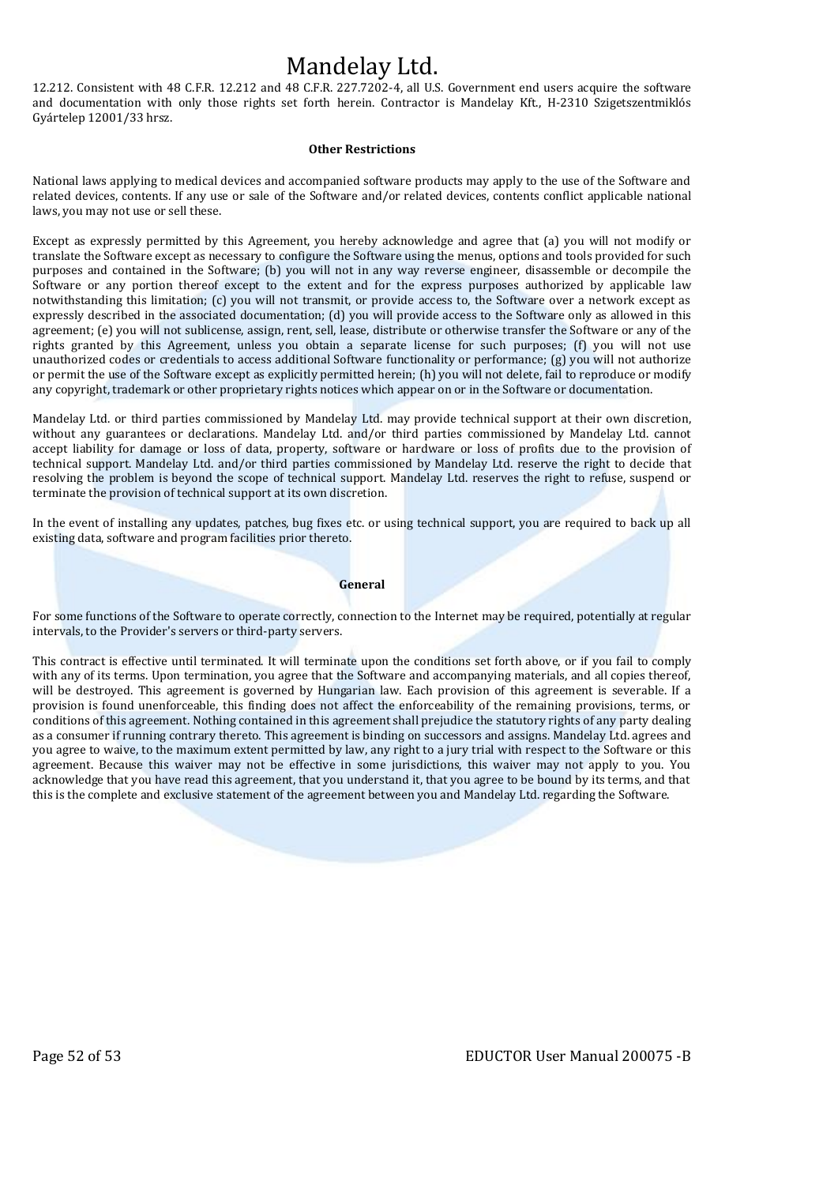12.212. Consistent with 48 C.F.R. 12.212 and 48 C.F.R. 227.7202-4, all U.S. Government end users acquire the software and documentation with only those rights set forth herein. Contractor is Mandelay Kft., H-2310 Szigetszentmiklós Gyártelep 12001/33 hrsz.

**Other Restrictions**

National laws applying to medical devices and accompanied software products may apply to the use of the Software and related devices, contents. If any use or sale of the Software and/or related devices, contents conflict applicable national laws, you may not use or sell these.

Except as expressly permitted by this Agreement, you hereby acknowledge and agree that (a) you will not modify or translate the Software except as necessary to configure the Software using the menus, options and tools provided for such purposes and contained in the Software; (b) you will not in any way reverse engineer, disassemble or decompile the Software or any portion thereof except to the extent and for the express purposes authorized by applicable law notwithstanding this limitation; (c) you will not transmit, or provide access to, the Software over a network except as expressly described in the associated documentation; (d) you will provide access to the Software only as allowed in this agreement; (e) you will not sublicense, assign, rent, sell, lease, distribute or otherwise transfer the Software or any of the rights granted by this Agreement, unless you obtain a separate license for such purposes; (f) you will not use unauthorized codes or credentials to access additional Software functionality or performance; (g) you will not authorize or permit the use of the Software except as explicitly permitted herein; (h) you will not delete, fail to reproduce or modify any copyright, trademark or other proprietary rights notices which appear on or in the Software or documentation.

Mandelay Ltd. or third parties commissioned by Mandelay Ltd. may provide technical support at their own discretion, without any guarantees or declarations. Mandelay Ltd. and/or third parties commissioned by Mandelay Ltd. cannot accept liability for damage or loss of data, property, software or hardware or loss of profits due to the provision of technical support. Mandelay Ltd. and/or third parties commissioned by Mandelay Ltd. reserve the right to decide that resolving the problem is beyond the scope of technical support. Mandelay Ltd. reserves the right to refuse, suspend or terminate the provision of technical support at its own discretion.

In the event of installing any updates, patches, bug fixes etc. or using technical support, you are required to back up all existing data, software and program facilities prior thereto.

**General**

For some functions of the Software to operate correctly, connection to the Internet may be required, potentially at regular intervals, to the Provider's servers or third-party servers.

This contract is effective until terminated. It will terminate upon the conditions set forth above, or if you fail to comply with any of its terms. Upon termination, you agree that the Software and accompanying materials, and all copies thereof, will be destroyed. This agreement is governed by Hungarian law. Each provision of this agreement is severable. If a provision is found unenforceable, this finding does not affect the enforceability of the remaining provisions, terms, or conditions of this agreement. Nothing contained in this agreement shall prejudice the statutory rights of any party dealing as a consumer if running contrary thereto. This agreement is binding on successors and assigns. Mandelay Ltd. agrees and you agree to waive, to the maximum extent permitted by law, any right to a jury trial with respect to the Software or this agreement. Because this waiver may not be effective in some jurisdictions, this waiver may not apply to you. You acknowledge that you have read this agreement, that you understand it, that you agree to be bound by its terms, and that this is the complete and exclusive statement of the agreement between you and Mandelay Ltd. regarding the Software.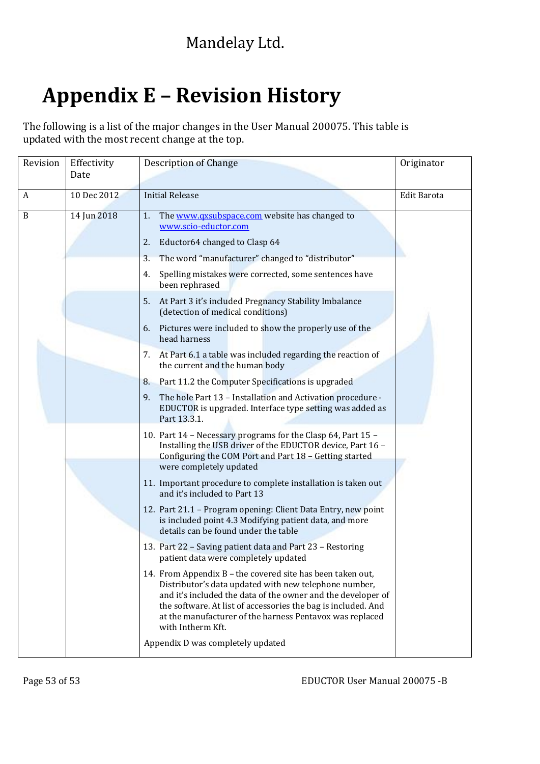Mandelay Ltd.

# Appendix E – Revision History

The following is a list of the major changes in the User Manual 200075. This table is updated with the most recent change at the top.

| Revision | Effectivity Date | Description of Change | Originator |
|---|---|---|---|
| A | 10 Dec 2012 | Initial Release | Edit Barota |
| B | 14 Jun 2018 | 1. The www.qxsubspace.com website has changed to www.scio-eductor.com<br>2. Eductor64 changed to Clasp 64<br>3. The word “manufacturer” changed to “distributor”<br>4. Spelling mistakes were corrected, some sentences have been rephrased<br>5. At Part 3 it's included Pregnancy Stability Imbalance (detection of medical conditions)<br>6. Pictures were included to show the properly use of the head harness<br>7. At Part 6.1 a table was included regarding the reaction of the current and the human body<br>8. Part 11.2 the Computer Specifications is upgraded<br>9. The hole Part 13 – Installation and Activation procedure - EDUCTOR is upgraded. Interface type setting was added as Part 13.3.1.<br>10. Part 14 – Necessary programs for the Clasp 64, Part 15 – Installing the USB driver of the EDUCTOR device, Part 16 – Configuring the COM Port and Part 18 – Getting started were completely updated<br>11. Important procedure to complete installation is taken out and it's included to Part 13<br>12. Part 21.1 – Program opening: Client Data Entry, new point is included point 4.3 Modifying patient data, and more details can be found under the table<br>13. Part 22 – Saving patient data and Part 23 – Restoring patient data were completely updated<br>14. From Appendix B – the covered site has been taken out, Distributor's data updated with new telephone number, and it's included the data of the owner and the developer of the software. At list of accessories the bag is included. And at the manufacturer of the harness Pentavox was replaced with Intherm Kft.<br><br>Appendix D was completely updated | |